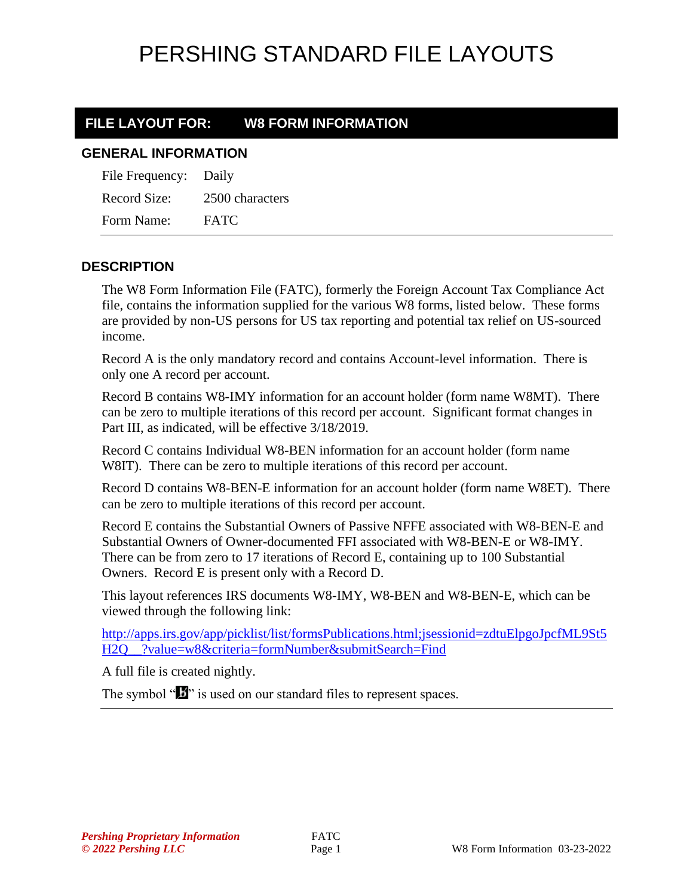# PERSHING STANDARD FILE LAYOUTS

## FILE LAYOUT FOR: W8 FORM INFORMATION

### GENERAL INFORMATION

File Frequency: Daily

Record Size: 2500 characters

Form Name: FATC

---

### DESCRIPTION

The W8 Form Information File (FATC), formerly the Foreign Account Tax Compliance Act file, contains the information supplied for the various W8 forms, listed below. These forms are provided by non-US persons for US tax reporting and potential tax relief on US-sourced income.

Record A is the only mandatory record and contains Account-level information. There is only one A record per account.

Record B contains W8-IMY information for an account holder (form name W8MT). There can be zero to multiple iterations of this record per account. Significant format changes in Part III, as indicated, will be effective 3/18/2019.

Record C contains Individual W8-BEN information for an account holder (form name W8IT). There can be zero to multiple iterations of this record per account.

Record D contains W8-BEN-E information for an account holder (form name W8ET). There can be zero to multiple iterations of this record per account.

Record E contains the Substantial Owners of Passive NFFE associated with W8-BEN-E and Substantial Owners of Owner-documented FFI associated with W8-BEN-E or W8-IMY. There can be from zero to 17 iterations of Record E, containing up to 100 Substantial Owners. Record E is present only with a Record D.

This layout references IRS documents W8-IMY, W8-BEN and W8-BEN-E, which can be viewed through the following link:

http://apps.irs.gov/app/picklist/list/formsPublications.html;jsessionid=zdtuElpgoJpcfML9St5H2Q__?value=w8&criteria=formNumber&submitSearch=Find

A full file is created nightly.

The symbol "ƀ" is used on our standard files to represent spaces.

---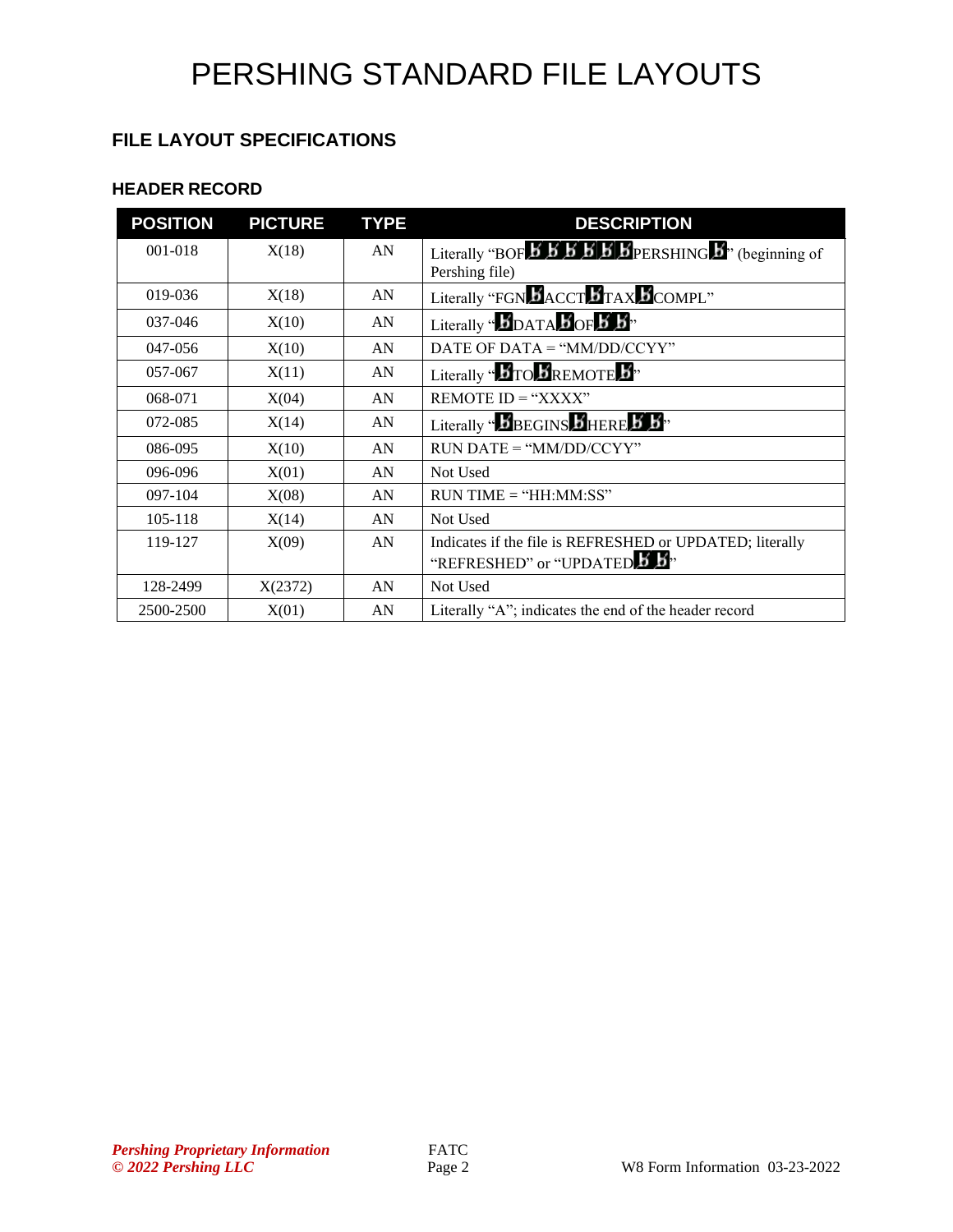# PERSHING STANDARD FILE LAYOUTS

## FILE LAYOUT SPECIFICATIONS

### HEADER RECORD

| POSITION | PICTURE | TYPE | DESCRIPTION |
|---|---|---|---|
| 001-018 | X(18) | AN | Literally “BOFb̸b̸b̸b̸b̸b̸PERSHINGb̸” (beginning of Pershing file) |
| 019-036 | X(18) | AN | Literally “FGNb̸ACCTb̸TAXb̸COMPL” |
| 037-046 | X(10) | AN | Literally “b̸DATAb̸OFb̸b̸” |
| 047-056 | X(10) | AN | DATE OF DATA = “MM/DD/CCYY” |
| 057-067 | X(11) | AN | Literally “b̸TOb̸REMOTEb̸” |
| 068-071 | X(04) | AN | REMOTE ID = “XXXX” |
| 072-085 | X(14) | AN | Literally “b̸BEGINSb̸HEREb̸b̸” |
| 086-095 | X(10) | AN | RUN DATE = “MM/DD/CCYY” |
| 096-096 | X(01) | AN | Not Used |
| 097-104 | X(08) | AN | RUN TIME = “HH:MM:SS” |
| 105-118 | X(14) | AN | Not Used |
| 119-127 | X(09) | AN | Indicates if the file is REFRESHED or UPDATED; literally “REFRESHED” or “UPDATEDb̸b̸” |
| 128-2499 | X(2372) | AN | Not Used |
| 2500-2500 | X(01) | AN | Literally “A”; indicates the end of the header record |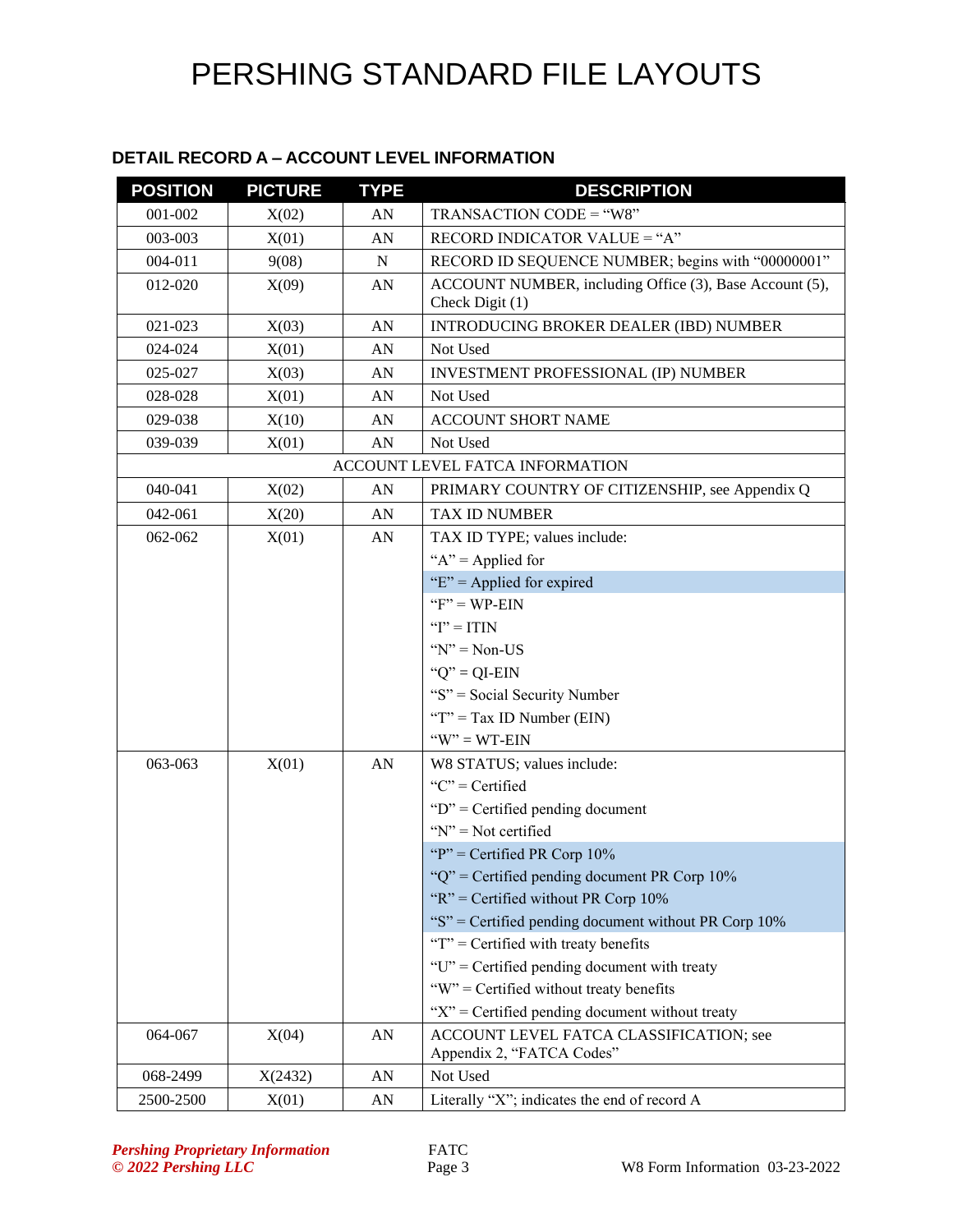# PERSHING STANDARD FILE LAYOUTS

### DETAIL RECORD A – ACCOUNT LEVEL INFORMATION

| POSITION | PICTURE | TYPE | DESCRIPTION |
|---|---|---|---|
| 001-002 | X(02) | AN | TRANSACTION CODE = "W8" |
| 003-003 | X(01) | AN | RECORD INDICATOR VALUE = "A" |
| 004-011 | 9(08) | N | RECORD ID SEQUENCE NUMBER; begins with "00000001" |
| 012-020 | X(09) | AN | ACCOUNT NUMBER, including Office (3), Base Account (5), Check Digit (1) |
| 021-023 | X(03) | AN | INTRODUCING BROKER DEALER (IBD) NUMBER |
| 024-024 | X(01) | AN | Not Used |
| 025-027 | X(03) | AN | INVESTMENT PROFESSIONAL (IP) NUMBER |
| 028-028 | X(01) | AN | Not Used |
| 029-038 | X(10) | AN | ACCOUNT SHORT NAME |
| 039-039 | X(01) | AN | Not Used |
| ACCOUNT LEVEL FATCA INFORMATION | | | |
| 040-041 | X(02) | AN | PRIMARY COUNTRY OF CITIZENSHIP, see Appendix Q |
| 042-061 | X(20) | AN | TAX ID NUMBER |
| 062-062 | X(01) | AN | TAX ID TYPE; values include:<br>"A" = Applied for<br>"E" = Applied for expired<br>"F" = WP-EIN<br>"I" = ITIN<br>"N" = Non-US<br>"Q" = QI-EIN<br>"S" = Social Security Number<br>"T" = Tax ID Number (EIN)<br>"W" = WT-EIN |
| 063-063 | X(01) | AN | W8 STATUS; values include:<br>"C" = Certified<br>"D" = Certified pending document<br>"N" = Not certified<br>"P" = Certified PR Corp 10%<br>"Q" = Certified pending document PR Corp 10%<br>"R" = Certified without PR Corp 10%<br>"S" = Certified pending document without PR Corp 10%<br>"T" = Certified with treaty benefits<br>"U" = Certified pending document with treaty<br>"W" = Certified without treaty benefits<br>"X" = Certified pending document without treaty |
| 064-067 | X(04) | AN | ACCOUNT LEVEL FATCA CLASSIFICATION; see Appendix 2, "FATCA Codes" |
| 068-2499 | X(2432) | AN | Not Used |
| 2500-2500 | X(01) | AN | Literally "X"; indicates the end of record A |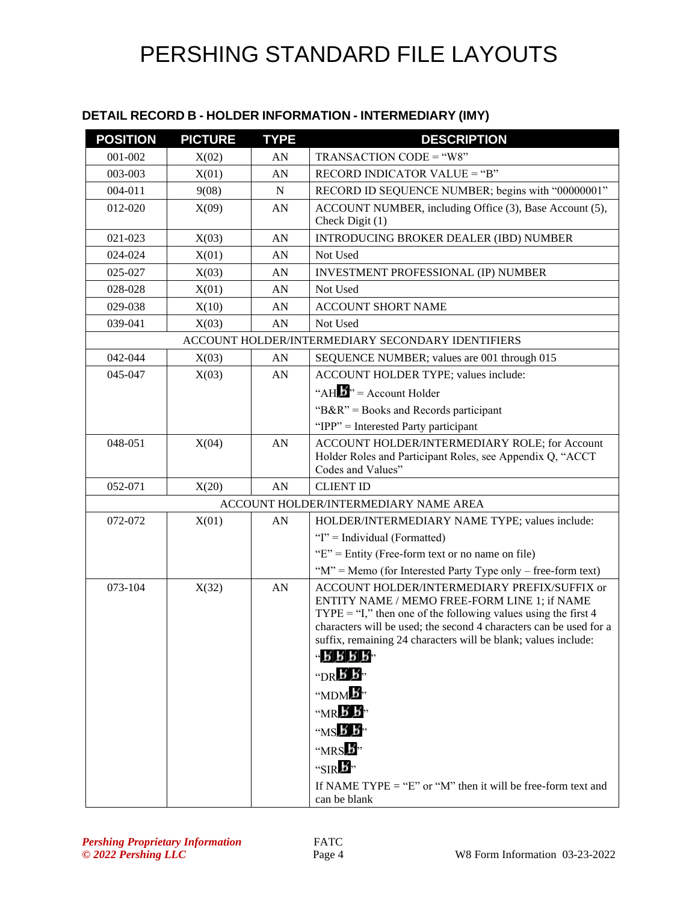# PERSHING STANDARD FILE LAYOUTS

### DETAIL RECORD B - HOLDER INFORMATION - INTERMEDIARY (IMY)

| POSITION | PICTURE | TYPE | DESCRIPTION |
|---|---|---|---|
| 001-002 | X(02) | AN | TRANSACTION CODE = "W8" |
| 003-003 | X(01) | AN | RECORD INDICATOR VALUE = "B" |
| 004-011 | 9(08) | N | RECORD ID SEQUENCE NUMBER; begins with "00000001" |
| 012-020 | X(09) | AN | ACCOUNT NUMBER, including Office (3), Base Account (5), Check Digit (1) |
| 021-023 | X(03) | AN | INTRODUCING BROKER DEALER (IBD) NUMBER |
| 024-024 | X(01) | AN | Not Used |
| 025-027 | X(03) | AN | INVESTMENT PROFESSIONAL (IP) NUMBER |
| 028-028 | X(01) | AN | Not Used |
| 029-038 | X(10) | AN | ACCOUNT SHORT NAME |
| 039-041 | X(03) | AN | Not Used |
| ACCOUNT HOLDER/INTERMEDIARY SECONDARY IDENTIFIERS | | | |
| 042-044 | X(03) | AN | SEQUENCE NUMBER; values are 001 through 015 |
| 045-047 | X(03) | AN | ACCOUNT HOLDER TYPE; values include:<br>"AHƀ" = Account Holder<br>"B&R" = Books and Records participant<br>"IPP" = Interested Party participant |
| 048-051 | X(04) | AN | ACCOUNT HOLDER/INTERMEDIARY ROLE; for Account Holder Roles and Participant Roles, see Appendix Q, "ACCT Codes and Values" |
| 052-071 | X(20) | AN | CLIENT ID |
| ACCOUNT HOLDER/INTERMEDIARY NAME AREA | | | |
| 072-072 | X(01) | AN | HOLDER/INTERMEDIARY NAME TYPE; values include:<br>"I" = Individual (Formatted)<br>"E" = Entity (Free-form text or no name on file)<br>"M" = Memo (for Interested Party Type only – free-form text) |
| 073-104 | X(32) | AN | ACCOUNT HOLDER/INTERMEDIARY PREFIX/SUFFIX or ENTITY NAME / MEMO FREE-FORM LINE 1; if NAME TYPE = "I," then one of the following values using the first 4 characters will be used; the second 4 characters can be used for a suffix, remaining 24 characters will be blank; values include:<br>"ƀƀƀƀ"<br>"DRƀƀ"<br>"MDMƀ"<br>"MRƀƀ"<br>"MSƀƀ"<br>"MRSƀ"<br>"SIRƀ"<br>If NAME TYPE = "E" or "M" then it will be free-form text and can be blank |

*Pershing Proprietary Information*
*© 2022 Pershing LLC*

FATC

W8 Form Information 03-23-2022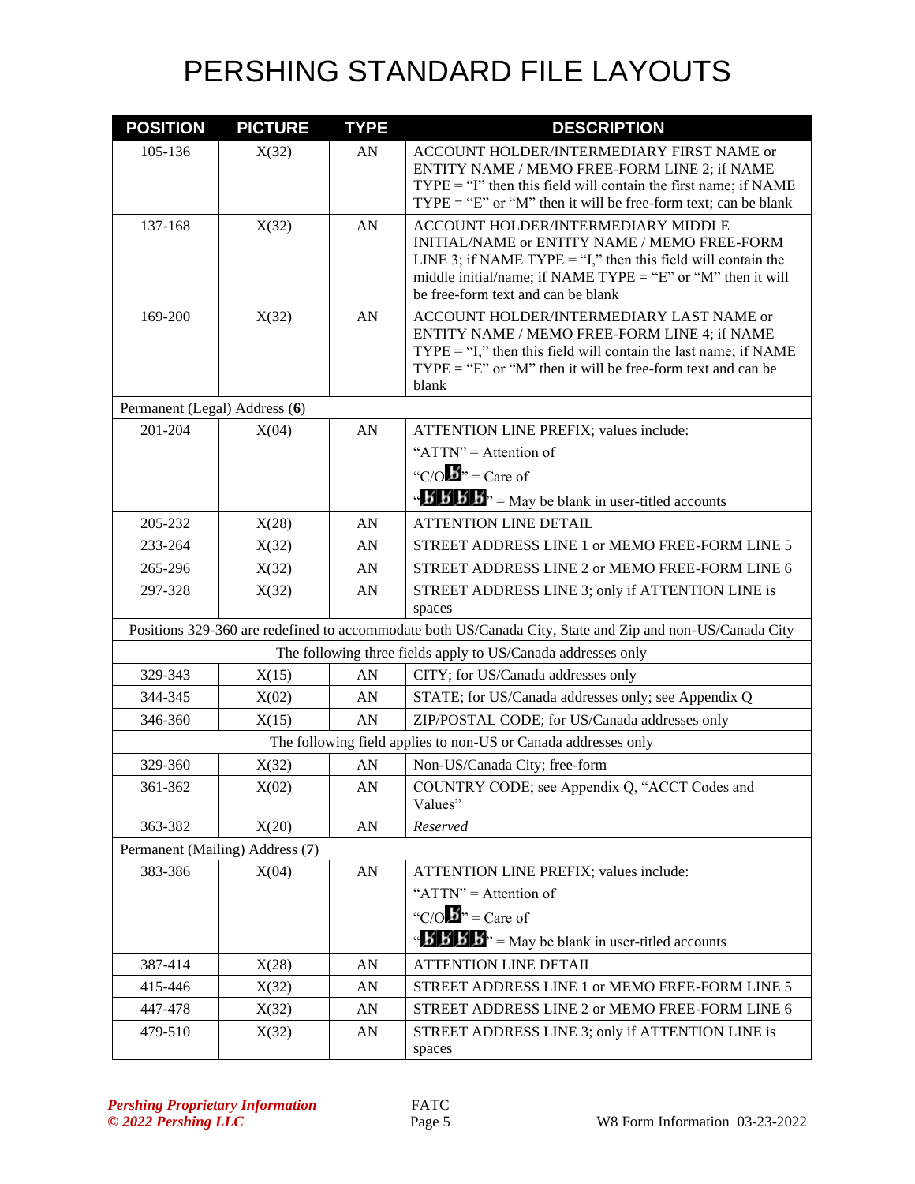# PERSHING STANDARD FILE LAYOUTS

| POSITION | PICTURE | TYPE | DESCRIPTION |
|---|---|---|---|
| 105-136 | X(32) | AN | ACCOUNT HOLDER/INTERMEDIARY FIRST NAME or ENTITY NAME / MEMO FREE-FORM LINE 2; if NAME TYPE = "I" then this field will contain the first name; if NAME TYPE = "E" or "M" then it will be free-form text; can be blank |
| 137-168 | X(32) | AN | ACCOUNT HOLDER/INTERMEDIARY MIDDLE INITIAL/NAME or ENTITY NAME / MEMO FREE-FORM LINE 3; if NAME TYPE = "I," then this field will contain the middle initial/name; if NAME TYPE = "E" or "M" then it will be free-form text and can be blank |
| 169-200 | X(32) | AN | ACCOUNT HOLDER/INTERMEDIARY LAST NAME or ENTITY NAME / MEMO FREE-FORM LINE 4; if NAME TYPE = "I," then this field will contain the last name; if NAME TYPE = "E" or "M" then it will be free-form text and can be blank |
| Permanent (Legal) Address (**6**) | | | |
| 201-204 | X(04) | AN | ATTENTION LINE PREFIX; values include:<br>"ATTN" = Attention of<br>"C/Oƀ" = Care of<br>"ƀƀƀƀ" = May be blank in user-titled accounts |
| 205-232 | X(28) | AN | ATTENTION LINE DETAIL |
| 233-264 | X(32) | AN | STREET ADDRESS LINE 1 or MEMO FREE-FORM LINE 5 |
| 265-296 | X(32) | AN | STREET ADDRESS LINE 2 or MEMO FREE-FORM LINE 6 |
| 297-328 | X(32) | AN | STREET ADDRESS LINE 3; only if ATTENTION LINE is spaces |
| Positions 329-360 are redefined to accommodate both US/Canada City, State and Zip and non-US/Canada City | | | |
| The following three fields apply to US/Canada addresses only | | | |
| 329-343 | X(15) | AN | CITY; for US/Canada addresses only |
| 344-345 | X(02) | AN | STATE; for US/Canada addresses only; see Appendix Q |
| 346-360 | X(15) | AN | ZIP/POSTAL CODE; for US/Canada addresses only |
| The following field applies to non-US or Canada addresses only | | | |
| 329-360 | X(32) | AN | Non-US/Canada City; free-form |
| 361-362 | X(02) | AN | COUNTRY CODE; see Appendix Q, "ACCT Codes and Values" |
| 363-382 | X(20) | AN | *Reserved* |
| Permanent (Mailing) Address (7) | | | |
| 383-386 | X(04) | AN | ATTENTION LINE PREFIX; values include:<br>"ATTN" = Attention of<br>"C/Oƀ" = Care of<br>"ƀƀƀƀ" = May be blank in user-titled accounts |
| 387-414 | X(28) | AN | ATTENTION LINE DETAIL |
| 415-446 | X(32) | AN | STREET ADDRESS LINE 1 or MEMO FREE-FORM LINE 5 |
| 447-478 | X(32) | AN | STREET ADDRESS LINE 2 or MEMO FREE-FORM LINE 6 |
| 479-510 | X(32) | AN | STREET ADDRESS LINE 3; only if ATTENTION LINE is spaces |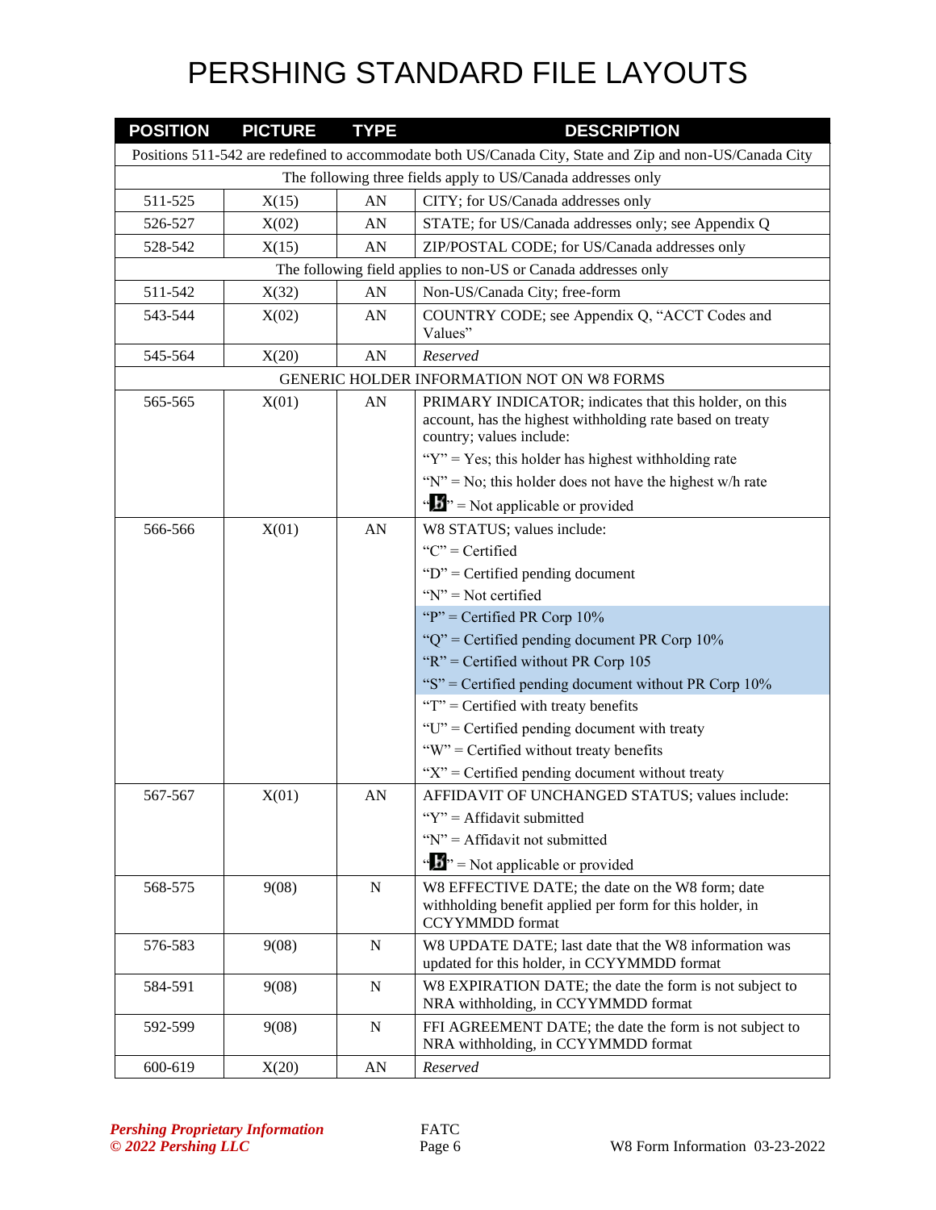# PERSHING STANDARD FILE LAYOUTS

| POSITION | PICTURE | TYPE | DESCRIPTION |
|---|---|---|---|
| Positions 511-542 are redefined to accommodate both US/Canada City, State and Zip and non-US/Canada City | | | |
| The following three fields apply to US/Canada addresses only | | | |
| 511-525 | X(15) | AN | CITY; for US/Canada addresses only |
| 526-527 | X(02) | AN | STATE; for US/Canada addresses only; see Appendix Q |
| 528-542 | X(15) | AN | ZIP/POSTAL CODE; for US/Canada addresses only |
| The following field applies to non-US or Canada addresses only | | | |
| 511-542 | X(32) | AN | Non-US/Canada City; free-form |
| 543-544 | X(02) | AN | COUNTRY CODE; see Appendix Q, "ACCT Codes and Values" |
| 545-564 | X(20) | AN | *Reserved* |
| GENERIC HOLDER INFORMATION NOT ON W8 FORMS | | | |
| 565-565 | X(01) | AN | PRIMARY INDICATOR; indicates that this holder, on this account, has the highest withholding rate based on treaty country; values include:<br>"Y" = Yes; this holder has highest withholding rate<br>"N" = No; this holder does not have the highest w/h rate<br>"b" = Not applicable or provided |
| 566-566 | X(01) | AN | W8 STATUS; values include:<br>"C" = Certified<br>"D" = Certified pending document<br>"N" = Not certified<br>"P" = Certified PR Corp 10%<br>"Q" = Certified pending document PR Corp 10%<br>"R" = Certified without PR Corp 105<br>"S" = Certified pending document without PR Corp 10%<br>"T" = Certified with treaty benefits<br>"U" = Certified pending document with treaty<br>"W" = Certified without treaty benefits<br>"X" = Certified pending document without treaty |
| 567-567 | X(01) | AN | AFFIDAVIT OF UNCHANGED STATUS; values include:<br>"Y" = Affidavit submitted<br>"N" = Affidavit not submitted<br>"b" = Not applicable or provided |
| 568-575 | 9(08) | N | W8 EFFECTIVE DATE; the date on the W8 form; date withholding benefit applied per form for this holder, in CCYYMMDD format |
| 576-583 | 9(08) | N | W8 UPDATE DATE; last date that the W8 information was updated for this holder, in CCYYMMDD format |
| 584-591 | 9(08) | N | W8 EXPIRATION DATE; the date the form is not subject to NRA withholding, in CCYYMMDD format |
| 592-599 | 9(08) | N | FFI AGREEMENT DATE; the date the form is not subject to NRA withholding, in CCYYMMDD format |
| 600-619 | X(20) | AN | *Reserved* |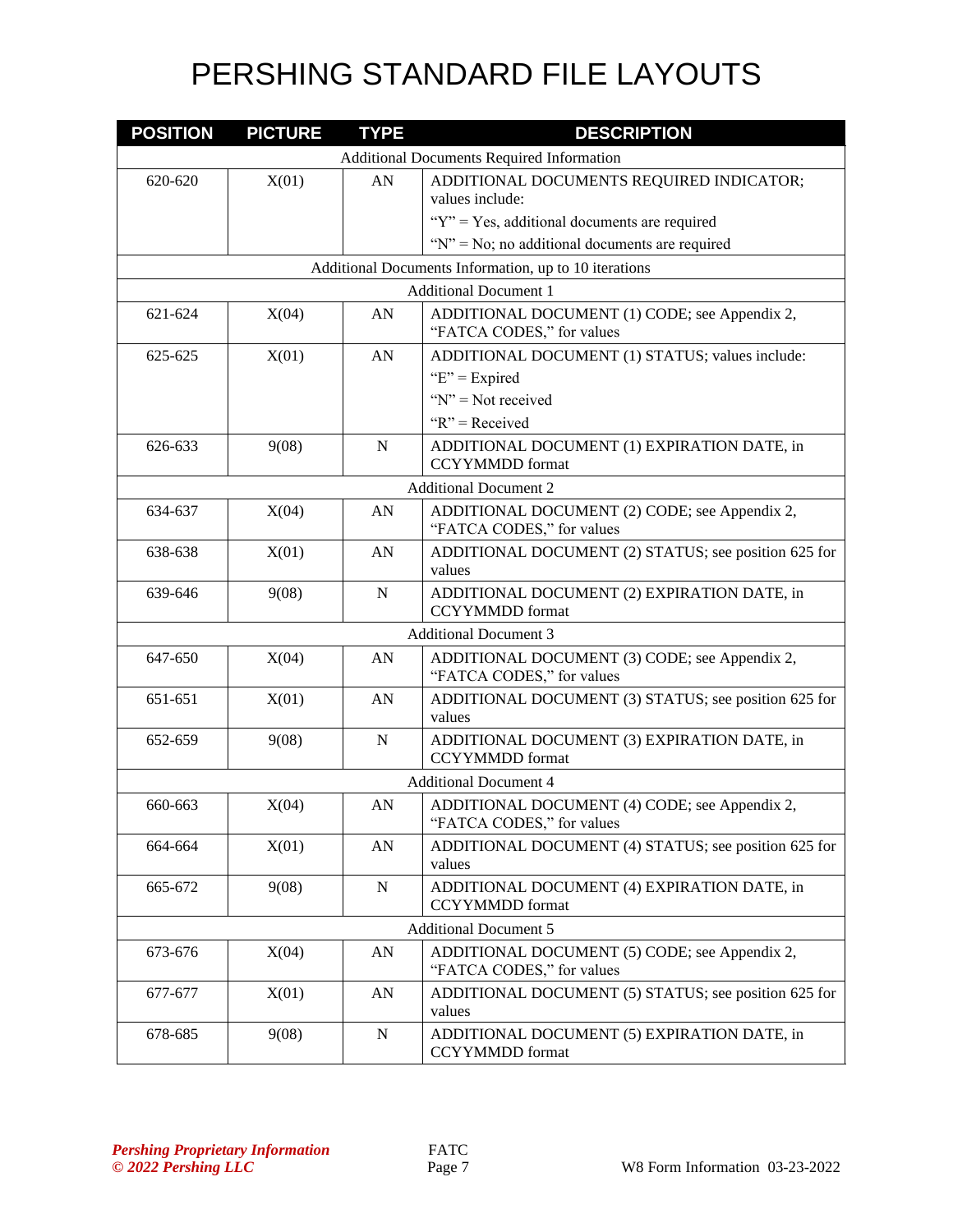# PERSHING STANDARD FILE LAYOUTS

| POSITION | PICTURE | TYPE | DESCRIPTION |
|---|---|---|---|
| Additional Documents Required Information | | | |
| 620-620 | X(01) | AN | ADDITIONAL DOCUMENTS REQUIRED INDICATOR; values include:<br>"Y" = Yes, additional documents are required<br>"N" = No; no additional documents are required |
| Additional Documents Information, up to 10 iterations | | | |
| Additional Document 1 | | | |
| 621-624 | X(04) | AN | ADDITIONAL DOCUMENT (1) CODE; see Appendix 2, "FATCA CODES," for values |
| 625-625 | X(01) | AN | ADDITIONAL DOCUMENT (1) STATUS; values include:<br>"E" = Expired<br>"N" = Not received<br>"R" = Received |
| 626-633 | 9(08) | N | ADDITIONAL DOCUMENT (1) EXPIRATION DATE, in CCYYMMDD format |
| Additional Document 2 | | | |
| 634-637 | X(04) | AN | ADDITIONAL DOCUMENT (2) CODE; see Appendix 2, "FATCA CODES," for values |
| 638-638 | X(01) | AN | ADDITIONAL DOCUMENT (2) STATUS; see position 625 for values |
| 639-646 | 9(08) | N | ADDITIONAL DOCUMENT (2) EXPIRATION DATE, in CCYYMMDD format |
| Additional Document 3 | | | |
| 647-650 | X(04) | AN | ADDITIONAL DOCUMENT (3) CODE; see Appendix 2, "FATCA CODES," for values |
| 651-651 | X(01) | AN | ADDITIONAL DOCUMENT (3) STATUS; see position 625 for values |
| 652-659 | 9(08) | N | ADDITIONAL DOCUMENT (3) EXPIRATION DATE, in CCYYMMDD format |
| Additional Document 4 | | | |
| 660-663 | X(04) | AN | ADDITIONAL DOCUMENT (4) CODE; see Appendix 2, "FATCA CODES," for values |
| 664-664 | X(01) | AN | ADDITIONAL DOCUMENT (4) STATUS; see position 625 for values |
| 665-672 | 9(08) | N | ADDITIONAL DOCUMENT (4) EXPIRATION DATE, in CCYYMMDD format |
| Additional Document 5 | | | |
| 673-676 | X(04) | AN | ADDITIONAL DOCUMENT (5) CODE; see Appendix 2, "FATCA CODES," for values |
| 677-677 | X(01) | AN | ADDITIONAL DOCUMENT (5) STATUS; see position 625 for values |
| 678-685 | 9(08) | N | ADDITIONAL DOCUMENT (5) EXPIRATION DATE, in CCYYMMDD format |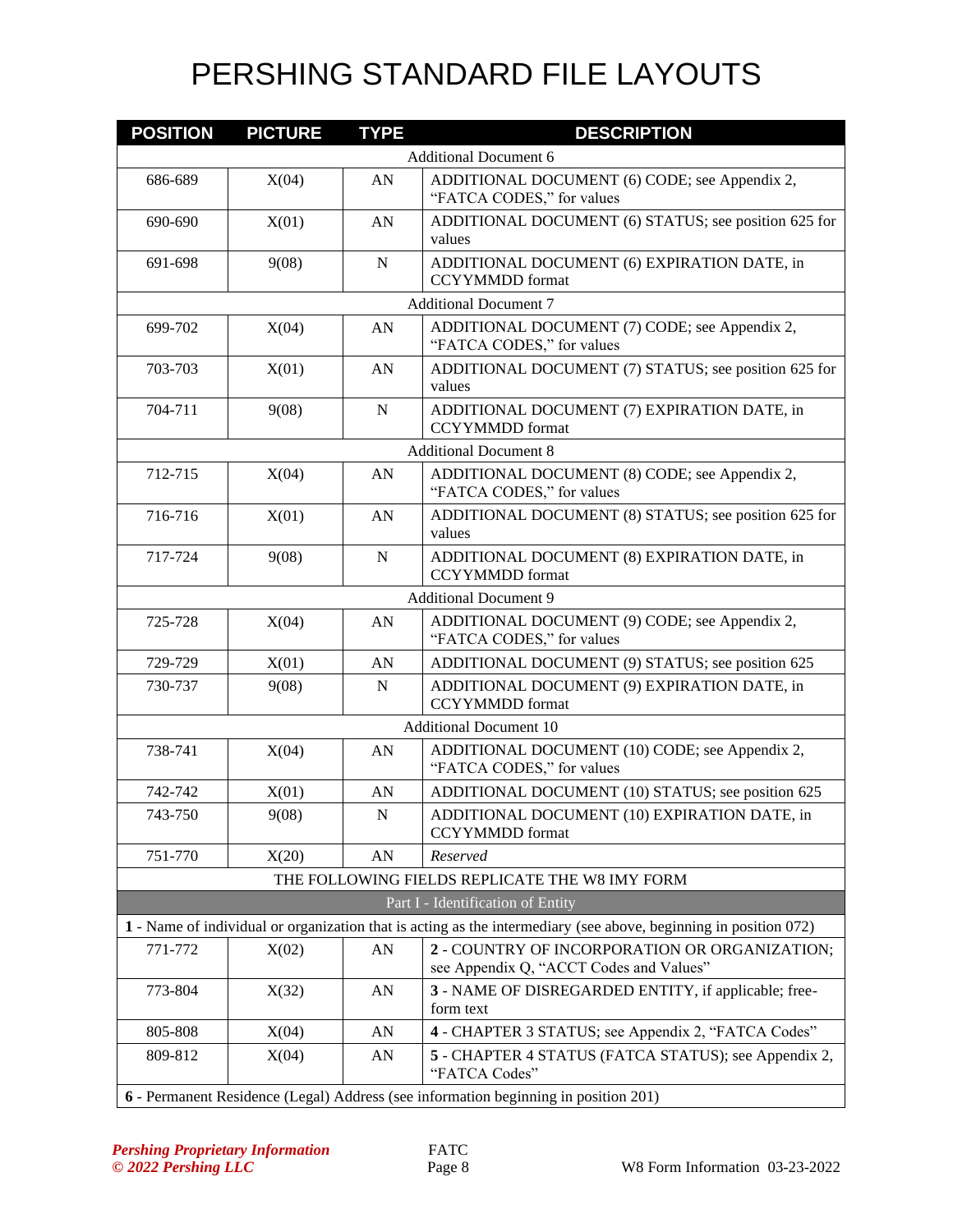# PERSHING STANDARD FILE LAYOUTS

| POSITION | PICTURE | TYPE | DESCRIPTION |
|---|---|---|---|
| Additional Document 6 | | | |
| 686-689 | X(04) | AN | ADDITIONAL DOCUMENT (6) CODE; see Appendix 2, "FATCA CODES," for values |
| 690-690 | X(01) | AN | ADDITIONAL DOCUMENT (6) STATUS; see position 625 for values |
| 691-698 | 9(08) | N | ADDITIONAL DOCUMENT (6) EXPIRATION DATE, in CCYYMMDD format |
| Additional Document 7 | | | |
| 699-702 | X(04) | AN | ADDITIONAL DOCUMENT (7) CODE; see Appendix 2, "FATCA CODES," for values |
| 703-703 | X(01) | AN | ADDITIONAL DOCUMENT (7) STATUS; see position 625 for values |
| 704-711 | 9(08) | N | ADDITIONAL DOCUMENT (7) EXPIRATION DATE, in CCYYMMDD format |
| Additional Document 8 | | | |
| 712-715 | X(04) | AN | ADDITIONAL DOCUMENT (8) CODE; see Appendix 2, "FATCA CODES," for values |
| 716-716 | X(01) | AN | ADDITIONAL DOCUMENT (8) STATUS; see position 625 for values |
| 717-724 | 9(08) | N | ADDITIONAL DOCUMENT (8) EXPIRATION DATE, in CCYYMMDD format |
| Additional Document 9 | | | |
| 725-728 | X(04) | AN | ADDITIONAL DOCUMENT (9) CODE; see Appendix 2, "FATCA CODES," for values |
| 729-729 | X(01) | AN | ADDITIONAL DOCUMENT (9) STATUS; see position 625 |
| 730-737 | 9(08) | N | ADDITIONAL DOCUMENT (9) EXPIRATION DATE, in CCYYMMDD format |
| Additional Document 10 | | | |
| 738-741 | X(04) | AN | ADDITIONAL DOCUMENT (10) CODE; see Appendix 2, "FATCA CODES," for values |
| 742-742 | X(01) | AN | ADDITIONAL DOCUMENT (10) STATUS; see position 625 |
| 743-750 | 9(08) | N | ADDITIONAL DOCUMENT (10) EXPIRATION DATE, in CCYYMMDD format |
| 751-770 | X(20) | AN | *Reserved* |
| THE FOLLOWING FIELDS REPLICATE THE W8 IMY FORM | | | |
| Part I - Identification of Entity | | | |
| **1** - Name of individual or organization that is acting as the intermediary (see above, beginning in position 072) | | | |
| 771-772 | X(02) | AN | **2** - COUNTRY OF INCORPORATION OR ORGANIZATION; see Appendix Q, "ACCT Codes and Values" |
| 773-804 | X(32) | AN | **3** - NAME OF DISREGARDED ENTITY, if applicable; free-form text |
| 805-808 | X(04) | AN | **4** - CHAPTER 3 STATUS; see Appendix 2, "FATCA Codes" |
| 809-812 | X(04) | AN | **5** - CHAPTER 4 STATUS (FATCA STATUS); see Appendix 2, "FATCA Codes" |
| **6** - Permanent Residence (Legal) Address (see information beginning in position 201) | | | |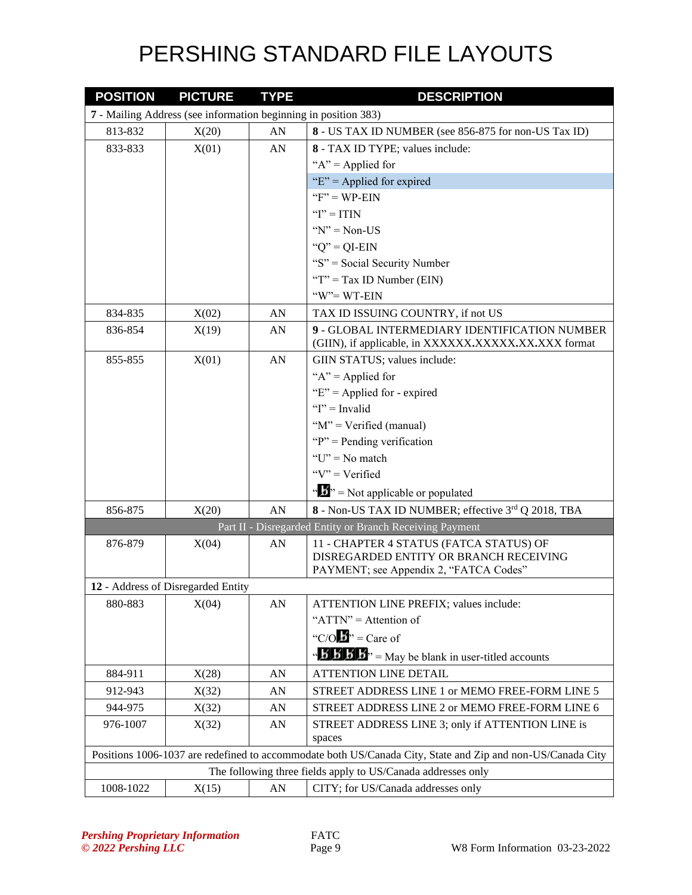# PERSHING STANDARD FILE LAYOUTS

| POSITION | PICTURE | TYPE | DESCRIPTION |
|---|---|---|---|
| 7 - Mailing Address (see information beginning in position 383) | | | |
| 813-832 | X(20) | AN | **8** - US TAX ID NUMBER (see 856-875 for non-US Tax ID) |
| 833-833 | X(01) | AN | **8** - TAX ID TYPE; values include:<br>"A" = Applied for<br>"E" = Applied for expired<br>"F" = WP-EIN<br>"I" = ITIN<br>"N" = Non-US<br>"Q" = QI-EIN<br>"S" = Social Security Number<br>"T" = Tax ID Number (EIN)<br>"W"= WT-EIN |
| 834-835 | X(02) | AN | TAX ID ISSUING COUNTRY, if not US |
| 836-854 | X(19) | AN | **9** - GLOBAL INTERMEDIARY IDENTIFICATION NUMBER (GIIN), if applicable, in XXXXXX**.**XXXXX**.**XX**.**XXX format |
| 855-855 | X(01) | AN | GIIN STATUS; values include:<br>"A" = Applied for<br>"E" = Applied for - expired<br>"I" = Invalid<br>"M" = Verified (manual)<br>"P" = Pending verification<br>"U" = No match<br>"V" = Verified<br>"ƀ" = Not applicable or populated |
| 856-875 | X(20) | AN | **8** - Non-US TAX ID NUMBER; effective 3rd Q 2018, TBA |
| Part II - Disregarded Entity or Branch Receiving Payment | | | |
| 876-879 | X(04) | AN | 11 - CHAPTER 4 STATUS (FATCA STATUS) OF DISREGARDED ENTITY OR BRANCH RECEIVING PAYMENT; see Appendix 2, "FATCA Codes" |
| **12** - Address of Disregarded Entity | | | |
| 880-883 | X(04) | AN | ATTENTION LINE PREFIX; values include:<br>"ATTN" = Attention of<br>"C/Oƀ" = Care of<br>"ƀƀƀƀ" = May be blank in user-titled accounts |
| 884-911 | X(28) | AN | ATTENTION LINE DETAIL |
| 912-943 | X(32) | AN | STREET ADDRESS LINE 1 or MEMO FREE-FORM LINE 5 |
| 944-975 | X(32) | AN | STREET ADDRESS LINE 2 or MEMO FREE-FORM LINE 6 |
| 976-1007 | X(32) | AN | STREET ADDRESS LINE 3; only if ATTENTION LINE is spaces |
| Positions 1006-1037 are redefined to accommodate both US/Canada City, State and Zip and non-US/Canada City | | | |
| The following three fields apply to US/Canada addresses only | | | |
| 1008-1022 | X(15) | AN | CITY; for US/Canada addresses only |

*Pershing Proprietary Information*
*© 2022 Pershing LLC*

FATC

W8 Form Information 03-23-2022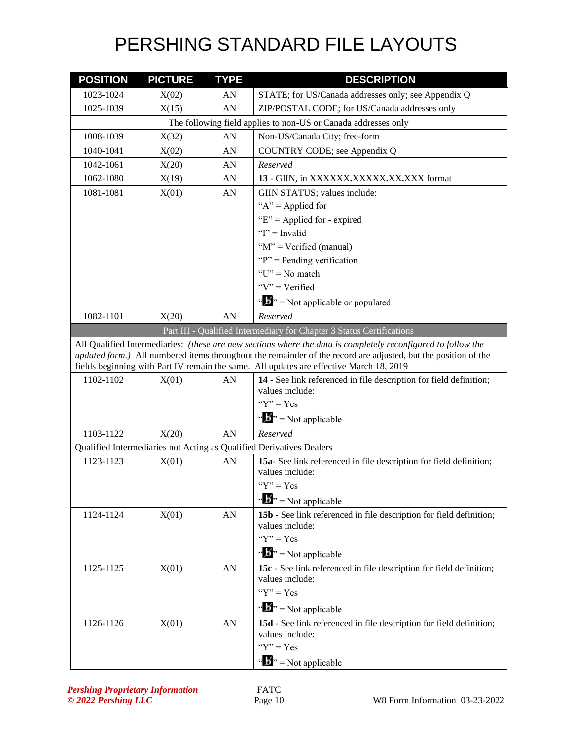# PERSHING STANDARD FILE LAYOUTS

| POSITION | PICTURE | TYPE | DESCRIPTION |
|---|---|---|---|
| 1023-1024 | X(02) | AN | STATE; for US/Canada addresses only; see Appendix Q |
| 1025-1039 | X(15) | AN | ZIP/POSTAL CODE; for US/Canada addresses only |
| The following field applies to non-US or Canada addresses only | | | |
| 1008-1039 | X(32) | AN | Non-US/Canada City; free-form |
| 1040-1041 | X(02) | AN | COUNTRY CODE; see Appendix Q |
| 1042-1061 | X(20) | AN | *Reserved* |
| 1062-1080 | X(19) | AN | **13** - GIIN, in XXXXXX**.**XXXXX**.**XX**.**XXX format |
| 1081-1081 | X(01) | AN | GIIN STATUS; values include:<br>"A" = Applied for<br>"E" = Applied for - expired<br>"I" = Invalid<br>"M" = Verified (manual)<br>"P" = Pending verification<br>"U" = No match<br>"V" = Verified<br>"b" = Not applicable or populated |
| 1082-1101 | X(20) | AN | *Reserved* |
| Part III - Qualified Intermediary for Chapter 3 Status Certifications | | | |
| All Qualified Intermediaries: *(these are new sections where the data is completely reconfigured to follow the updated form.)* All numbered items throughout the remainder of the record are adjusted, but the position of the fields beginning with Part IV remain the same. All updates are effective March 18, 2019 | | | |
| 1102-1102 | X(01) | AN | **14** - See link referenced in file description for field definition; values include:<br>"Y" = Yes<br>"b" = Not applicable |
| 1103-1122 | X(20) | AN | *Reserved* |
| Qualified Intermediaries not Acting as Qualified Derivatives Dealers | | | |
| 1123-1123 | X(01) | AN | **15a**- See link referenced in file description for field definition; values include:<br>"Y" = Yes<br>"b" = Not applicable |
| 1124-1124 | X(01) | AN | **15b** - See link referenced in file description for field definition; values include:<br>"Y" = Yes<br>"b" = Not applicable |
| 1125-1125 | X(01) | AN | **15c** - See link referenced in file description for field definition; values include:<br>"Y" = Yes<br>"b" = Not applicable |
| 1126-1126 | X(01) | AN | **15d** - See link referenced in file description for field definition; values include:<br>"Y" = Yes<br>"b" = Not applicable |

*Pershing Proprietary Information*
*© 2022 Pershing LLC*

FATC

W8 Form Information 03-23-2022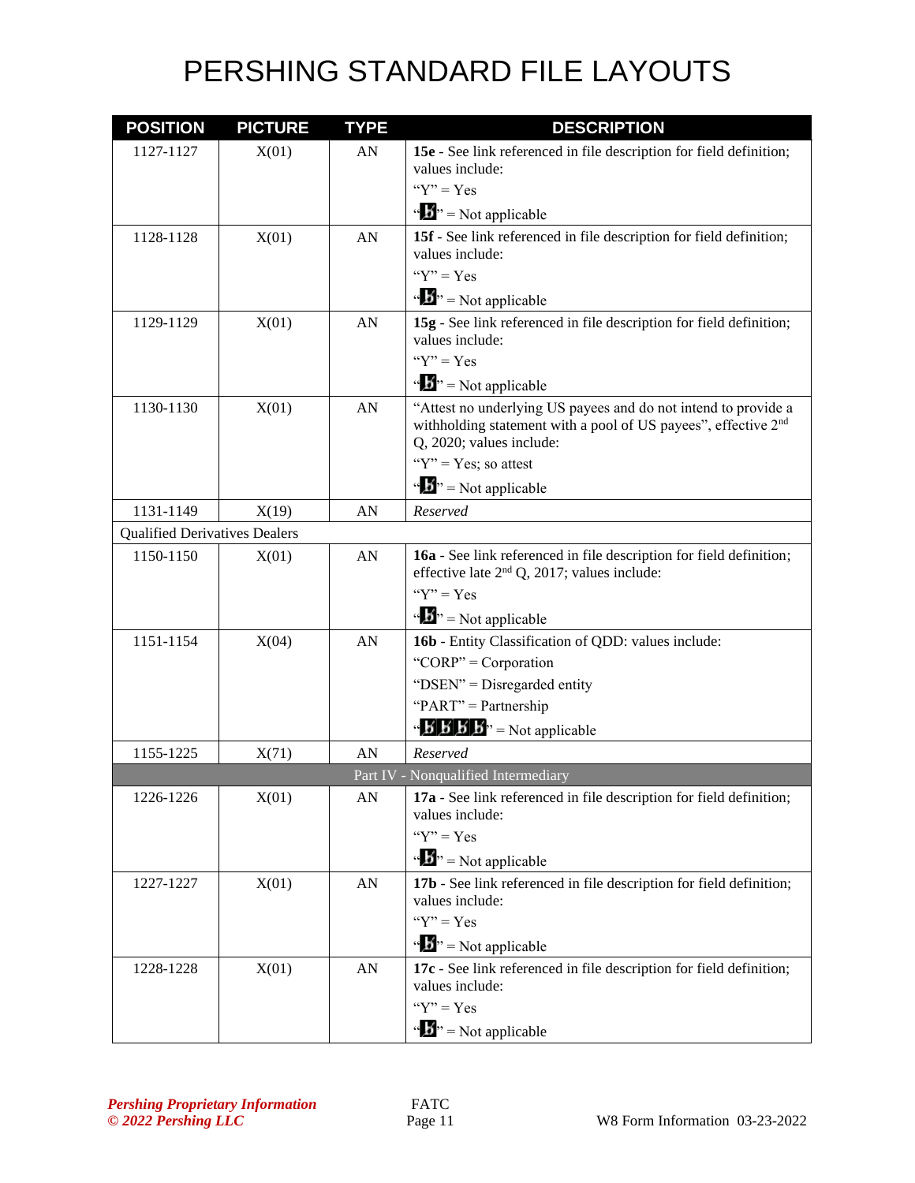# PERSHING STANDARD FILE LAYOUTS

| POSITION | PICTURE | TYPE | DESCRIPTION |
|---|---|---|---|
| 1127-1127 | X(01) | AN | **15e** - See link referenced in file description for field definition; values include:<br>"Y" = Yes<br>"ƀ" = Not applicable |
| 1128-1128 | X(01) | AN | **15f** - See link referenced in file description for field definition; values include:<br>"Y" = Yes<br>"ƀ" = Not applicable |
| 1129-1129 | X(01) | AN | **15g** - See link referenced in file description for field definition; values include:<br>"Y" = Yes<br>"ƀ" = Not applicable |
| 1130-1130 | X(01) | AN | "Attest no underlying US payees and do not intend to provide a withholding statement with a pool of US payees", effective 2nd Q, 2020; values include:<br>"Y" = Yes; so attest<br>"ƀ" = Not applicable |
| 1131-1149 | X(19) | AN | *Reserved* |
| Qualified Derivatives Dealers | | | |
| 1150-1150 | X(01) | AN | **16a** - See link referenced in file description for field definition; effective late 2nd Q, 2017; values include:<br>"Y" = Yes<br>"ƀ" = Not applicable |
| 1151-1154 | X(04) | AN | **16b** - Entity Classification of QDD: values include:<br>"CORP" = Corporation<br>"DSEN" = Disregarded entity<br>"PART" = Partnership<br>"ƀƀƀƀ" = Not applicable |
| 1155-1225 | X(71) | AN | *Reserved* |
| Part IV - Nonqualified Intermediary | | | |
| 1226-1226 | X(01) | AN | **17a** - See link referenced in file description for field definition; values include:<br>"Y" = Yes<br>"ƀ" = Not applicable |
| 1227-1227 | X(01) | AN | **17b** - See link referenced in file description for field definition; values include:<br>"Y" = Yes<br>"ƀ" = Not applicable |
| 1228-1228 | X(01) | AN | **17c** - See link referenced in file description for field definition; values include:<br>"Y" = Yes<br>"ƀ" = Not applicable |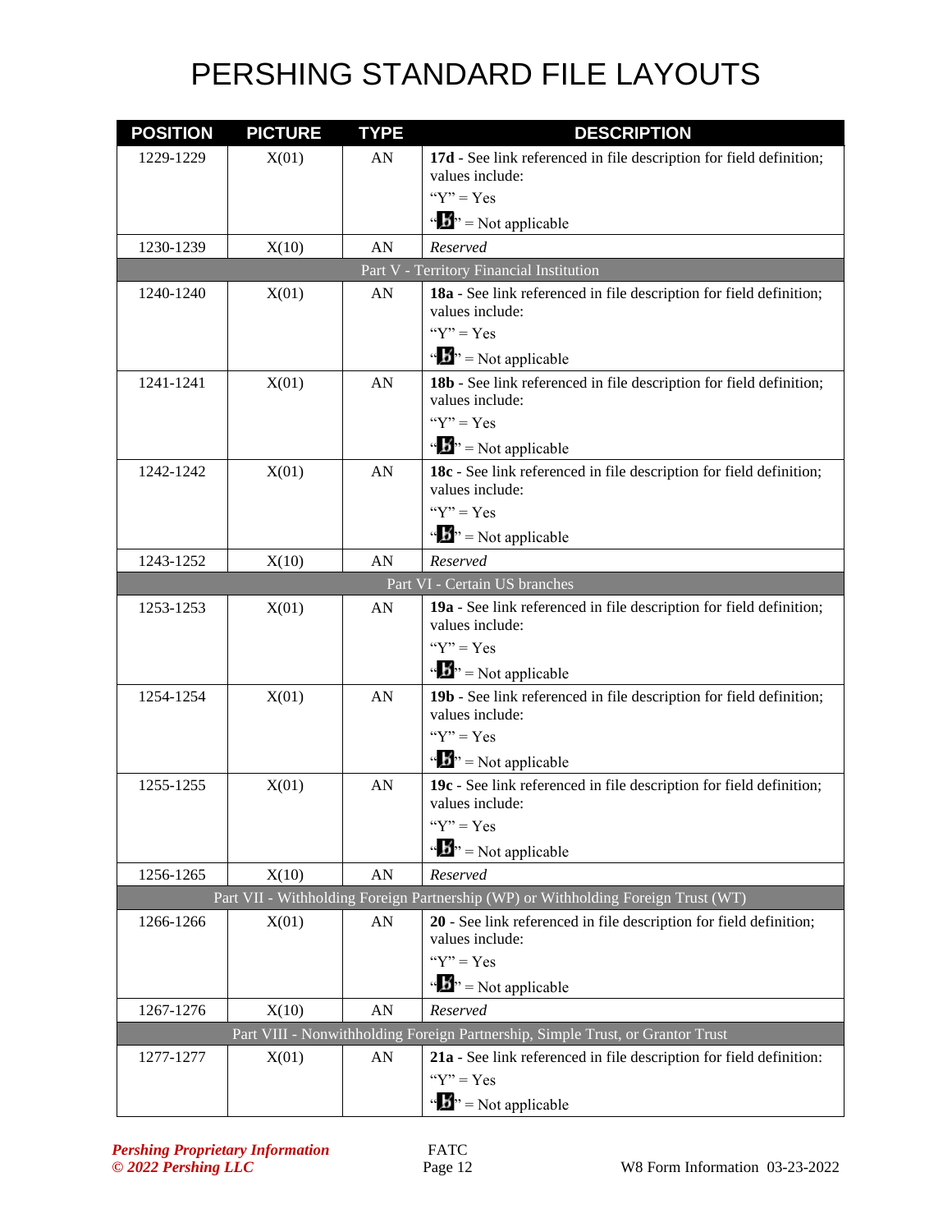# PERSHING STANDARD FILE LAYOUTS

| POSITION | PICTURE | TYPE | DESCRIPTION |
|---|---|---|---|
| 1229-1229 | X(01) | AN | **17d** - See link referenced in file description for field definition; values include: "Y" = Yes "b̸" = Not applicable |
| 1230-1239 | X(10) | AN | *Reserved* |
| | | | Part V - Territory Financial Institution |
| 1240-1240 | X(01) | AN | **18a** - See link referenced in file description for field definition; values include: "Y" = Yes "b̸" = Not applicable |
| 1241-1241 | X(01) | AN | **18b** - See link referenced in file description for field definition; values include: "Y" = Yes "b̸" = Not applicable |
| 1242-1242 | X(01) | AN | **18c** - See link referenced in file description for field definition; values include: "Y" = Yes "b̸" = Not applicable |
| 1243-1252 | X(10) | AN | *Reserved* |
| | | | Part VI - Certain US branches |
| 1253-1253 | X(01) | AN | **19a** - See link referenced in file description for field definition; values include: "Y" = Yes "b̸" = Not applicable |
| 1254-1254 | X(01) | AN | **19b** - See link referenced in file description for field definition; values include: "Y" = Yes "b̸" = Not applicable |
| 1255-1255 | X(01) | AN | **19c** - See link referenced in file description for field definition; values include: "Y" = Yes "b̸" = Not applicable |
| 1256-1265 | X(10) | AN | *Reserved* |
| | | | Part VII - Withholding Foreign Partnership (WP) or Withholding Foreign Trust (WT) |
| 1266-1266 | X(01) | AN | **20** - See link referenced in file description for field definition; values include: "Y" = Yes "b̸" = Not applicable |
| 1267-1276 | X(10) | AN | *Reserved* |
| | | | Part VIII - Nonwithholding Foreign Partnership, Simple Trust, or Grantor Trust |
| 1277-1277 | X(01) | AN | **21a** - See link referenced in file description for field definition: "Y" = Yes "b̸" = Not applicable |

*Pershing Proprietary Information*
*© 2022 Pershing LLC*

FATC

W8 Form Information 03-23-2022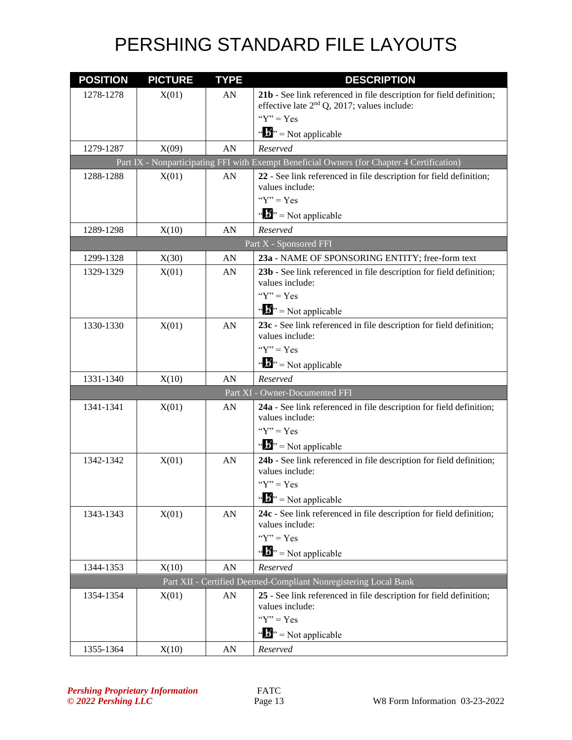# PERSHING STANDARD FILE LAYOUTS

| POSITION | PICTURE | TYPE | DESCRIPTION |
|---|---|---|---|
| 1278-1278 | X(01) | AN | **21b** - See link referenced in file description for field definition; effective late 2nd Q, 2017; values include:<br>"Y" = Yes<br>"b" = Not applicable |
| 1279-1287 | X(09) | AN | *Reserved* |
| Part IX - Nonparticipating FFI with Exempt Beneficial Owners (for Chapter 4 Certification) | | | |
| 1288-1288 | X(01) | AN | **22** - See link referenced in file description for field definition; values include:<br>"Y" = Yes<br>"b" = Not applicable |
| 1289-1298 | X(10) | AN | *Reserved* |
| Part X - Sponsored FFI | | | |
| 1299-1328 | X(30) | AN | **23a** - NAME OF SPONSORING ENTITY; free-form text |
| 1329-1329 | X(01) | AN | **23b** - See link referenced in file description for field definition; values include:<br>"Y" = Yes<br>"b" = Not applicable |
| 1330-1330 | X(01) | AN | **23c** - See link referenced in file description for field definition; values include:<br>"Y" = Yes<br>"b" = Not applicable |
| 1331-1340 | X(10) | AN | *Reserved* |
| Part XI - Owner-Documented FFI | | | |
| 1341-1341 | X(01) | AN | **24a** - See link referenced in file description for field definition; values include:<br>"Y" = Yes<br>"b" = Not applicable |
| 1342-1342 | X(01) | AN | **24b** - See link referenced in file description for field definition; values include:<br>"Y" = Yes<br>"b" = Not applicable |
| 1343-1343 | X(01) | AN | **24c** - See link referenced in file description for field definition; values include:<br>"Y" = Yes<br>"b" = Not applicable |
| 1344-1353 | X(10) | AN | *Reserved* |
| Part XII - Certified Deemed-Compliant Nonregistering Local Bank | | | |
| 1354-1354 | X(01) | AN | **25** - See link referenced in file description for field definition; values include:<br>"Y" = Yes<br>"b" = Not applicable |
| 1355-1364 | X(10) | AN | *Reserved* |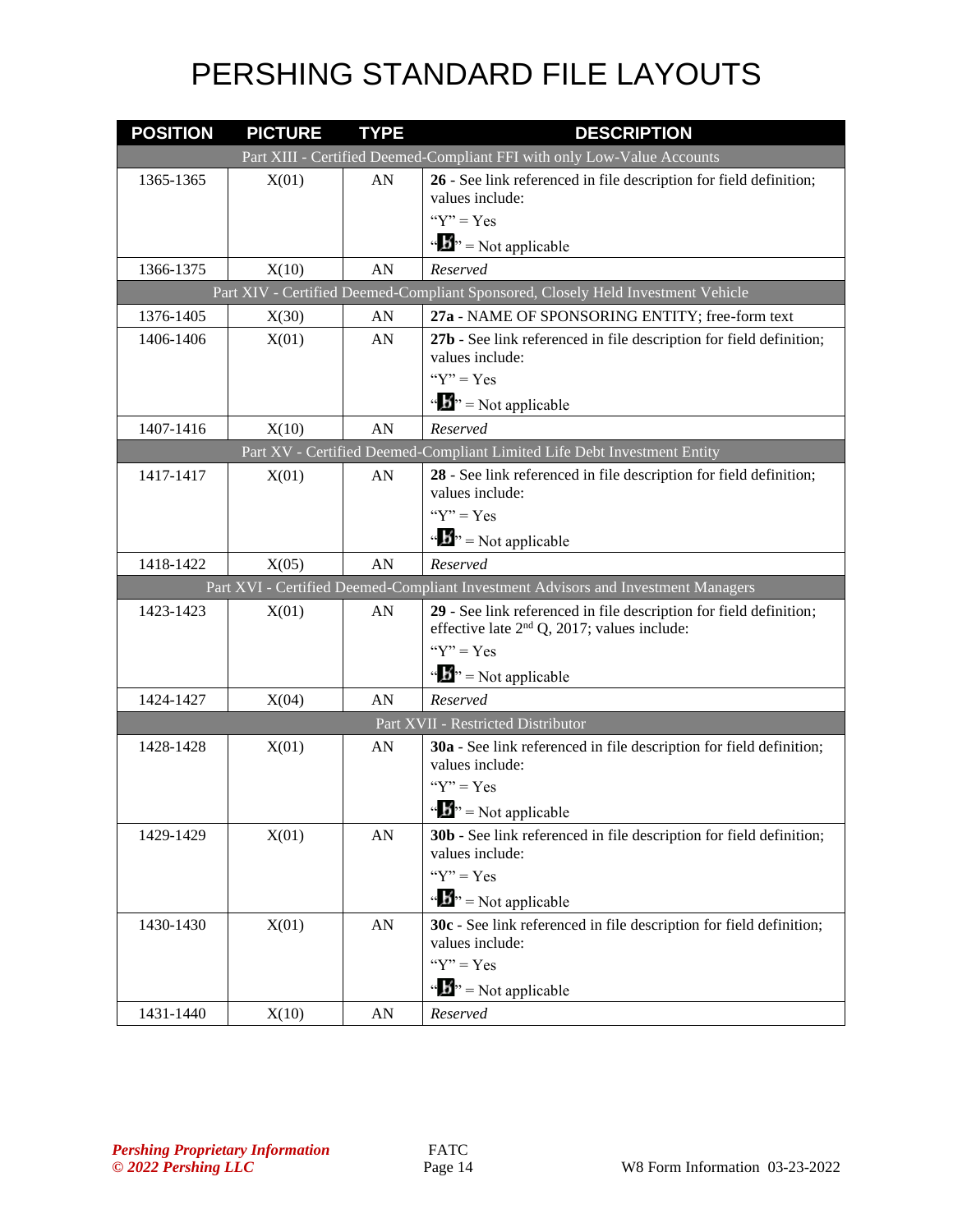# PERSHING STANDARD FILE LAYOUTS

| POSITION | PICTURE | TYPE | DESCRIPTION |
|---|---|---|---|
| | | | Part XIII - Certified Deemed-Compliant FFI with only Low-Value Accounts |
| 1365-1365 | X(01) | AN | **26** - See link referenced in file description for field definition; values include:<br>“Y” = Yes<br>“b” = Not applicable |
| 1366-1375 | X(10) | AN | *Reserved* |
| | | | Part XIV - Certified Deemed-Compliant Sponsored, Closely Held Investment Vehicle |
| 1376-1405 | X(30) | AN | **27a** - NAME OF SPONSORING ENTITY; free-form text |
| 1406-1406 | X(01) | AN | **27b** - See link referenced in file description for field definition; values include:<br>“Y” = Yes<br>“b” = Not applicable |
| 1407-1416 | X(10) | AN | *Reserved* |
| | | | Part XV - Certified Deemed-Compliant Limited Life Debt Investment Entity |
| 1417-1417 | X(01) | AN | **28** - See link referenced in file description for field definition; values include:<br>“Y” = Yes<br>“b” = Not applicable |
| 1418-1422 | X(05) | AN | *Reserved* |
| | | | Part XVI - Certified Deemed-Compliant Investment Advisors and Investment Managers |
| 1423-1423 | X(01) | AN | **29** - See link referenced in file description for field definition; effective late 2nd Q, 2017; values include:<br>“Y” = Yes<br>“b” = Not applicable |
| 1424-1427 | X(04) | AN | *Reserved* |
| | | | Part XVII - Restricted Distributor |
| 1428-1428 | X(01) | AN | **30a** - See link referenced in file description for field definition; values include:<br>“Y” = Yes<br>“b” = Not applicable |
| 1429-1429 | X(01) | AN | **30b** - See link referenced in file description for field definition; values include:<br>“Y” = Yes<br>“b” = Not applicable |
| 1430-1430 | X(01) | AN | **30c** - See link referenced in file description for field definition; values include:<br>“Y” = Yes<br>“b” = Not applicable |
| 1431-1440 | X(10) | AN | *Reserved* |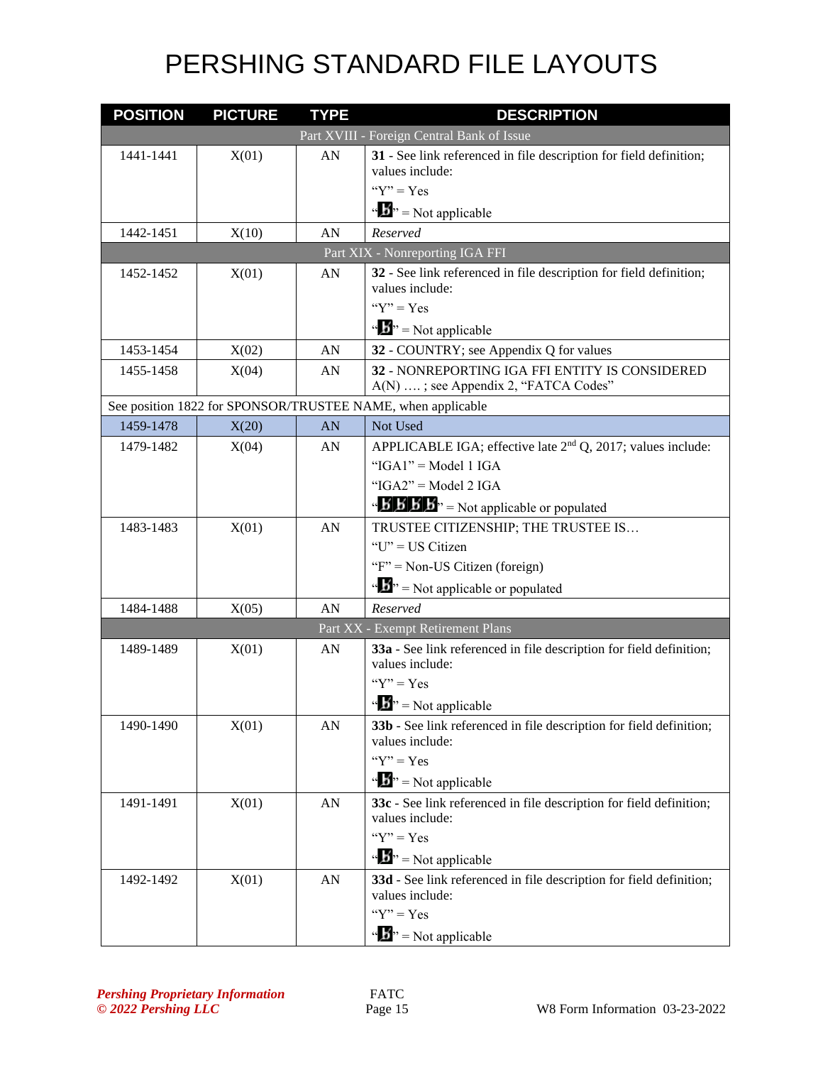# PERSHING STANDARD FILE LAYOUTS

| POSITION | PICTURE | TYPE | DESCRIPTION |
|---|---|---|---|
| Part XVIII - Foreign Central Bank of Issue | | | |
| 1441-1441 | X(01) | AN | **31** - See link referenced in file description for field definition; values include:<br>"Y" = Yes<br>"b̸" = Not applicable |
| 1442-1451 | X(10) | AN | *Reserved* |
| Part XIX - Nonreporting IGA FFI | | | |
| 1452-1452 | X(01) | AN | **32** - See link referenced in file description for field definition; values include:<br>"Y" = Yes<br>"b̸" = Not applicable |
| 1453-1454 | X(02) | AN | **32** - COUNTRY; see Appendix Q for values |
| 1455-1458 | X(04) | AN | **32** - NONREPORTING IGA FFI ENTITY IS CONSIDERED A(N) …. ; see Appendix 2, "FATCA Codes" |
| See position 1822 for SPONSOR/TRUSTEE NAME, when applicable | | | |
| 1459-1478 | X(20) | AN | Not Used |
| 1479-1482 | X(04) | AN | APPLICABLE IGA; effective late 2nd Q, 2017; values include:<br>"IGA1" = Model 1 IGA<br>"IGA2" = Model 2 IGA<br>"b̸b̸b̸b̸" = Not applicable or populated |
| 1483-1483 | X(01) | AN | TRUSTEE CITIZENSHIP; THE TRUSTEE IS…<br>"U" = US Citizen<br>"F" = Non-US Citizen (foreign)<br>"b̸" = Not applicable or populated |
| 1484-1488 | X(05) | AN | *Reserved* |
| Part XX - Exempt Retirement Plans | | | |
| 1489-1489 | X(01) | AN | **33a** - See link referenced in file description for field definition; values include:<br>"Y" = Yes<br>"b̸" = Not applicable |
| 1490-1490 | X(01) | AN | **33b** - See link referenced in file description for field definition; values include:<br>"Y" = Yes<br>"b̸" = Not applicable |
| 1491-1491 | X(01) | AN | **33c** - See link referenced in file description for field definition; values include:<br>"Y" = Yes<br>"b̸" = Not applicable |
| 1492-1492 | X(01) | AN | **33d** - See link referenced in file description for field definition; values include:<br>"Y" = Yes<br>"b̸" = Not applicable |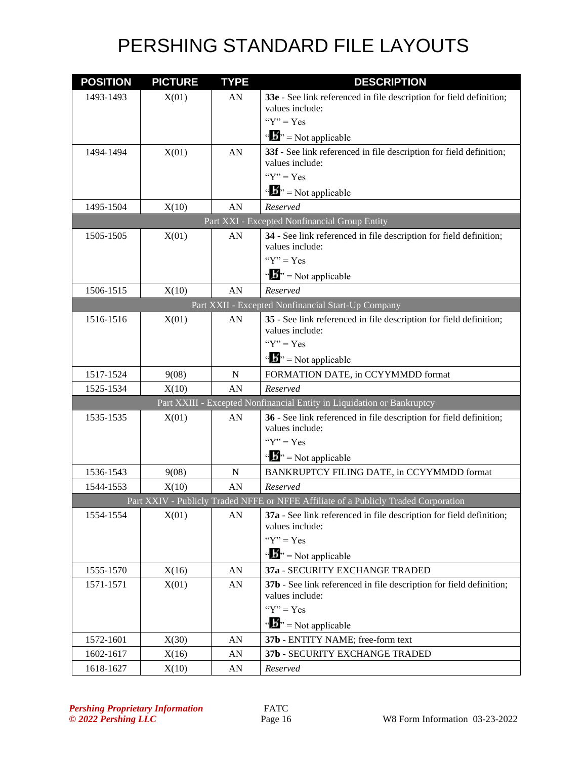# PERSHING STANDARD FILE LAYOUTS

| POSITION | PICTURE | TYPE | DESCRIPTION |
|---|---|---|---|
| 1493-1493 | X(01) | AN | **33e** - See link referenced in file description for field definition; values include:<br>"Y" = Yes<br>"b̸" = Not applicable |
| 1494-1494 | X(01) | AN | **33f** - See link referenced in file description for field definition; values include:<br>"Y" = Yes<br>"b̸" = Not applicable |
| 1495-1504 | X(10) | AN | *Reserved* |
| Part XXI - Excepted Nonfinancial Group Entity | | | |
| 1505-1505 | X(01) | AN | **34** - See link referenced in file description for field definition; values include:<br>"Y" = Yes<br>"b̸" = Not applicable |
| 1506-1515 | X(10) | AN | *Reserved* |
| Part XXII - Excepted Nonfinancial Start-Up Company | | | |
| 1516-1516 | X(01) | AN | **35** - See link referenced in file description for field definition; values include:<br>"Y" = Yes<br>"b̸" = Not applicable |
| 1517-1524 | 9(08) | N | FORMATION DATE, in CCYYMMDD format |
| 1525-1534 | X(10) | AN | *Reserved* |
| Part XXIII - Excepted Nonfinancial Entity in Liquidation or Bankruptcy | | | |
| 1535-1535 | X(01) | AN | **36** - See link referenced in file description for field definition; values include:<br>"Y" = Yes<br>"b̸" = Not applicable |
| 1536-1543 | 9(08) | N | BANKRUPTCY FILING DATE, in CCYYMMDD format |
| 1544-1553 | X(10) | AN | *Reserved* |
| Part XXIV - Publicly Traded NFFE or NFFE Affiliate of a Publicly Traded Corporation | | | |
| 1554-1554 | X(01) | AN | **37a** - See link referenced in file description for field definition; values include:<br>"Y" = Yes<br>"b̸" = Not applicable |
| 1555-1570 | X(16) | AN | **37a** - SECURITY EXCHANGE TRADED |
| 1571-1571 | X(01) | AN | **37b** - See link referenced in file description for field definition; values include:<br>"Y" = Yes<br>"b̸" = Not applicable |
| 1572-1601 | X(30) | AN | **37b** - ENTITY NAME; free-form text |
| 1602-1617 | X(16) | AN | **37b** - SECURITY EXCHANGE TRADED |
| 1618-1627 | X(10) | AN | *Reserved* |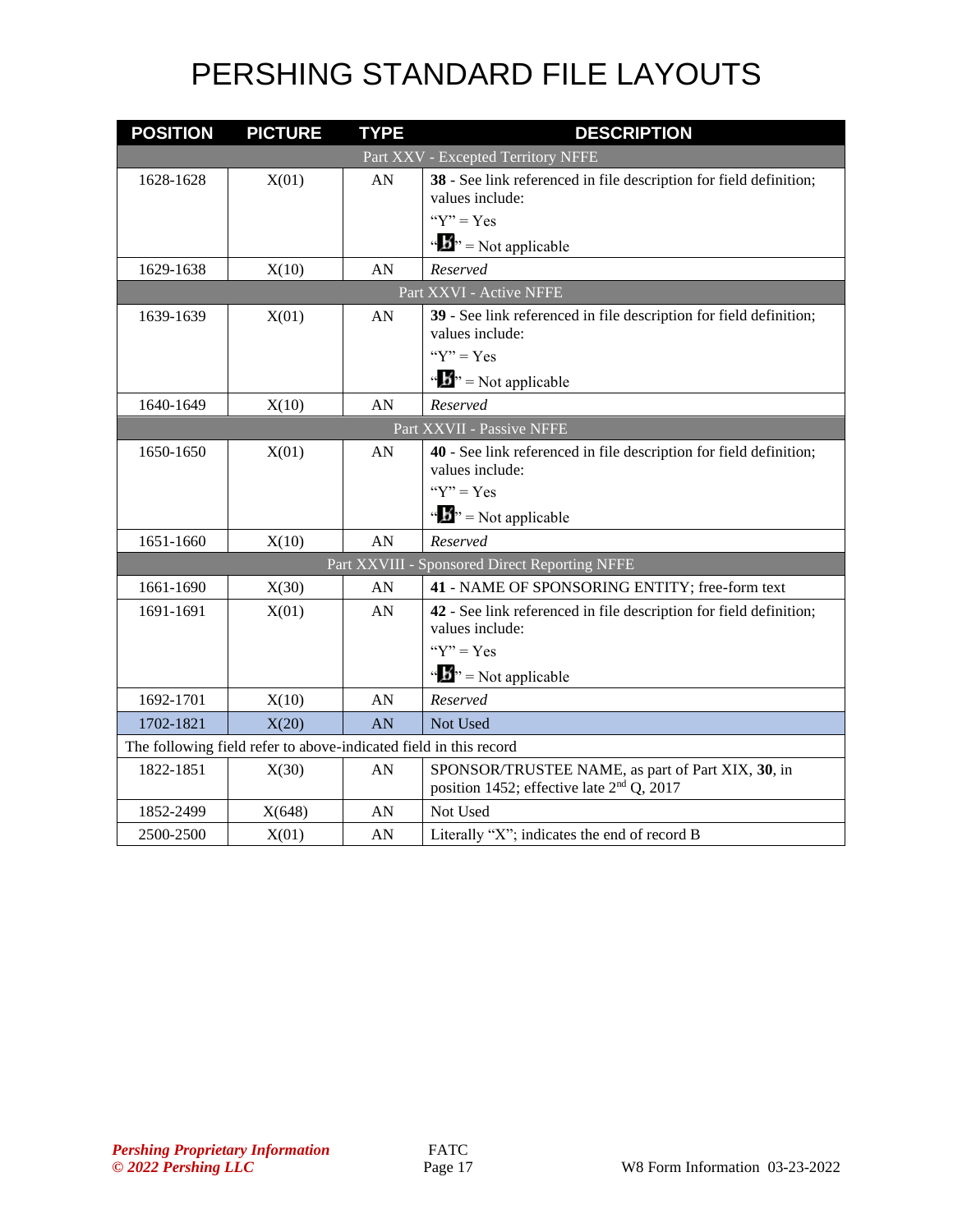# PERSHING STANDARD FILE LAYOUTS

| POSITION | PICTURE | TYPE | DESCRIPTION |
|---|---|---|---|
| Part XXV - Excepted Territory NFFE | | | |
| 1628-1628 | X(01) | AN | **38** - See link referenced in file description for field definition; values include:<br>"Y" = Yes<br>"b" = Not applicable |
| 1629-1638 | X(10) | AN | *Reserved* |
| Part XXVI - Active NFFE | | | |
| 1639-1639 | X(01) | AN | **39** - See link referenced in file description for field definition; values include:<br>"Y" = Yes<br>"b" = Not applicable |
| 1640-1649 | X(10) | AN | *Reserved* |
| Part XXVII - Passive NFFE | | | |
| 1650-1650 | X(01) | AN | **40** - See link referenced in file description for field definition; values include:<br>"Y" = Yes<br>"b" = Not applicable |
| 1651-1660 | X(10) | AN | *Reserved* |
| Part XXVIII - Sponsored Direct Reporting NFFE | | | |
| 1661-1690 | X(30) | AN | **41** - NAME OF SPONSORING ENTITY; free-form text |
| 1691-1691 | X(01) | AN | **42** - See link referenced in file description for field definition; values include:<br>"Y" = Yes<br>"b" = Not applicable |
| 1692-1701 | X(10) | AN | *Reserved* |
| 1702-1821 | X(20) | AN | Not Used |
| The following field refer to above-indicated field in this record | | | |
| 1822-1851 | X(30) | AN | SPONSOR/TRUSTEE NAME, as part of Part XIX, **30**, in position 1452; effective late 2nd Q, 2017 |
| 1852-2499 | X(648) | AN | Not Used |
| 2500-2500 | X(01) | AN | Literally "X"; indicates the end of record B |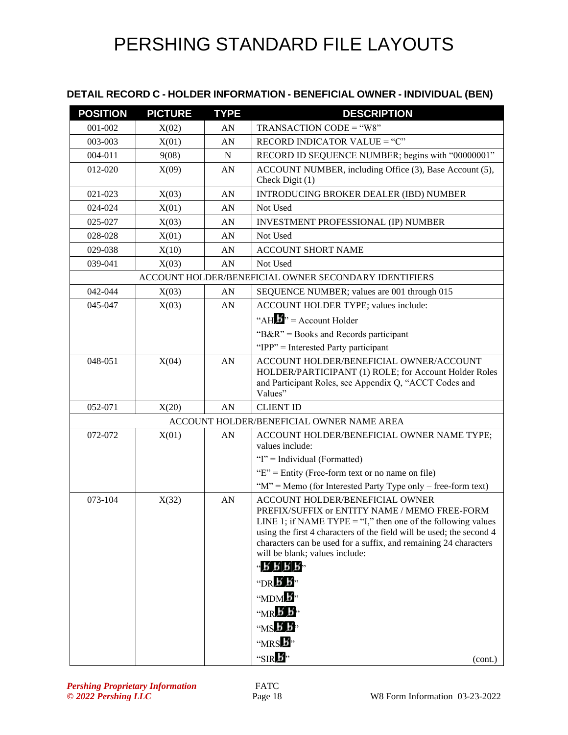## DETAIL RECORD C - HOLDER INFORMATION - BENEFICIAL OWNER - INDIVIDUAL (BEN)

| POSITION | PICTURE | TYPE | DESCRIPTION |
|---|---|---|---|
| 001-002 | X(02) | AN | TRANSACTION CODE = "W8" |
| 003-003 | X(01) | AN | RECORD INDICATOR VALUE = "C" |
| 004-011 | 9(08) | N | RECORD ID SEQUENCE NUMBER; begins with "00000001" |
| 012-020 | X(09) | AN | ACCOUNT NUMBER, including Office (3), Base Account (5), Check Digit (1) |
| 021-023 | X(03) | AN | INTRODUCING BROKER DEALER (IBD) NUMBER |
| 024-024 | X(01) | AN | Not Used |
| 025-027 | X(03) | AN | INVESTMENT PROFESSIONAL (IP) NUMBER |
| 028-028 | X(01) | AN | Not Used |
| 029-038 | X(10) | AN | ACCOUNT SHORT NAME |
| 039-041 | X(03) | AN | Not Used |
| ACCOUNT HOLDER/BENEFICIAL OWNER SECONDARY IDENTIFIERS | | | |
| 042-044 | X(03) | AN | SEQUENCE NUMBER; values are 001 through 015 |
| 045-047 | X(03) | AN | ACCOUNT HOLDER TYPE; values include:<br>"AHƀ" = Account Holder<br>"B&R" = Books and Records participant<br>"IPP" = Interested Party participant |
| 048-051 | X(04) | AN | ACCOUNT HOLDER/BENEFICIAL OWNER/ACCOUNT HOLDER/PARTICIPANT (1) ROLE; for Account Holder Roles and Participant Roles, see Appendix Q, "ACCT Codes and Values" |
| 052-071 | X(20) | AN | CLIENT ID |
| ACCOUNT HOLDER/BENEFICIAL OWNER NAME AREA | | | |
| 072-072 | X(01) | AN | ACCOUNT HOLDER/BENEFICIAL OWNER NAME TYPE; values include:<br>"I" = Individual (Formatted)<br>"E" = Entity (Free-form text or no name on file)<br>"M" = Memo (for Interested Party Type only – free-form text) |
| 073-104 | X(32) | AN | ACCOUNT HOLDER/BENEFICIAL OWNER PREFIX/SUFFIX or ENTITY NAME / MEMO FREE-FORM LINE 1; if NAME TYPE = "I," then one of the following values using the first 4 characters of the field will be used; the second 4 characters can be used for a suffix, and remaining 24 characters will be blank; values include:<br>"ƀƀƀƀ"<br>"DRƀƀ"<br>"MDMƀ"<br>"MRƀƀ"<br>"MSƀƀ"<br>"MRSƀ"<br>"SIRƀ" (cont.) |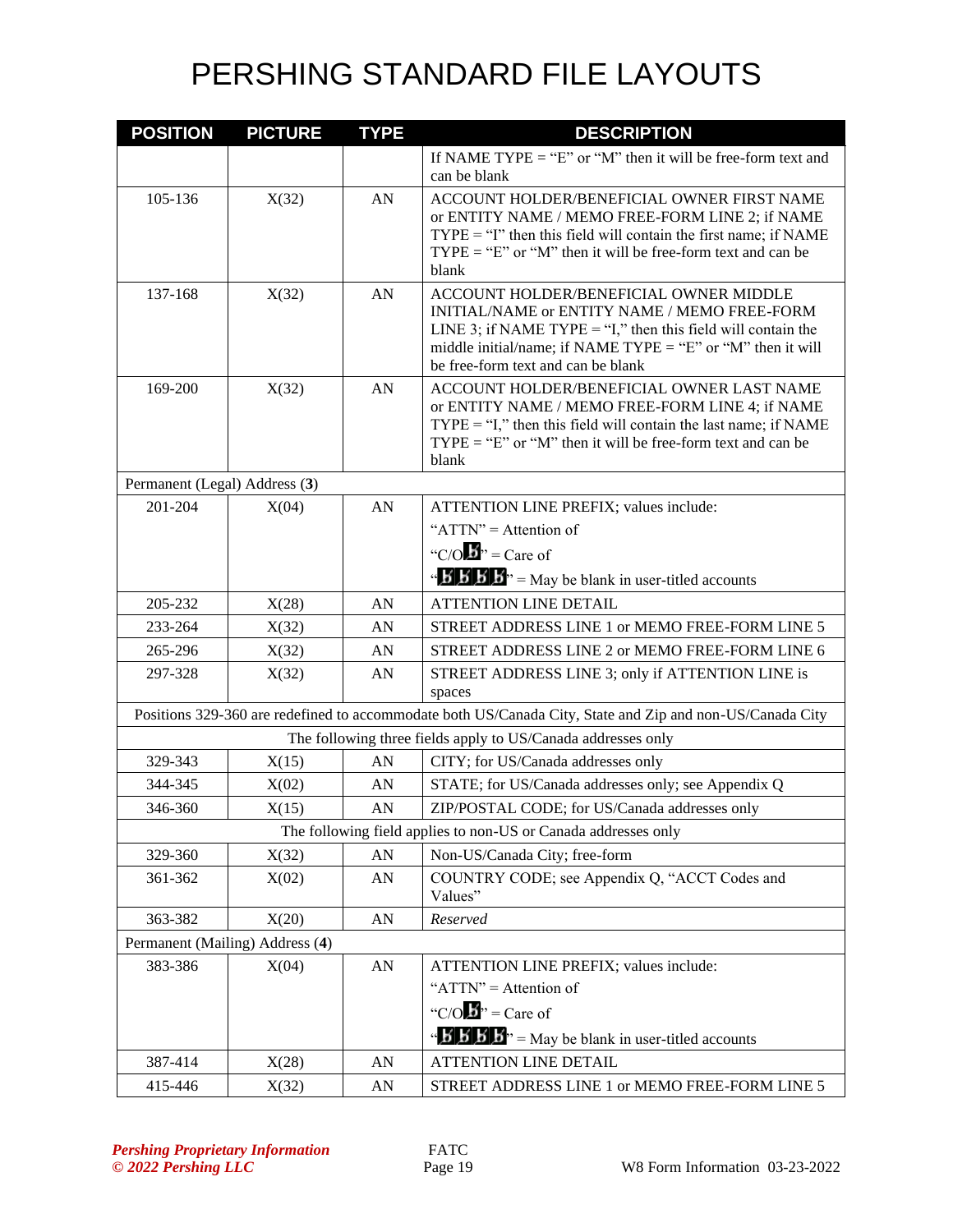# PERSHING STANDARD FILE LAYOUTS

| POSITION | PICTURE | TYPE | DESCRIPTION |
|---|---|---|---|
| | | | If NAME TYPE = "E" or "M" then it will be free-form text and can be blank |
| 105-136 | X(32) | AN | ACCOUNT HOLDER/BENEFICIAL OWNER FIRST NAME or ENTITY NAME / MEMO FREE-FORM LINE 2; if NAME TYPE = "I" then this field will contain the first name; if NAME TYPE = "E" or "M" then it will be free-form text and can be blank |
| 137-168 | X(32) | AN | ACCOUNT HOLDER/BENEFICIAL OWNER MIDDLE INITIAL/NAME or ENTITY NAME / MEMO FREE-FORM LINE 3; if NAME TYPE = "I," then this field will contain the middle initial/name; if NAME TYPE = "E" or "M" then it will be free-form text and can be blank |
| 169-200 | X(32) | AN | ACCOUNT HOLDER/BENEFICIAL OWNER LAST NAME or ENTITY NAME / MEMO FREE-FORM LINE 4; if NAME TYPE = "I," then this field will contain the last name; if NAME TYPE = "E" or "M" then it will be free-form text and can be blank |
| Permanent (Legal) Address (**3**) | | | |
| 201-204 | X(04) | AN | ATTENTION LINE PREFIX; values include:<br>"ATTN" = Attention of<br>"C/Oƀ" = Care of<br>"ƀƀƀƀ" = May be blank in user-titled accounts |
| 205-232 | X(28) | AN | ATTENTION LINE DETAIL |
| 233-264 | X(32) | AN | STREET ADDRESS LINE 1 or MEMO FREE-FORM LINE 5 |
| 265-296 | X(32) | AN | STREET ADDRESS LINE 2 or MEMO FREE-FORM LINE 6 |
| 297-328 | X(32) | AN | STREET ADDRESS LINE 3; only if ATTENTION LINE is spaces |
| Positions 329-360 are redefined to accommodate both US/Canada City, State and Zip and non-US/Canada City | | | |
| The following three fields apply to US/Canada addresses only | | | |
| 329-343 | X(15) | AN | CITY; for US/Canada addresses only |
| 344-345 | X(02) | AN | STATE; for US/Canada addresses only; see Appendix Q |
| 346-360 | X(15) | AN | ZIP/POSTAL CODE; for US/Canada addresses only |
| The following field applies to non-US or Canada addresses only | | | |
| 329-360 | X(32) | AN | Non-US/Canada City; free-form |
| 361-362 | X(02) | AN | COUNTRY CODE; see Appendix Q, "ACCT Codes and Values" |
| 363-382 | X(20) | AN | *Reserved* |
| Permanent (Mailing) Address (**4**) | | | |
| 383-386 | X(04) | AN | ATTENTION LINE PREFIX; values include:<br>"ATTN" = Attention of<br>"C/Oƀ" = Care of<br>"ƀƀƀƀ" = May be blank in user-titled accounts |
| 387-414 | X(28) | AN | ATTENTION LINE DETAIL |
| 415-446 | X(32) | AN | STREET ADDRESS LINE 1 or MEMO FREE-FORM LINE 5 |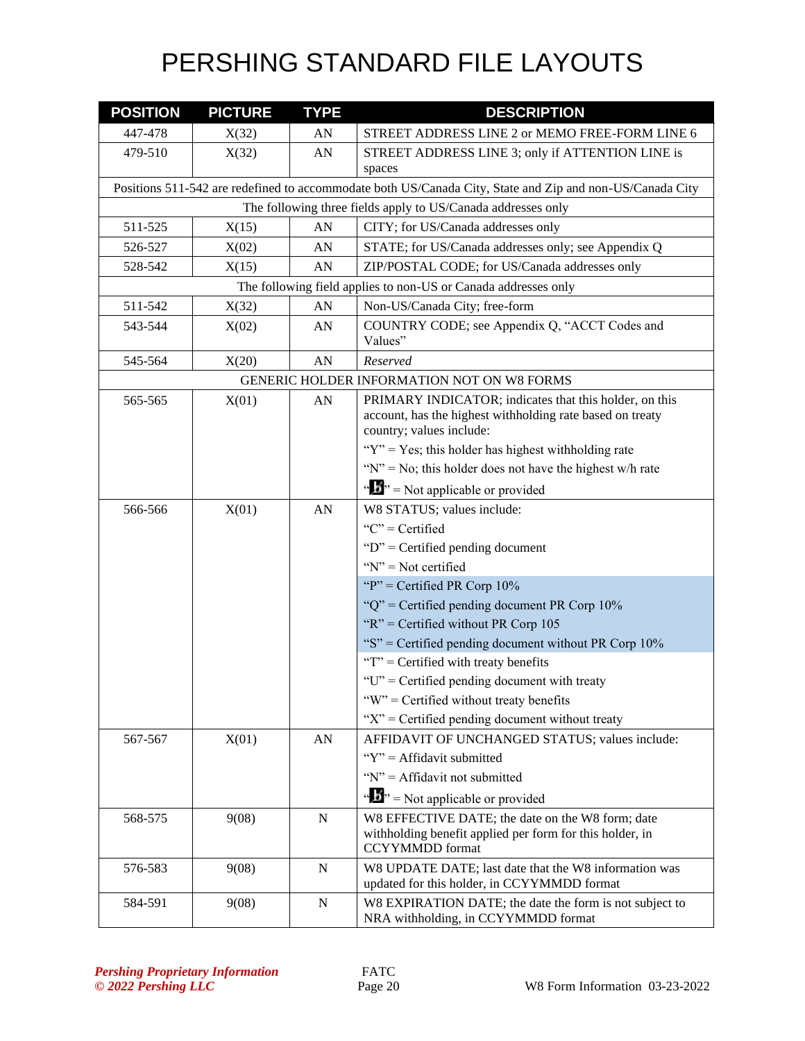# PERSHING STANDARD FILE LAYOUTS

| POSITION | PICTURE | TYPE | DESCRIPTION |
|---|---|---|---|
| 447-478 | X(32) | AN | STREET ADDRESS LINE 2 or MEMO FREE-FORM LINE 6 |
| 479-510 | X(32) | AN | STREET ADDRESS LINE 3; only if ATTENTION LINE is spaces |
| Positions 511-542 are redefined to accommodate both US/Canada City, State and Zip and non-US/Canada City | | | |
| The following three fields apply to US/Canada addresses only | | | |
| 511-525 | X(15) | AN | CITY; for US/Canada addresses only |
| 526-527 | X(02) | AN | STATE; for US/Canada addresses only; see Appendix Q |
| 528-542 | X(15) | AN | ZIP/POSTAL CODE; for US/Canada addresses only |
| The following field applies to non-US or Canada addresses only | | | |
| 511-542 | X(32) | AN | Non-US/Canada City; free-form |
| 543-544 | X(02) | AN | COUNTRY CODE; see Appendix Q, "ACCT Codes and Values" |
| 545-564 | X(20) | AN | *Reserved* |
| GENERIC HOLDER INFORMATION NOT ON W8 FORMS | | | |
| 565-565 | X(01) | AN | PRIMARY INDICATOR; indicates that this holder, on this account, has the highest withholding rate based on treaty country; values include:<br>"Y" = Yes; this holder has highest withholding rate<br>"N" = No; this holder does not have the highest w/h rate<br>"b" = Not applicable or provided |
| 566-566 | X(01) | AN | W8 STATUS; values include:<br>"C" = Certified<br>"D" = Certified pending document<br>"N" = Not certified<br>"P" = Certified PR Corp 10%<br>"Q" = Certified pending document PR Corp 10%<br>"R" = Certified without PR Corp 105<br>"S" = Certified pending document without PR Corp 10%<br>"T" = Certified with treaty benefits<br>"U" = Certified pending document with treaty<br>"W" = Certified without treaty benefits<br>"X" = Certified pending document without treaty |
| 567-567 | X(01) | AN | AFFIDAVIT OF UNCHANGED STATUS; values include:<br>"Y" = Affidavit submitted<br>"N" = Affidavit not submitted<br>"b" = Not applicable or provided |
| 568-575 | 9(08) | N | W8 EFFECTIVE DATE; the date on the W8 form; date withholding benefit applied per form for this holder, in CCYYMMDD format |
| 576-583 | 9(08) | N | W8 UPDATE DATE; last date that the W8 information was updated for this holder, in CCYYMMDD format |
| 584-591 | 9(08) | N | W8 EXPIRATION DATE; the date the form is not subject to NRA withholding, in CCYYMMDD format |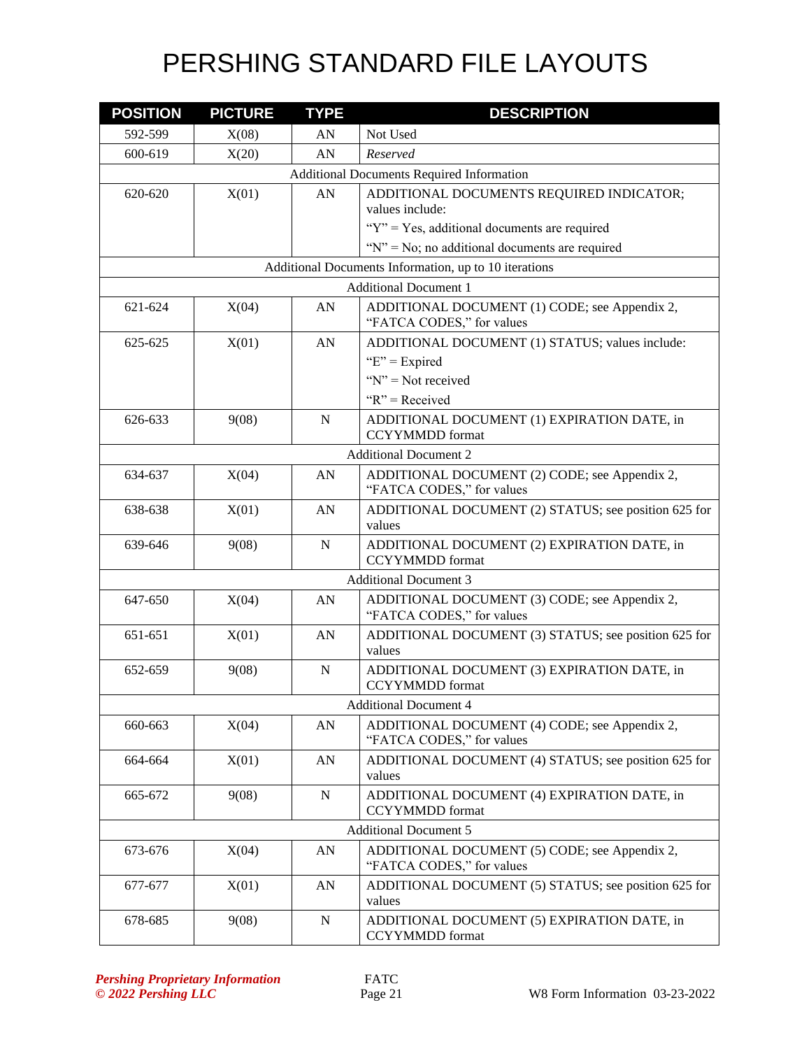# PERSHING STANDARD FILE LAYOUTS

| POSITION | PICTURE | TYPE | DESCRIPTION |
|---|---|---|---|
| 592-599 | X(08) | AN | Not Used |
| 600-619 | X(20) | AN | *Reserved* |
| Additional Documents Required Information | | | |
| 620-620 | X(01) | AN | ADDITIONAL DOCUMENTS REQUIRED INDICATOR; values include:<br>"Y" = Yes, additional documents are required<br>"N" = No; no additional documents are required |
| Additional Documents Information, up to 10 iterations | | | |
| Additional Document 1 | | | |
| 621-624 | X(04) | AN | ADDITIONAL DOCUMENT (1) CODE; see Appendix 2, "FATCA CODES," for values |
| 625-625 | X(01) | AN | ADDITIONAL DOCUMENT (1) STATUS; values include:<br>"E" = Expired<br>"N" = Not received<br>"R" = Received |
| 626-633 | 9(08) | N | ADDITIONAL DOCUMENT (1) EXPIRATION DATE, in CCYYMMDD format |
| Additional Document 2 | | | |
| 634-637 | X(04) | AN | ADDITIONAL DOCUMENT (2) CODE; see Appendix 2, "FATCA CODES," for values |
| 638-638 | X(01) | AN | ADDITIONAL DOCUMENT (2) STATUS; see position 625 for values |
| 639-646 | 9(08) | N | ADDITIONAL DOCUMENT (2) EXPIRATION DATE, in CCYYMMDD format |
| Additional Document 3 | | | |
| 647-650 | X(04) | AN | ADDITIONAL DOCUMENT (3) CODE; see Appendix 2, "FATCA CODES," for values |
| 651-651 | X(01) | AN | ADDITIONAL DOCUMENT (3) STATUS; see position 625 for values |
| 652-659 | 9(08) | N | ADDITIONAL DOCUMENT (3) EXPIRATION DATE, in CCYYMMDD format |
| Additional Document 4 | | | |
| 660-663 | X(04) | AN | ADDITIONAL DOCUMENT (4) CODE; see Appendix 2, "FATCA CODES," for values |
| 664-664 | X(01) | AN | ADDITIONAL DOCUMENT (4) STATUS; see position 625 for values |
| 665-672 | 9(08) | N | ADDITIONAL DOCUMENT (4) EXPIRATION DATE, in CCYYMMDD format |
| Additional Document 5 | | | |
| 673-676 | X(04) | AN | ADDITIONAL DOCUMENT (5) CODE; see Appendix 2, "FATCA CODES," for values |
| 677-677 | X(01) | AN | ADDITIONAL DOCUMENT (5) STATUS; see position 625 for values |
| 678-685 | 9(08) | N | ADDITIONAL DOCUMENT (5) EXPIRATION DATE, in CCYYMMDD format |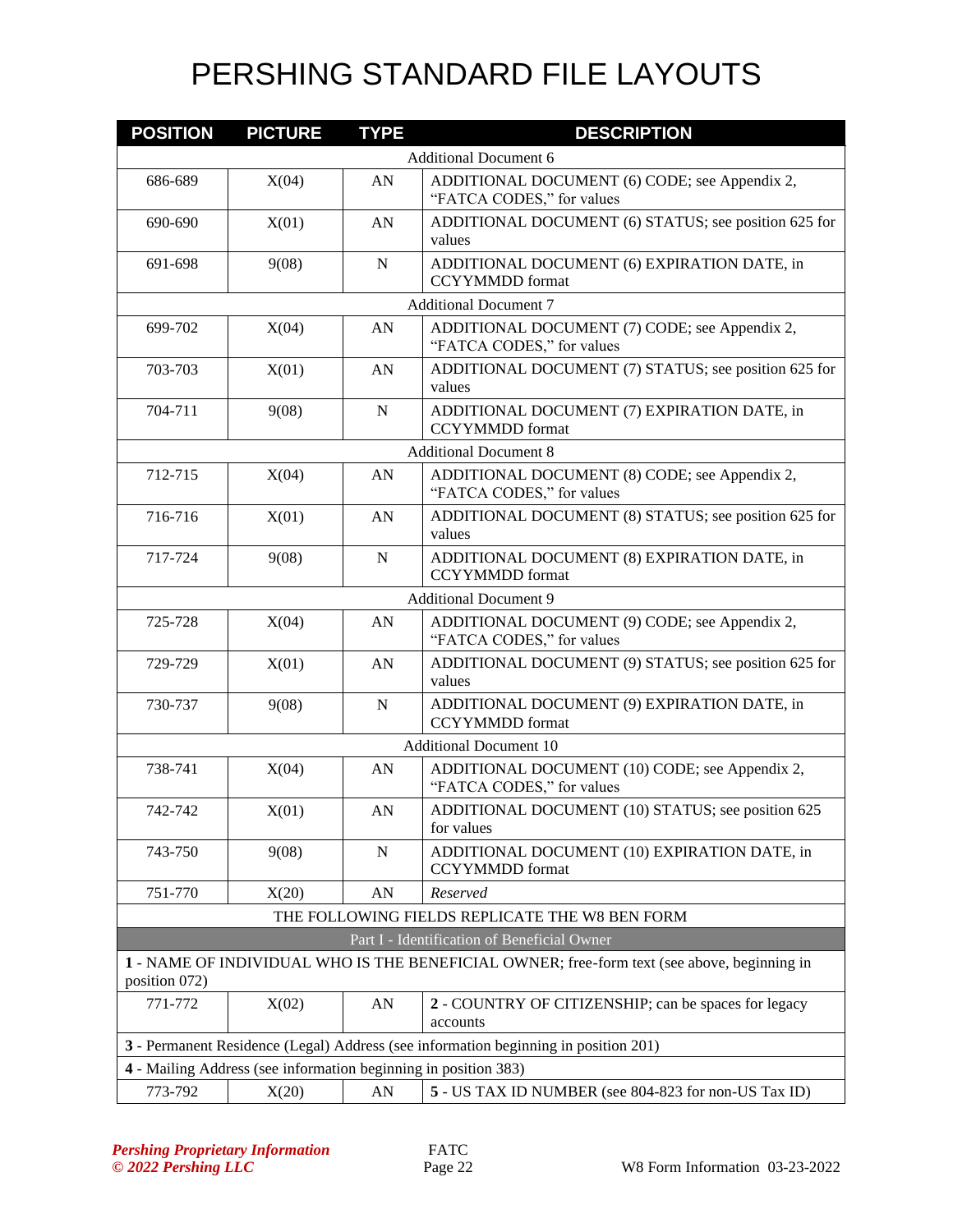# PERSHING STANDARD FILE LAYOUTS

| POSITION | PICTURE | TYPE | DESCRIPTION |
|---|---|---|---|
| Additional Document 6 | | | |
| 686-689 | X(04) | AN | ADDITIONAL DOCUMENT (6) CODE; see Appendix 2, “FATCA CODES,” for values |
| 690-690 | X(01) | AN | ADDITIONAL DOCUMENT (6) STATUS; see position 625 for values |
| 691-698 | 9(08) | N | ADDITIONAL DOCUMENT (6) EXPIRATION DATE, in CCYYMMDD format |
| Additional Document 7 | | | |
| 699-702 | X(04) | AN | ADDITIONAL DOCUMENT (7) CODE; see Appendix 2, “FATCA CODES,” for values |
| 703-703 | X(01) | AN | ADDITIONAL DOCUMENT (7) STATUS; see position 625 for values |
| 704-711 | 9(08) | N | ADDITIONAL DOCUMENT (7) EXPIRATION DATE, in CCYYMMDD format |
| Additional Document 8 | | | |
| 712-715 | X(04) | AN | ADDITIONAL DOCUMENT (8) CODE; see Appendix 2, “FATCA CODES,” for values |
| 716-716 | X(01) | AN | ADDITIONAL DOCUMENT (8) STATUS; see position 625 for values |
| 717-724 | 9(08) | N | ADDITIONAL DOCUMENT (8) EXPIRATION DATE, in CCYYMMDD format |
| Additional Document 9 | | | |
| 725-728 | X(04) | AN | ADDITIONAL DOCUMENT (9) CODE; see Appendix 2, “FATCA CODES,” for values |
| 729-729 | X(01) | AN | ADDITIONAL DOCUMENT (9) STATUS; see position 625 for values |
| 730-737 | 9(08) | N | ADDITIONAL DOCUMENT (9) EXPIRATION DATE, in CCYYMMDD format |
| Additional Document 10 | | | |
| 738-741 | X(04) | AN | ADDITIONAL DOCUMENT (10) CODE; see Appendix 2, “FATCA CODES,” for values |
| 742-742 | X(01) | AN | ADDITIONAL DOCUMENT (10) STATUS; see position 625 for values |
| 743-750 | 9(08) | N | ADDITIONAL DOCUMENT (10) EXPIRATION DATE, in CCYYMMDD format |
| 751-770 | X(20) | AN | *Reserved* |
| THE FOLLOWING FIELDS REPLICATE THE W8 BEN FORM | | | |
| Part I - Identification of Beneficial Owner | | | |
| **1** - NAME OF INDIVIDUAL WHO IS THE BENEFICIAL OWNER; free-form text (see above, beginning in position 072) | | | |
| 771-772 | X(02) | AN | **2** - COUNTRY OF CITIZENSHIP; can be spaces for legacy accounts |
| **3** - Permanent Residence (Legal) Address (see information beginning in position 201) | | | |
| **4** - Mailing Address (see information beginning in position 383) | | | |
| 773-792 | X(20) | AN | **5** - US TAX ID NUMBER (see 804-823 for non-US Tax ID) |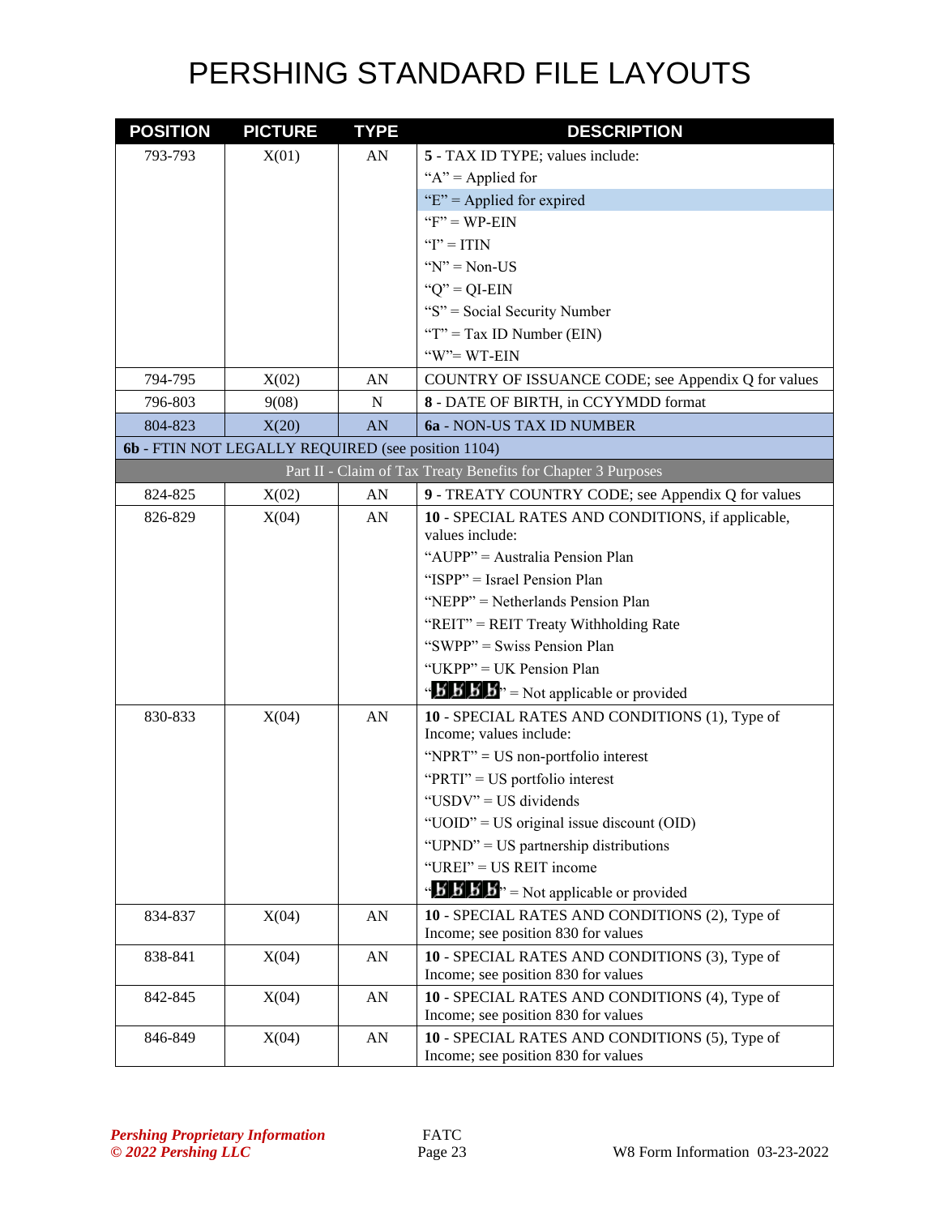# PERSHING STANDARD FILE LAYOUTS

| POSITION | PICTURE | TYPE | DESCRIPTION |
|---|---|---|---|
| 793-793 | X(01) | AN | **5** - TAX ID TYPE; values include:<br>"A" = Applied for<br>"E" = Applied for expired<br>"F" = WP-EIN<br>"I" = ITIN<br>"N" = Non-US<br>"Q" = QI-EIN<br>"S" = Social Security Number<br>"T" = Tax ID Number (EIN)<br>"W"= WT-EIN |
| 794-795 | X(02) | AN | COUNTRY OF ISSUANCE CODE; see Appendix Q for values |
| 796-803 | 9(08) | N | **8** - DATE OF BIRTH, in CCYYMDD format |
| 804-823 | X(20) | AN | **6a** - NON-US TAX ID NUMBER |
| **6b** - FTIN NOT LEGALLY REQUIRED (see position 1104) | | | |
| Part II - Claim of Tax Treaty Benefits for Chapter 3 Purposes | | | |
| 824-825 | X(02) | AN | **9** - TREATY COUNTRY CODE; see Appendix Q for values |
| 826-829 | X(04) | AN | **10** - SPECIAL RATES AND CONDITIONS, if applicable, values include:<br>"AUPP" = Australia Pension Plan<br>"ISPP" = Israel Pension Plan<br>"NEPP" = Netherlands Pension Plan<br>"REIT" = REIT Treaty Withholding Rate<br>"SWPP" = Swiss Pension Plan<br>"UKPP" = UK Pension Plan<br>"bbbb" = Not applicable or provided |
| 830-833 | X(04) | AN | **10** - SPECIAL RATES AND CONDITIONS (1), Type of Income; values include:<br>"NPRT" = US non-portfolio interest<br>"PRTI" = US portfolio interest<br>"USDV" = US dividends<br>"UOID" = US original issue discount (OID)<br>"UPND" = US partnership distributions<br>"UREI" = US REIT income<br>"bbbb" = Not applicable or provided |
| 834-837 | X(04) | AN | **10** - SPECIAL RATES AND CONDITIONS (2), Type of Income; see position 830 for values |
| 838-841 | X(04) | AN | **10** - SPECIAL RATES AND CONDITIONS (3), Type of Income; see position 830 for values |
| 842-845 | X(04) | AN | **10** - SPECIAL RATES AND CONDITIONS (4), Type of Income; see position 830 for values |
| 846-849 | X(04) | AN | **10** - SPECIAL RATES AND CONDITIONS (5), Type of Income; see position 830 for values |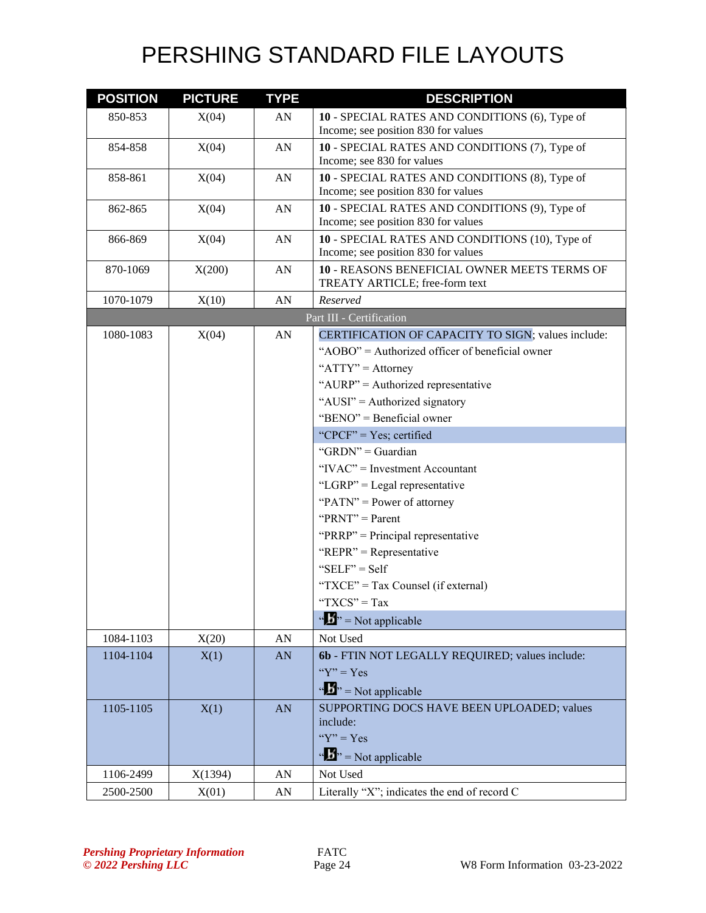# PERSHING STANDARD FILE LAYOUTS

| POSITION | PICTURE | TYPE | DESCRIPTION |
|---|---|---|---|
| 850-853 | X(04) | AN | **10** - SPECIAL RATES AND CONDITIONS (6), Type of Income; see position 830 for values |
| 854-858 | X(04) | AN | **10** - SPECIAL RATES AND CONDITIONS (7), Type of Income; see 830 for values |
| 858-861 | X(04) | AN | **10** - SPECIAL RATES AND CONDITIONS (8), Type of Income; see position 830 for values |
| 862-865 | X(04) | AN | **10** - SPECIAL RATES AND CONDITIONS (9), Type of Income; see position 830 for values |
| 866-869 | X(04) | AN | **10** - SPECIAL RATES AND CONDITIONS (10), Type of Income; see position 830 for values |
| 870-1069 | X(200) | AN | **10** - REASONS BENEFICIAL OWNER MEETS TERMS OF TREATY ARTICLE; free-form text |
| 1070-1079 | X(10) | AN | *Reserved* |
| | | | Part III - Certification |
| 1080-1083 | X(04) | AN | CERTIFICATION OF CAPACITY TO SIGN; values include:<br>"AOBO" = Authorized officer of beneficial owner<br>"ATTY" = Attorney<br>"AURP" = Authorized representative<br>"AUSI" = Authorized signatory<br>"BENO" = Beneficial owner<br>"CPCF" = Yes; certified<br>"GRDN" = Guardian<br>"IVAC" = Investment Accountant<br>"LGRP" = Legal representative<br>"PATN" = Power of attorney<br>"PRNT" = Parent<br>"PRRP" = Principal representative<br>"REPR" = Representative<br>"SELF" = Self<br>"TXCE" = Tax Counsel (if external)<br>"TXCS" = Tax<br>"b̸" = Not applicable |
| 1084-1103 | X(20) | AN | Not Used |
| 1104-1104 | X(1) | AN | **6b** - FTIN NOT LEGALLY REQUIRED; values include:<br>"Y" = Yes<br>"b̸" = Not applicable |
| 1105-1105 | X(1) | AN | SUPPORTING DOCS HAVE BEEN UPLOADED; values include:<br>"Y" = Yes<br>"b̸" = Not applicable |
| 1106-2499 | X(1394) | AN | Not Used |
| 2500-2500 | X(01) | AN | Literally "X"; indicates the end of record C |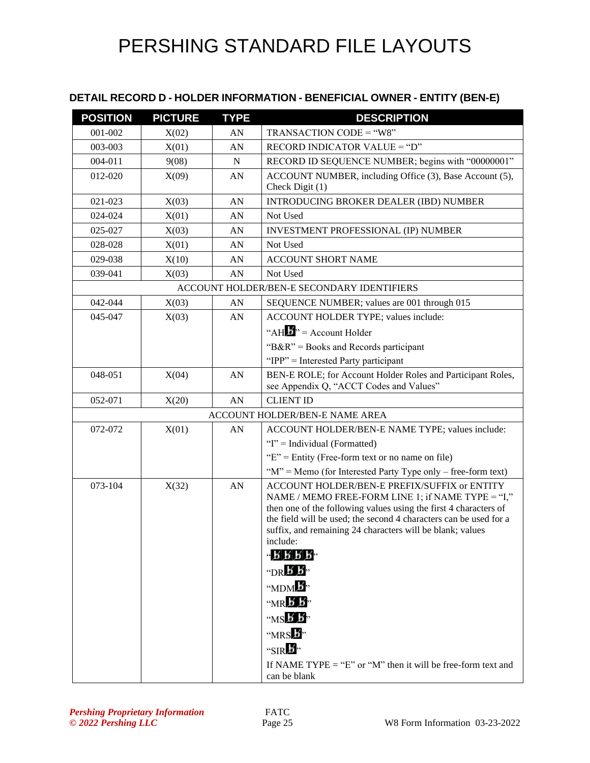# PERSHING STANDARD FILE LAYOUTS

## DETAIL RECORD D - HOLDER INFORMATION - BENEFICIAL OWNER - ENTITY (BEN-E)

| POSITION | PICTURE | TYPE | DESCRIPTION |
|---|---|---|---|
| 001-002 | X(02) | AN | TRANSACTION CODE = "W8" |
| 003-003 | X(01) | AN | RECORD INDICATOR VALUE = "D" |
| 004-011 | 9(08) | N | RECORD ID SEQUENCE NUMBER; begins with "00000001" |
| 012-020 | X(09) | AN | ACCOUNT NUMBER, including Office (3), Base Account (5), Check Digit (1) |
| 021-023 | X(03) | AN | INTRODUCING BROKER DEALER (IBD) NUMBER |
| 024-024 | X(01) | AN | Not Used |
| 025-027 | X(03) | AN | INVESTMENT PROFESSIONAL (IP) NUMBER |
| 028-028 | X(01) | AN | Not Used |
| 029-038 | X(10) | AN | ACCOUNT SHORT NAME |
| 039-041 | X(03) | AN | Not Used |
| ACCOUNT HOLDER/BEN-E SECONDARY IDENTIFIERS | | | |
| 042-044 | X(03) | AN | SEQUENCE NUMBER; values are 001 through 015 |
| 045-047 | X(03) | AN | ACCOUNT HOLDER TYPE; values include:<br>"AHƀ" = Account Holder<br>"B&R" = Books and Records participant<br>"IPP" = Interested Party participant |
| 048-051 | X(04) | AN | BEN-E ROLE; for Account Holder Roles and Participant Roles, see Appendix Q, "ACCT Codes and Values" |
| 052-071 | X(20) | AN | CLIENT ID |
| ACCOUNT HOLDER/BEN-E NAME AREA | | | |
| 072-072 | X(01) | AN | ACCOUNT HOLDER/BEN-E NAME TYPE; values include:<br>"I" = Individual (Formatted)<br>"E" = Entity (Free-form text or no name on file)<br>"M" = Memo (for Interested Party Type only – free-form text) |
| 073-104 | X(32) | AN | ACCOUNT HOLDER/BEN-E PREFIX/SUFFIX or ENTITY NAME / MEMO FREE-FORM LINE 1; if NAME TYPE = "I," then one of the following values using the first 4 characters of the field will be used; the second 4 characters can be used for a suffix, and remaining 24 characters will be blank; values include:<br>"ƀƀƀƀ"<br>"DRƀƀ"<br>"MDMƀ"<br>"MRƀƀ"<br>"MSƀƀ"<br>"MRSƀ"<br>"SIRƀ"<br>If NAME TYPE = "E" or "M" then it will be free-form text and can be blank |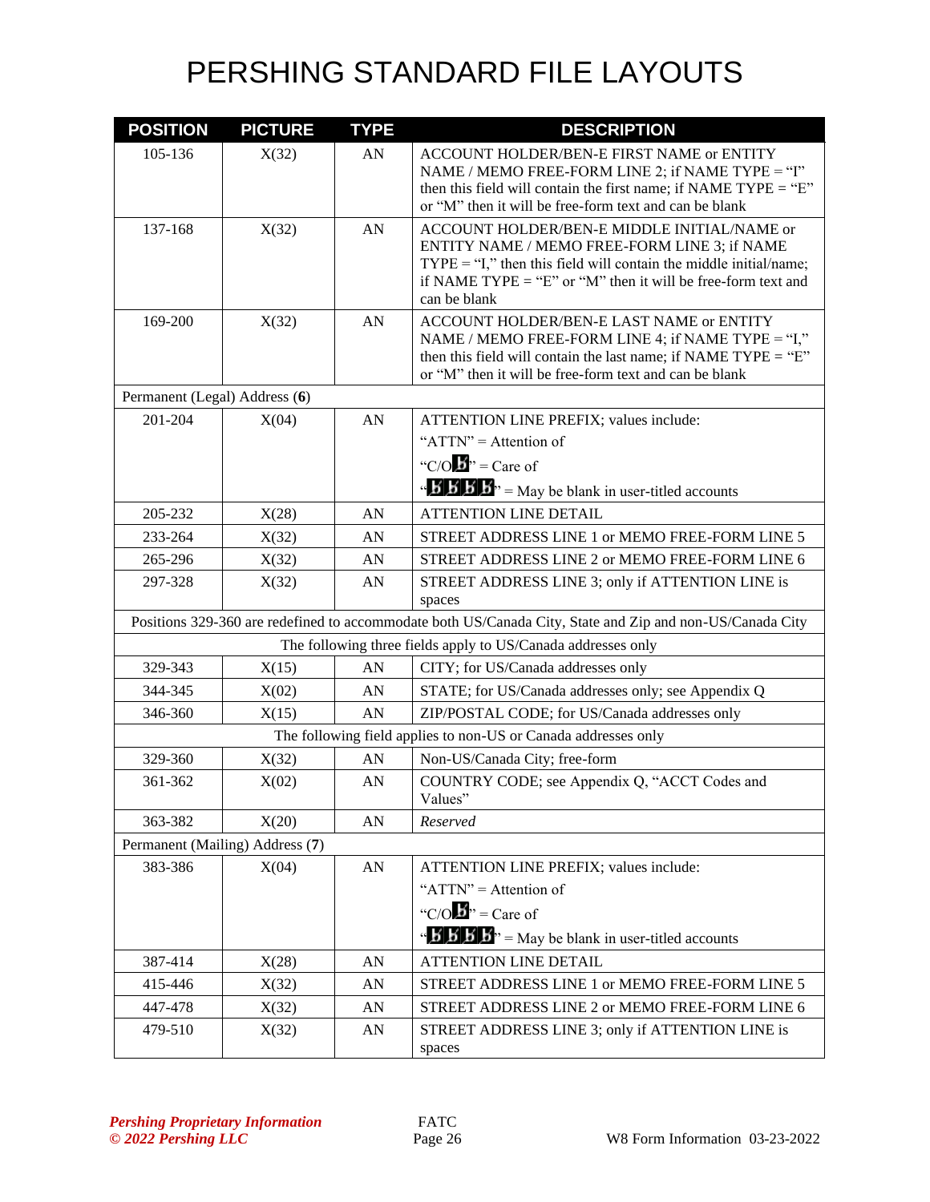# PERSHING STANDARD FILE LAYOUTS

| POSITION | PICTURE | TYPE | DESCRIPTION |
|---|---|---|---|
| 105-136 | X(32) | AN | ACCOUNT HOLDER/BEN-E FIRST NAME or ENTITY NAME / MEMO FREE-FORM LINE 2; if NAME TYPE = "I" then this field will contain the first name; if NAME TYPE = "E" or "M" then it will be free-form text and can be blank |
| 137-168 | X(32) | AN | ACCOUNT HOLDER/BEN-E MIDDLE INITIAL/NAME or ENTITY NAME / MEMO FREE-FORM LINE 3; if NAME TYPE = "I," then this field will contain the middle initial/name; if NAME TYPE = "E" or "M" then it will be free-form text and can be blank |
| 169-200 | X(32) | AN | ACCOUNT HOLDER/BEN-E LAST NAME or ENTITY NAME / MEMO FREE-FORM LINE 4; if NAME TYPE = "I," then this field will contain the last name; if NAME TYPE = "E" or "M" then it will be free-form text and can be blank |
| Permanent (Legal) Address (**6**) | | | |
| 201-204 | X(04) | AN | ATTENTION LINE PREFIX; values include:<br>"ATTN" = Attention of<br>"C/Ob" = Care of<br>"bbbb" = May be blank in user-titled accounts |
| 205-232 | X(28) | AN | ATTENTION LINE DETAIL |
| 233-264 | X(32) | AN | STREET ADDRESS LINE 1 or MEMO FREE-FORM LINE 5 |
| 265-296 | X(32) | AN | STREET ADDRESS LINE 2 or MEMO FREE-FORM LINE 6 |
| 297-328 | X(32) | AN | STREET ADDRESS LINE 3; only if ATTENTION LINE is spaces |
| Positions 329-360 are redefined to accommodate both US/Canada City, State and Zip and non-US/Canada City | | | |
| The following three fields apply to US/Canada addresses only | | | |
| 329-343 | X(15) | AN | CITY; for US/Canada addresses only |
| 344-345 | X(02) | AN | STATE; for US/Canada addresses only; see Appendix Q |
| 346-360 | X(15) | AN | ZIP/POSTAL CODE; for US/Canada addresses only |
| The following field applies to non-US or Canada addresses only | | | |
| 329-360 | X(32) | AN | Non-US/Canada City; free-form |
| 361-362 | X(02) | AN | COUNTRY CODE; see Appendix Q, "ACCT Codes and Values" |
| 363-382 | X(20) | AN | *Reserved* |
| Permanent (Mailing) Address (**7**) | | | |
| 383-386 | X(04) | AN | ATTENTION LINE PREFIX; values include:<br>"ATTN" = Attention of<br>"C/Ob" = Care of<br>"bbbb" = May be blank in user-titled accounts |
| 387-414 | X(28) | AN | ATTENTION LINE DETAIL |
| 415-446 | X(32) | AN | STREET ADDRESS LINE 1 or MEMO FREE-FORM LINE 5 |
| 447-478 | X(32) | AN | STREET ADDRESS LINE 2 or MEMO FREE-FORM LINE 6 |
| 479-510 | X(32) | AN | STREET ADDRESS LINE 3; only if ATTENTION LINE is spaces |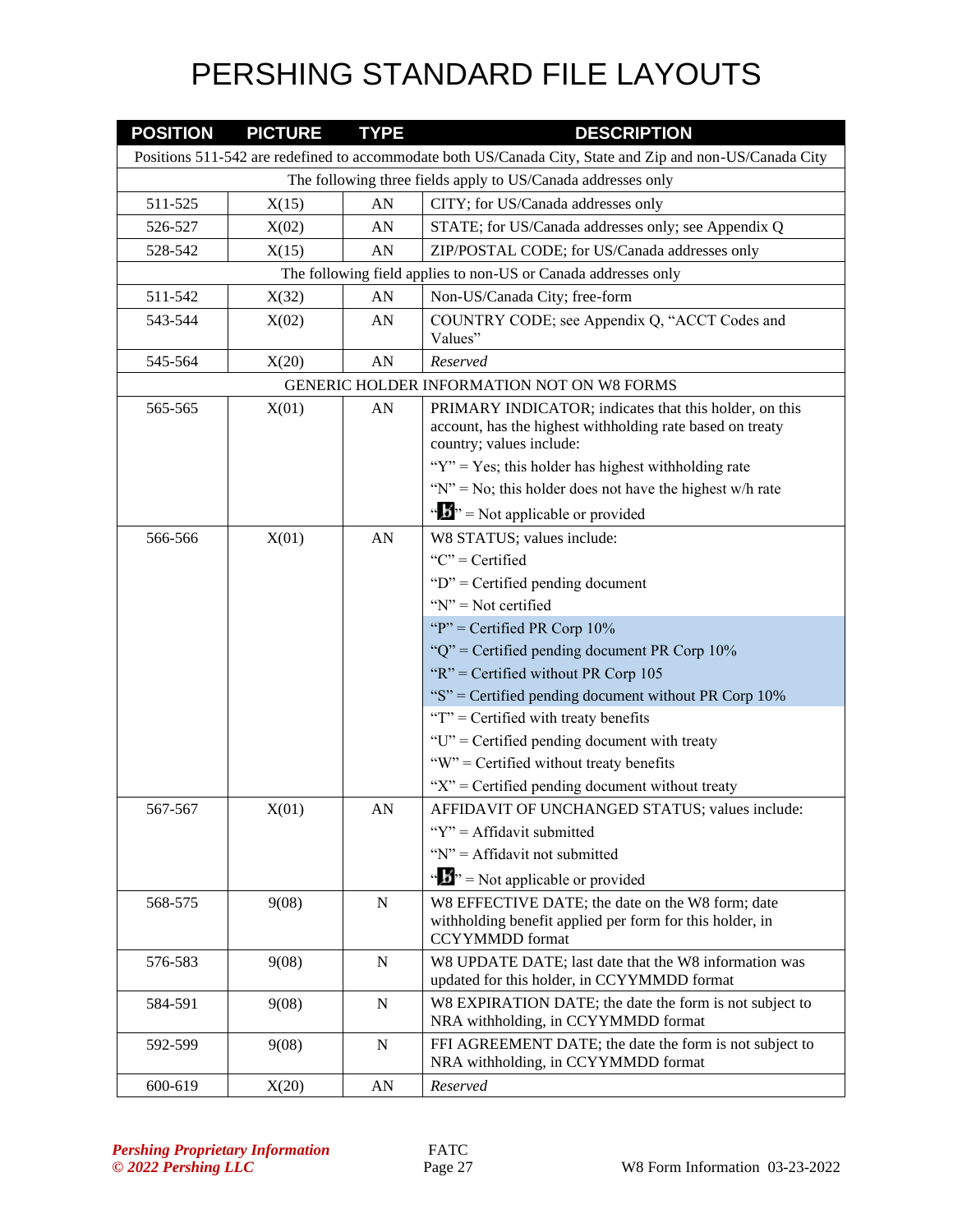# PERSHING STANDARD FILE LAYOUTS

| POSITION | PICTURE | TYPE | DESCRIPTION |
|---|---|---|---|
| Positions 511-542 are redefined to accommodate both US/Canada City, State and Zip and non-US/Canada City | | | |
| The following three fields apply to US/Canada addresses only | | | |
| 511-525 | X(15) | AN | CITY; for US/Canada addresses only |
| 526-527 | X(02) | AN | STATE; for US/Canada addresses only; see Appendix Q |
| 528-542 | X(15) | AN | ZIP/POSTAL CODE; for US/Canada addresses only |
| The following field applies to non-US or Canada addresses only | | | |
| 511-542 | X(32) | AN | Non-US/Canada City; free-form |
| 543-544 | X(02) | AN | COUNTRY CODE; see Appendix Q, "ACCT Codes and Values" |
| 545-564 | X(20) | AN | *Reserved* |
| GENERIC HOLDER INFORMATION NOT ON W8 FORMS | | | |
| 565-565 | X(01) | AN | PRIMARY INDICATOR; indicates that this holder, on this account, has the highest withholding rate based on treaty country; values include:<br>"Y" = Yes; this holder has highest withholding rate<br>"N" = No; this holder does not have the highest w/h rate<br>"b" = Not applicable or provided |
| 566-566 | X(01) | AN | W8 STATUS; values include:<br>"C" = Certified<br>"D" = Certified pending document<br>"N" = Not certified<br>"P" = Certified PR Corp 10%<br>"Q" = Certified pending document PR Corp 10%<br>"R" = Certified without PR Corp 105<br>"S" = Certified pending document without PR Corp 10%<br>"T" = Certified with treaty benefits<br>"U" = Certified pending document with treaty<br>"W" = Certified without treaty benefits<br>"X" = Certified pending document without treaty |
| 567-567 | X(01) | AN | AFFIDAVIT OF UNCHANGED STATUS; values include:<br>"Y" = Affidavit submitted<br>"N" = Affidavit not submitted<br>"b" = Not applicable or provided |
| 568-575 | 9(08) | N | W8 EFFECTIVE DATE; the date on the W8 form; date withholding benefit applied per form for this holder, in CCYYMMDD format |
| 576-583 | 9(08) | N | W8 UPDATE DATE; last date that the W8 information was updated for this holder, in CCYYMMDD format |
| 584-591 | 9(08) | N | W8 EXPIRATION DATE; the date the form is not subject to NRA withholding, in CCYYMMDD format |
| 592-599 | 9(08) | N | FFI AGREEMENT DATE; the date the form is not subject to NRA withholding, in CCYYMMDD format |
| 600-619 | X(20) | AN | *Reserved* |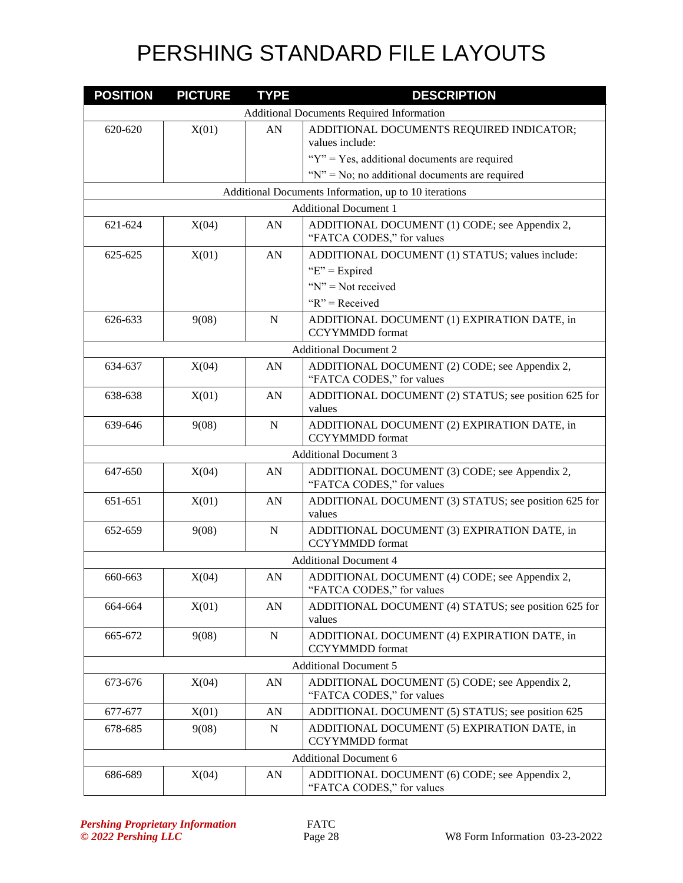# PERSHING STANDARD FILE LAYOUTS

| POSITION | PICTURE | TYPE | DESCRIPTION |
|---|---|---|---|
| Additional Documents Required Information | | | |
| 620-620 | X(01) | AN | ADDITIONAL DOCUMENTS REQUIRED INDICATOR; values include:<br>"Y" = Yes, additional documents are required<br>"N" = No; no additional documents are required |
| Additional Documents Information, up to 10 iterations | | | |
| Additional Document 1 | | | |
| 621-624 | X(04) | AN | ADDITIONAL DOCUMENT (1) CODE; see Appendix 2, "FATCA CODES," for values |
| 625-625 | X(01) | AN | ADDITIONAL DOCUMENT (1) STATUS; values include:<br>"E" = Expired<br>"N" = Not received<br>"R" = Received |
| 626-633 | 9(08) | N | ADDITIONAL DOCUMENT (1) EXPIRATION DATE, in CCYYMMDD format |
| Additional Document 2 | | | |
| 634-637 | X(04) | AN | ADDITIONAL DOCUMENT (2) CODE; see Appendix 2, "FATCA CODES," for values |
| 638-638 | X(01) | AN | ADDITIONAL DOCUMENT (2) STATUS; see position 625 for values |
| 639-646 | 9(08) | N | ADDITIONAL DOCUMENT (2) EXPIRATION DATE, in CCYYMMDD format |
| Additional Document 3 | | | |
| 647-650 | X(04) | AN | ADDITIONAL DOCUMENT (3) CODE; see Appendix 2, "FATCA CODES," for values |
| 651-651 | X(01) | AN | ADDITIONAL DOCUMENT (3) STATUS; see position 625 for values |
| 652-659 | 9(08) | N | ADDITIONAL DOCUMENT (3) EXPIRATION DATE, in CCYYMMDD format |
| Additional Document 4 | | | |
| 660-663 | X(04) | AN | ADDITIONAL DOCUMENT (4) CODE; see Appendix 2, "FATCA CODES," for values |
| 664-664 | X(01) | AN | ADDITIONAL DOCUMENT (4) STATUS; see position 625 for values |
| 665-672 | 9(08) | N | ADDITIONAL DOCUMENT (4) EXPIRATION DATE, in CCYYMMDD format |
| Additional Document 5 | | | |
| 673-676 | X(04) | AN | ADDITIONAL DOCUMENT (5) CODE; see Appendix 2, "FATCA CODES," for values |
| 677-677 | X(01) | AN | ADDITIONAL DOCUMENT (5) STATUS; see position 625 |
| 678-685 | 9(08) | N | ADDITIONAL DOCUMENT (5) EXPIRATION DATE, in CCYYMMDD format |
| Additional Document 6 | | | |
| 686-689 | X(04) | AN | ADDITIONAL DOCUMENT (6) CODE; see Appendix 2, "FATCA CODES," for values |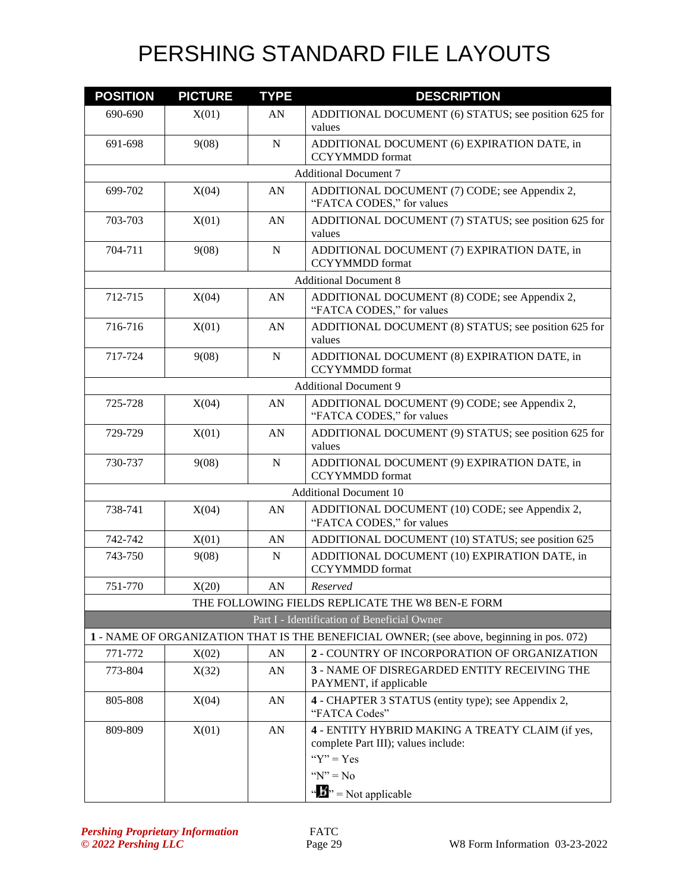# PERSHING STANDARD FILE LAYOUTS

| POSITION | PICTURE | TYPE | DESCRIPTION |
|---|---|---|---|
| 690-690 | X(01) | AN | ADDITIONAL DOCUMENT (6) STATUS; see position 625 for values |
| 691-698 | 9(08) | N | ADDITIONAL DOCUMENT (6) EXPIRATION DATE, in CCYYMMDD format |
| | | | Additional Document 7 |
| 699-702 | X(04) | AN | ADDITIONAL DOCUMENT (7) CODE; see Appendix 2, "FATCA CODES," for values |
| 703-703 | X(01) | AN | ADDITIONAL DOCUMENT (7) STATUS; see position 625 for values |
| 704-711 | 9(08) | N | ADDITIONAL DOCUMENT (7) EXPIRATION DATE, in CCYYMMDD format |
| | | | Additional Document 8 |
| 712-715 | X(04) | AN | ADDITIONAL DOCUMENT (8) CODE; see Appendix 2, "FATCA CODES," for values |
| 716-716 | X(01) | AN | ADDITIONAL DOCUMENT (8) STATUS; see position 625 for values |
| 717-724 | 9(08) | N | ADDITIONAL DOCUMENT (8) EXPIRATION DATE, in CCYYMMDD format |
| | | | Additional Document 9 |
| 725-728 | X(04) | AN | ADDITIONAL DOCUMENT (9) CODE; see Appendix 2, "FATCA CODES," for values |
| 729-729 | X(01) | AN | ADDITIONAL DOCUMENT (9) STATUS; see position 625 for values |
| 730-737 | 9(08) | N | ADDITIONAL DOCUMENT (9) EXPIRATION DATE, in CCYYMMDD format |
| | | | Additional Document 10 |
| 738-741 | X(04) | AN | ADDITIONAL DOCUMENT (10) CODE; see Appendix 2, "FATCA CODES," for values |
| 742-742 | X(01) | AN | ADDITIONAL DOCUMENT (10) STATUS; see position 625 |
| 743-750 | 9(08) | N | ADDITIONAL DOCUMENT (10) EXPIRATION DATE, in CCYYMMDD format |
| 751-770 | X(20) | AN | *Reserved* |
| | | | THE FOLLOWING FIELDS REPLICATE THE W8 BEN-E FORM |
| | | | Part I - Identification of Beneficial Owner |
| | | | 1 - NAME OF ORGANIZATION THAT IS THE BENEFICIAL OWNER; (see above, beginning in pos. 072) |
| 771-772 | X(02) | AN | 2 - COUNTRY OF INCORPORATION OF ORGANIZATION |
| 773-804 | X(32) | AN | 3 - NAME OF DISREGARDED ENTITY RECEIVING THE PAYMENT, if applicable |
| 805-808 | X(04) | AN | 4 - CHAPTER 3 STATUS (entity type); see Appendix 2, "FATCA Codes" |
| 809-809 | X(01) | AN | 4 - ENTITY HYBRID MAKING A TREATY CLAIM (if yes, complete Part III); values include:<br>"Y" = Yes<br>"N" = No<br>"b" = Not applicable |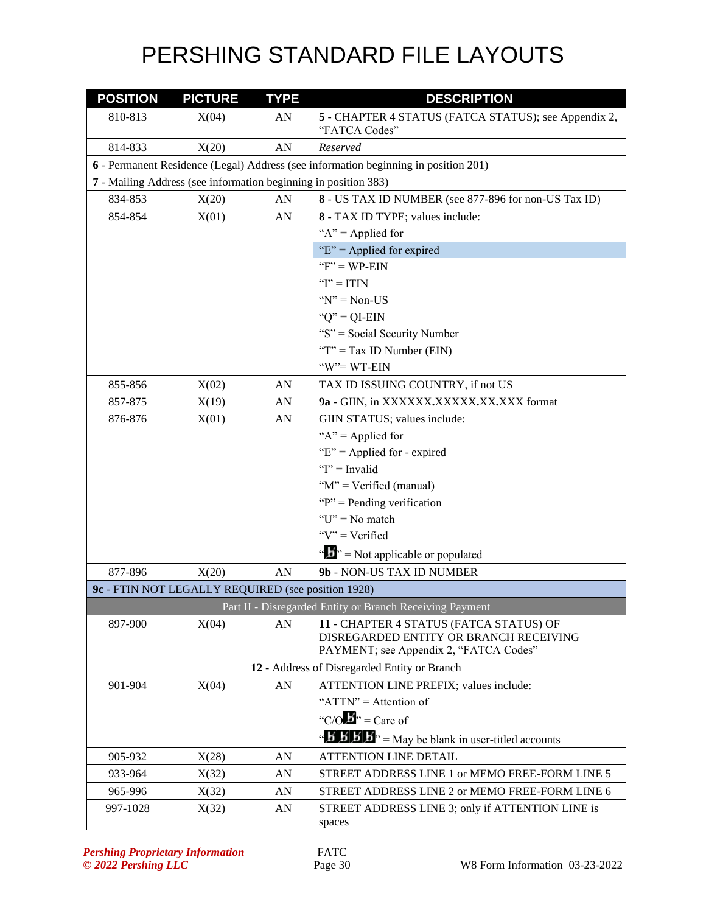# PERSHING STANDARD FILE LAYOUTS

| POSITION | PICTURE | TYPE | DESCRIPTION |
|---|---|---|---|
| 810-813 | X(04) | AN | **5** - CHAPTER 4 STATUS (FATCA STATUS); see Appendix 2, "FATCA Codes" |
| 814-833 | X(20) | AN | *Reserved* |
| **6** - Permanent Residence (Legal) Address (see information beginning in position 201) | | | |
| **7** - Mailing Address (see information beginning in position 383) | | | |
| 834-853 | X(20) | AN | **8** - US TAX ID NUMBER (see 877-896 for non-US Tax ID) |
| 854-854 | X(01) | AN | **8** - TAX ID TYPE; values include:<br>"A" = Applied for<br>"E" = Applied for expired<br>"F" = WP-EIN<br>"I" = ITIN<br>"N" = Non-US<br>"Q" = QI-EIN<br>"S" = Social Security Number<br>"T" = Tax ID Number (EIN)<br>"W"= WT-EIN |
| 855-856 | X(02) | AN | TAX ID ISSUING COUNTRY, if not US |
| 857-875 | X(19) | AN | **9a** - GIIN, in XXXXXX**.**XXXXX**.**XX**.**XXX format |
| 876-876 | X(01) | AN | GIIN STATUS; values include:<br>"A" = Applied for<br>"E" = Applied for - expired<br>"I" = Invalid<br>"M" = Verified (manual)<br>"P" = Pending verification<br>"U" = No match<br>"V" = Verified<br>"b̸" = Not applicable or populated |
| 877-896 | X(20) | AN | **9b** - NON-US TAX ID NUMBER |
| **9c** - FTIN NOT LEGALLY REQUIRED (see position 1928) | | | |
| Part II - Disregarded Entity or Branch Receiving Payment | | | |
| 897-900 | X(04) | AN | **11** - CHAPTER 4 STATUS (FATCA STATUS) OF DISREGARDED ENTITY OR BRANCH RECEIVING PAYMENT; see Appendix 2, "FATCA Codes" |
| **12** - Address of Disregarded Entity or Branch | | | |
| 901-904 | X(04) | AN | ATTENTION LINE PREFIX; values include:<br>"ATTN" = Attention of<br>"C/Ob̸" = Care of<br>"b̸b̸b̸b̸" = May be blank in user-titled accounts |
| 905-932 | X(28) | AN | ATTENTION LINE DETAIL |
| 933-964 | X(32) | AN | STREET ADDRESS LINE 1 or MEMO FREE-FORM LINE 5 |
| 965-996 | X(32) | AN | STREET ADDRESS LINE 2 or MEMO FREE-FORM LINE 6 |
| 997-1028 | X(32) | AN | STREET ADDRESS LINE 3; only if ATTENTION LINE is spaces |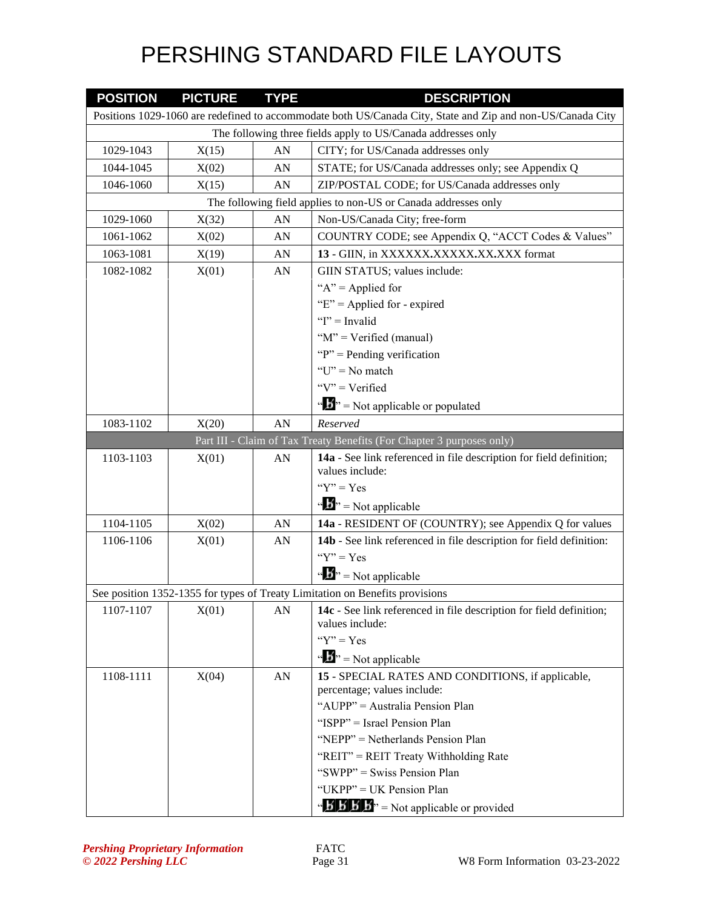# PERSHING STANDARD FILE LAYOUTS

| POSITION | PICTURE | TYPE | DESCRIPTION |
|---|---|---|---|
| Positions 1029-1060 are redefined to accommodate both US/Canada City, State and Zip and non-US/Canada City | | | |
| The following three fields apply to US/Canada addresses only | | | |
| 1029-1043 | X(15) | AN | CITY; for US/Canada addresses only |
| 1044-1045 | X(02) | AN | STATE; for US/Canada addresses only; see Appendix Q |
| 1046-1060 | X(15) | AN | ZIP/POSTAL CODE; for US/Canada addresses only |
| The following field applies to non-US or Canada addresses only | | | |
| 1029-1060 | X(32) | AN | Non-US/Canada City; free-form |
| 1061-1062 | X(02) | AN | COUNTRY CODE; see Appendix Q, "ACCT Codes & Values" |
| 1063-1081 | X(19) | AN | **13** - GIIN, in XXXXXX**.**XXXXX**.**XX**.**XXX format |
| 1082-1082 | X(01) | AN | GIIN STATUS; values include:<br>"A" = Applied for<br>"E" = Applied for - expired<br>"I" = Invalid<br>"M" = Verified (manual)<br>"P" = Pending verification<br>"U" = No match<br>"V" = Verified<br>"b" = Not applicable or populated |
| 1083-1102 | X(20) | AN | *Reserved* |
| Part III - Claim of Tax Treaty Benefits (For Chapter 3 purposes only) | | | |
| 1103-1103 | X(01) | AN | **14a** - See link referenced in file description for field definition; values include:<br>"Y" = Yes<br>"b" = Not applicable |
| 1104-1105 | X(02) | AN | **14a** - RESIDENT OF (COUNTRY); see Appendix Q for values |
| 1106-1106 | X(01) | AN | **14b** - See link referenced in file description for field definition:<br>"Y" = Yes<br>"b" = Not applicable |
| See position 1352-1355 for types of Treaty Limitation on Benefits provisions | | | |
| 1107-1107 | X(01) | AN | **14c** - See link referenced in file description for field definition; values include:<br>"Y" = Yes<br>"b" = Not applicable |
| 1108-1111 | X(04) | AN | **15** - SPECIAL RATES AND CONDITIONS, if applicable, percentage; values include:<br>"AUPP" = Australia Pension Plan<br>"ISPP" = Israel Pension Plan<br>"NEPP" = Netherlands Pension Plan<br>"REIT" = REIT Treaty Withholding Rate<br>"SWPP" = Swiss Pension Plan<br>"UKPP" = UK Pension Plan<br>"bbbb" = Not applicable or provided |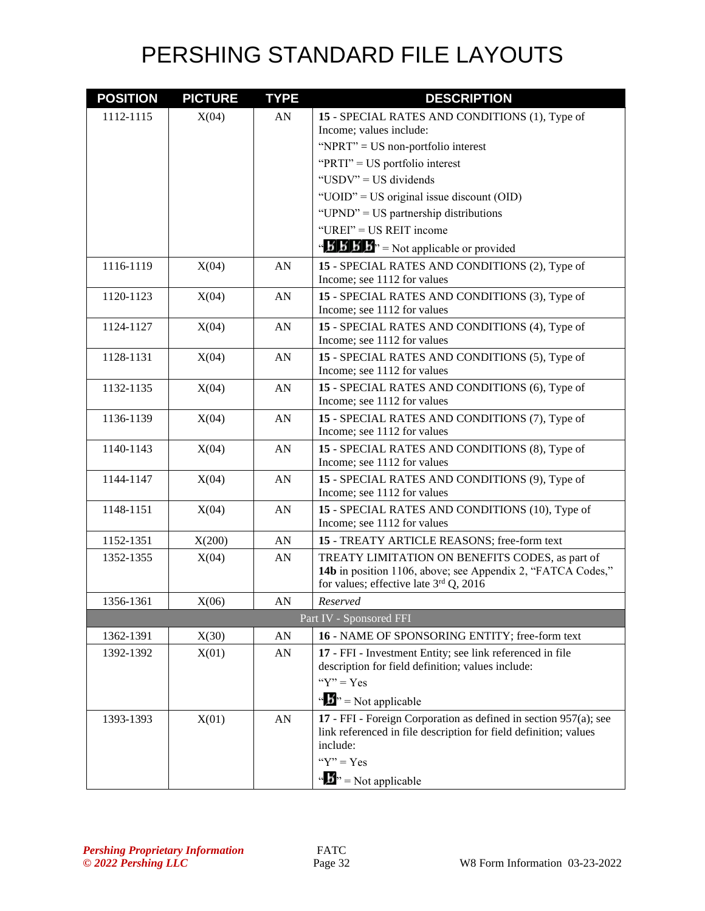# PERSHING STANDARD FILE LAYOUTS

| POSITION | PICTURE | TYPE | DESCRIPTION |
|---|---|---|---|
| 1112-1115 | X(04) | AN | **15** - SPECIAL RATES AND CONDITIONS (1), Type of Income; values include:<br>"NPRT" = US non-portfolio interest<br>"PRTI" = US portfolio interest<br>"USDV" = US dividends<br>"UOID" = US original issue discount (OID)<br>"UPND" = US partnership distributions<br>"UREI" = US REIT income<br>"bbbb" = Not applicable or provided |
| 1116-1119 | X(04) | AN | **15** - SPECIAL RATES AND CONDITIONS (2), Type of Income; see 1112 for values |
| 1120-1123 | X(04) | AN | **15** - SPECIAL RATES AND CONDITIONS (3), Type of Income; see 1112 for values |
| 1124-1127 | X(04) | AN | **15** - SPECIAL RATES AND CONDITIONS (4), Type of Income; see 1112 for values |
| 1128-1131 | X(04) | AN | **15** - SPECIAL RATES AND CONDITIONS (5), Type of Income; see 1112 for values |
| 1132-1135 | X(04) | AN | **15** - SPECIAL RATES AND CONDITIONS (6), Type of Income; see 1112 for values |
| 1136-1139 | X(04) | AN | **15** - SPECIAL RATES AND CONDITIONS (7), Type of Income; see 1112 for values |
| 1140-1143 | X(04) | AN | **15** - SPECIAL RATES AND CONDITIONS (8), Type of Income; see 1112 for values |
| 1144-1147 | X(04) | AN | **15** - SPECIAL RATES AND CONDITIONS (9), Type of Income; see 1112 for values |
| 1148-1151 | X(04) | AN | **15** - SPECIAL RATES AND CONDITIONS (10), Type of Income; see 1112 for values |
| 1152-1351 | X(200) | AN | **15** - TREATY ARTICLE REASONS; free-form text |
| 1352-1355 | X(04) | AN | TREATY LIMITATION ON BENEFITS CODES, as part of **14b** in position 1106, above; see Appendix 2, "FATCA Codes," for values; effective late 3rd Q, 2016 |
| 1356-1361 | X(06) | AN | *Reserved* |
| | | | Part IV - Sponsored FFI |
| 1362-1391 | X(30) | AN | **16** - NAME OF SPONSORING ENTITY; free-form text |
| 1392-1392 | X(01) | AN | **17** - FFI - Investment Entity; see link referenced in file description for field definition; values include:<br>"Y" = Yes<br>"b" = Not applicable |
| 1393-1393 | X(01) | AN | **17** - FFI - Foreign Corporation as defined in section 957(a); see link referenced in file description for field definition; values include:<br>"Y" = Yes<br>"b" = Not applicable |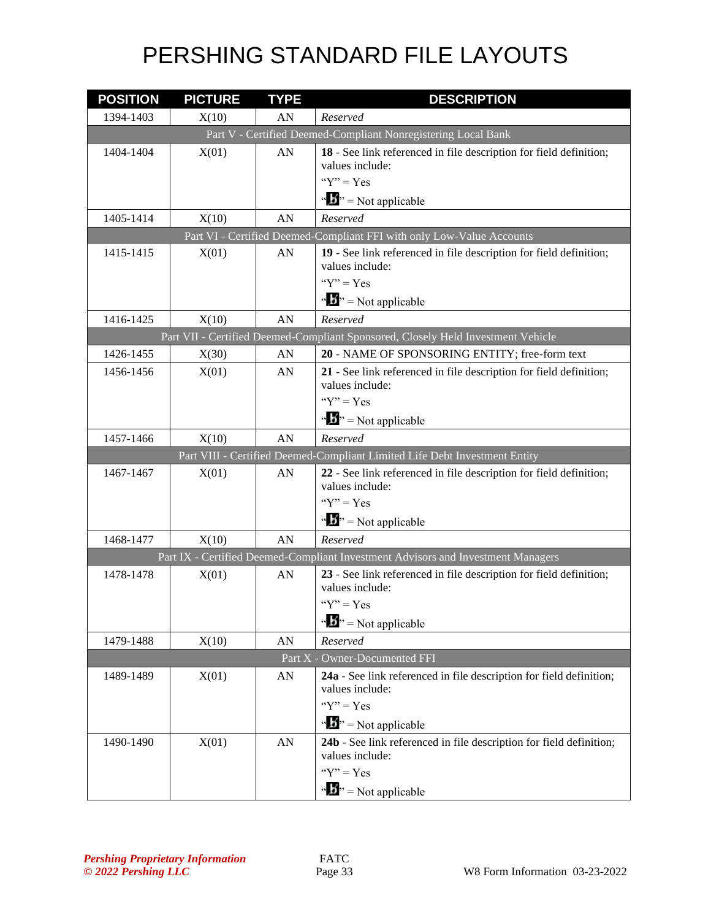# PERSHING STANDARD FILE LAYOUTS

| POSITION | PICTURE | TYPE | DESCRIPTION |
|---|---|---|---|
| 1394-1403 | X(10) | AN | *Reserved* |
| | | | Part V - Certified Deemed-Compliant Nonregistering Local Bank |
| 1404-1404 | X(01) | AN | **18** - See link referenced in file description for field definition; values include:<br>"Y" = Yes<br>"b" = Not applicable |
| 1405-1414 | X(10) | AN | *Reserved* |
| | | | Part VI - Certified Deemed-Compliant FFI with only Low-Value Accounts |
| 1415-1415 | X(01) | AN | **19** - See link referenced in file description for field definition; values include:<br>"Y" = Yes<br>"b" = Not applicable |
| 1416-1425 | X(10) | AN | *Reserved* |
| | | | Part VII - Certified Deemed-Compliant Sponsored, Closely Held Investment Vehicle |
| 1426-1455 | X(30) | AN | **20** - NAME OF SPONSORING ENTITY; free-form text |
| 1456-1456 | X(01) | AN | **21** - See link referenced in file description for field definition; values include:<br>"Y" = Yes<br>"b" = Not applicable |
| 1457-1466 | X(10) | AN | *Reserved* |
| | | | Part VIII - Certified Deemed-Compliant Limited Life Debt Investment Entity |
| 1467-1467 | X(01) | AN | **22** - See link referenced in file description for field definition; values include:<br>"Y" = Yes<br>"b" = Not applicable |
| 1468-1477 | X(10) | AN | *Reserved* |
| | | | Part IX - Certified Deemed-Compliant Investment Advisors and Investment Managers |
| 1478-1478 | X(01) | AN | **23** - See link referenced in file description for field definition; values include:<br>"Y" = Yes<br>"b" = Not applicable |
| 1479-1488 | X(10) | AN | *Reserved* |
| | | | Part X - Owner-Documented FFI |
| 1489-1489 | X(01) | AN | **24a** - See link referenced in file description for field definition; values include:<br>"Y" = Yes<br>"b" = Not applicable |
| 1490-1490 | X(01) | AN | **24b** - See link referenced in file description for field definition; values include:<br>"Y" = Yes<br>"b" = Not applicable |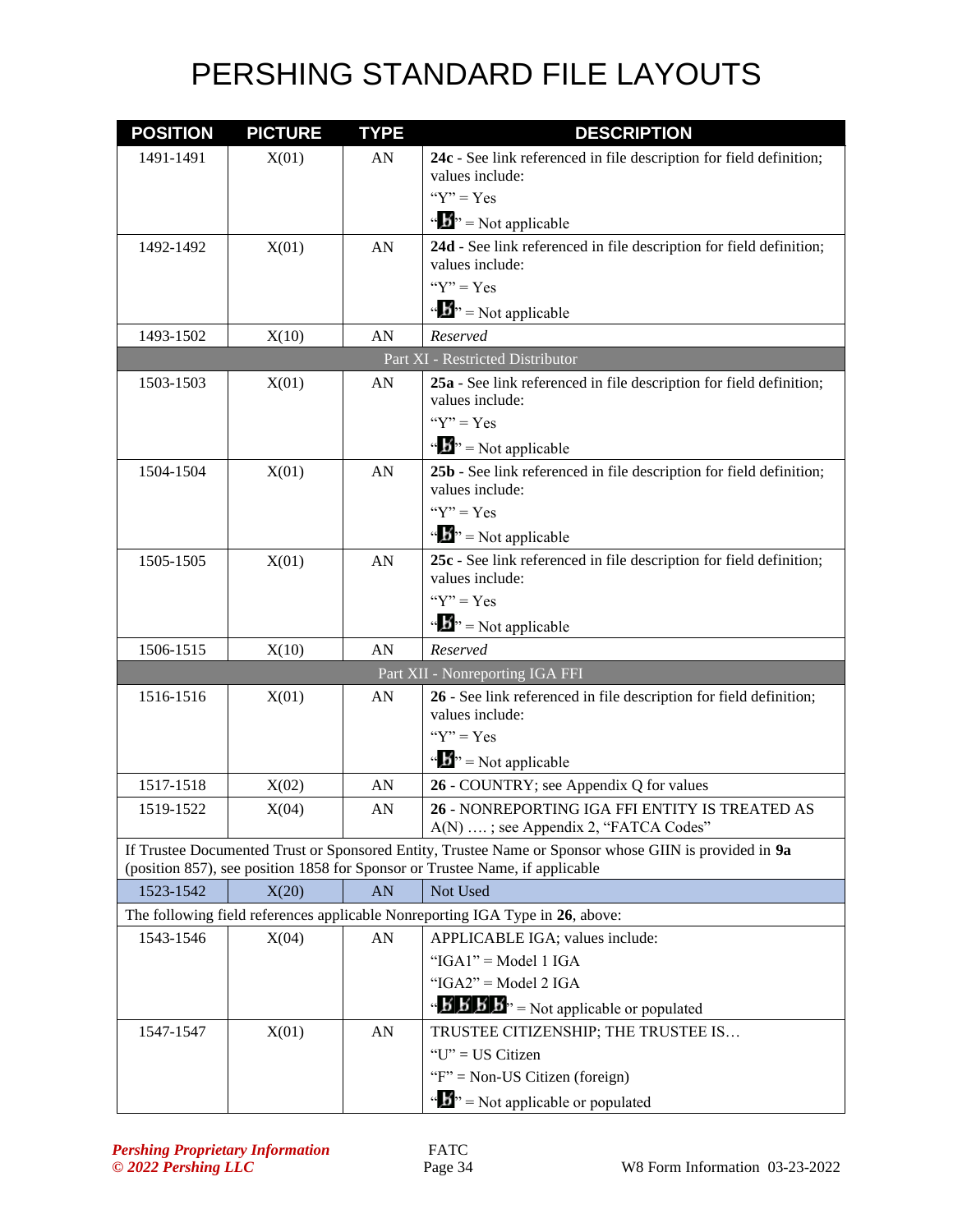# PERSHING STANDARD FILE LAYOUTS

| POSITION | PICTURE | TYPE | DESCRIPTION |
|---|---|---|---|
| 1491-1491 | X(01) | AN | **24c** - See link referenced in file description for field definition; values include:<br>"Y" = Yes<br>"b̸" = Not applicable |
| 1492-1492 | X(01) | AN | **24d** - See link referenced in file description for field definition; values include:<br>"Y" = Yes<br>"b̸" = Not applicable |
| 1493-1502 | X(10) | AN | *Reserved* |
| Part XI - Restricted Distributor | | | |
| 1503-1503 | X(01) | AN | **25a** - See link referenced in file description for field definition; values include:<br>"Y" = Yes<br>"b̸" = Not applicable |
| 1504-1504 | X(01) | AN | **25b** - See link referenced in file description for field definition; values include:<br>"Y" = Yes<br>"b̸" = Not applicable |
| 1505-1505 | X(01) | AN | **25c** - See link referenced in file description for field definition; values include:<br>"Y" = Yes<br>"b̸" = Not applicable |
| 1506-1515 | X(10) | AN | *Reserved* |
| Part XII - Nonreporting IGA FFI | | | |
| 1516-1516 | X(01) | AN | **26** - See link referenced in file description for field definition; values include:<br>"Y" = Yes<br>"b̸" = Not applicable |
| 1517-1518 | X(02) | AN | **26** - COUNTRY; see Appendix Q for values |
| 1519-1522 | X(04) | AN | **26** - NONREPORTING IGA FFI ENTITY IS TREATED AS A(N) …. ; see Appendix 2, "FATCA Codes" |
| If Trustee Documented Trust or Sponsored Entity, Trustee Name or Sponsor whose GIIN is provided in **9a** (position 857), see position 1858 for Sponsor or Trustee Name, if applicable | | | |
| 1523-1542 | X(20) | AN | Not Used |
| The following field references applicable Nonreporting IGA Type in **26**, above: | | | |
| 1543-1546 | X(04) | AN | APPLICABLE IGA; values include:<br>"IGA1" = Model 1 IGA<br>"IGA2" = Model 2 IGA<br>"b̸b̸b̸b̸" = Not applicable or populated |
| 1547-1547 | X(01) | AN | TRUSTEE CITIZENSHIP; THE TRUSTEE IS…<br>"U" = US Citizen<br>"F" = Non-US Citizen (foreign)<br>"b̸" = Not applicable or populated |

*Pershing Proprietary Information*
*© 2022 Pershing LLC*

FATC

W8 Form Information 03-23-2022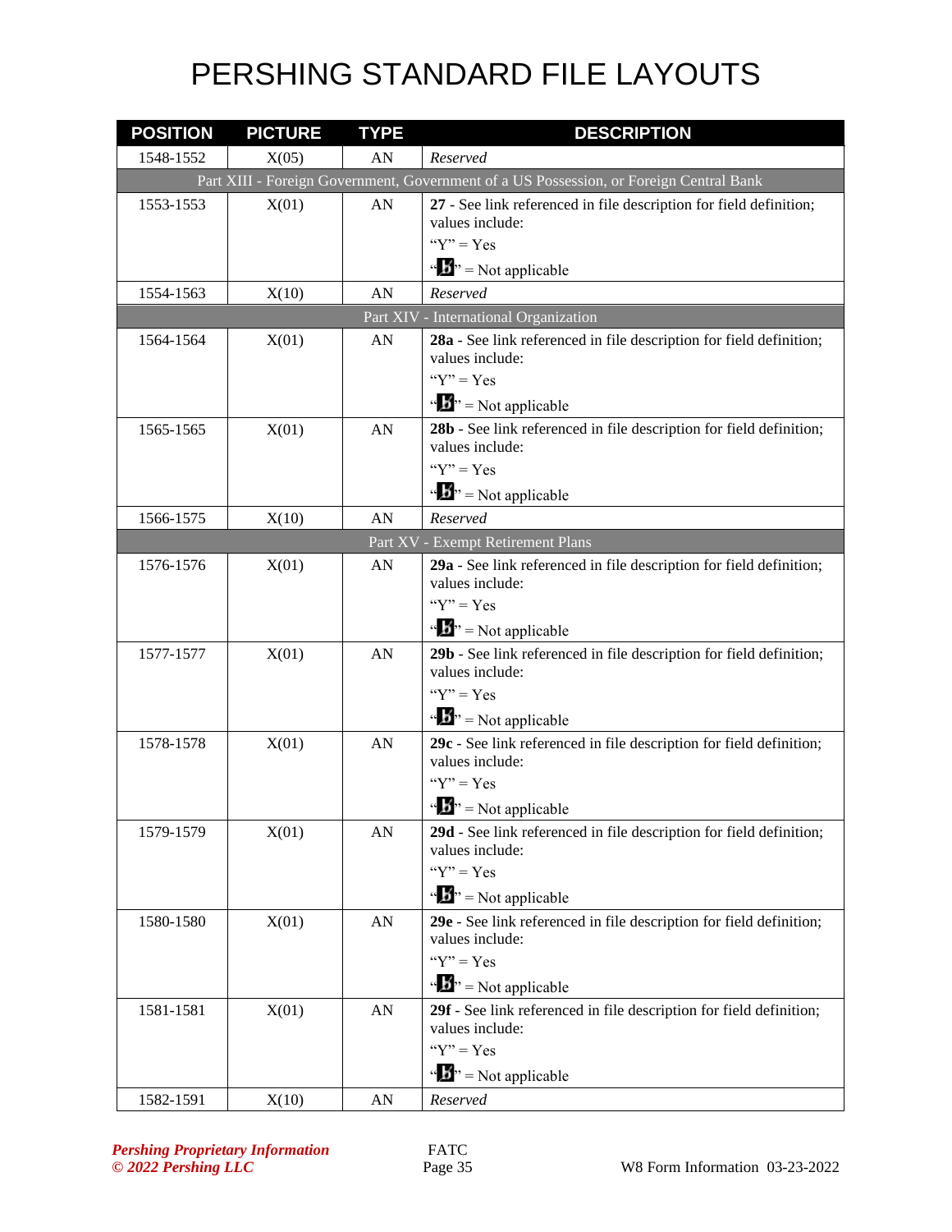# PERSHING STANDARD FILE LAYOUTS

| POSITION | PICTURE | TYPE | DESCRIPTION |
|---|---|---|---|
| 1548-1552 | X(05) | AN | *Reserved* |
| Part XIII - Foreign Government, Government of a US Possession, or Foreign Central Bank | | | |
| 1553-1553 | X(01) | AN | **27** - See link referenced in file description for field definition; values include:<br>"Y" = Yes<br>"b" = Not applicable |
| 1554-1563 | X(10) | AN | *Reserved* |
| Part XIV - International Organization | | | |
| 1564-1564 | X(01) | AN | **28a** - See link referenced in file description for field definition; values include:<br>"Y" = Yes<br>"b" = Not applicable |
| 1565-1565 | X(01) | AN | **28b** - See link referenced in file description for field definition; values include:<br>"Y" = Yes<br>"b" = Not applicable |
| 1566-1575 | X(10) | AN | *Reserved* |
| Part XV - Exempt Retirement Plans | | | |
| 1576-1576 | X(01) | AN | **29a** - See link referenced in file description for field definition; values include:<br>"Y" = Yes<br>"b" = Not applicable |
| 1577-1577 | X(01) | AN | **29b** - See link referenced in file description for field definition; values include:<br>"Y" = Yes<br>"b" = Not applicable |
| 1578-1578 | X(01) | AN | **29c** - See link referenced in file description for field definition; values include:<br>"Y" = Yes<br>"b" = Not applicable |
| 1579-1579 | X(01) | AN | **29d** - See link referenced in file description for field definition; values include:<br>"Y" = Yes<br>"b" = Not applicable |
| 1580-1580 | X(01) | AN | **29e** - See link referenced in file description for field definition; values include:<br>"Y" = Yes<br>"b" = Not applicable |
| 1581-1581 | X(01) | AN | **29f** - See link referenced in file description for field definition; values include:<br>"Y" = Yes<br>"b" = Not applicable |
| 1582-1591 | X(10) | AN | *Reserved* |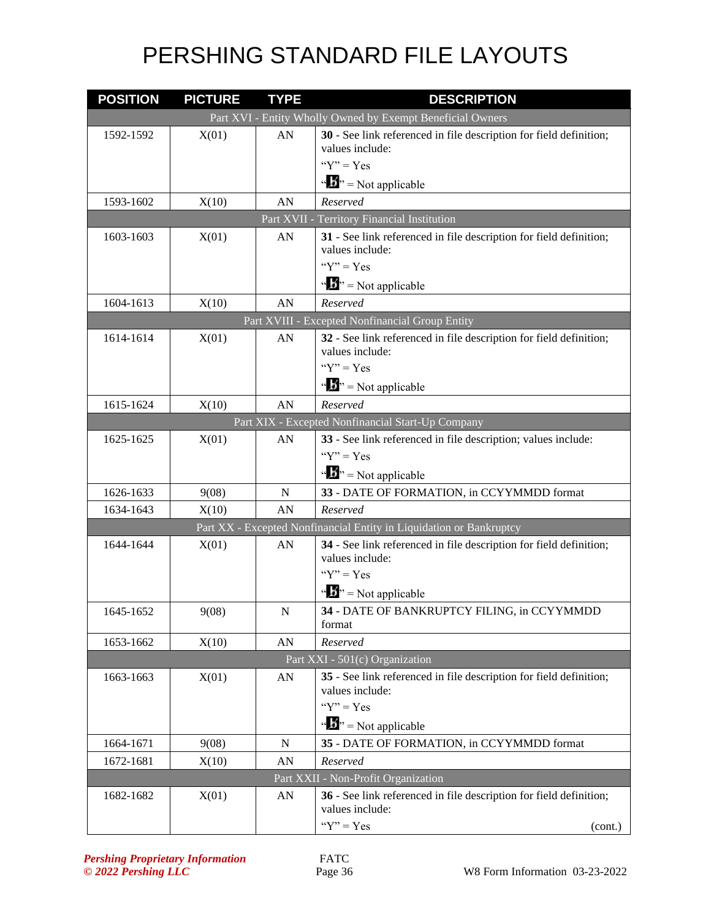# PERSHING STANDARD FILE LAYOUTS

| POSITION | PICTURE | TYPE | DESCRIPTION |
|---|---|---|---|
| | | | Part XVI - Entity Wholly Owned by Exempt Beneficial Owners |
| 1592-1592 | X(01) | AN | **30** - See link referenced in file description for field definition; values include:<br>"Y" = Yes<br>"b̸" = Not applicable |
| 1593-1602 | X(10) | AN | *Reserved* |
| | | | Part XVII - Territory Financial Institution |
| 1603-1603 | X(01) | AN | **31** - See link referenced in file description for field definition; values include:<br>"Y" = Yes<br>"b̸" = Not applicable |
| 1604-1613 | X(10) | AN | *Reserved* |
| | | | Part XVIII - Excepted Nonfinancial Group Entity |
| 1614-1614 | X(01) | AN | **32** - See link referenced in file description for field definition; values include:<br>"Y" = Yes<br>"b̸" = Not applicable |
| 1615-1624 | X(10) | AN | *Reserved* |
| | | | Part XIX - Excepted Nonfinancial Start-Up Company |
| 1625-1625 | X(01) | AN | **33** - See link referenced in file description; values include:<br>"Y" = Yes<br>"b̸" = Not applicable |
| 1626-1633 | 9(08) | N | **33** - DATE OF FORMATION, in CCYYMMDD format |
| 1634-1643 | X(10) | AN | *Reserved* |
| | | | Part XX - Excepted Nonfinancial Entity in Liquidation or Bankruptcy |
| 1644-1644 | X(01) | AN | **34** - See link referenced in file description for field definition; values include:<br>"Y" = Yes<br>"b̸" = Not applicable |
| 1645-1652 | 9(08) | N | **34** - DATE OF BANKRUPTCY FILING, in CCYYMMDD format |
| 1653-1662 | X(10) | AN | *Reserved* |
| | | | Part XXI - 501(c) Organization |
| 1663-1663 | X(01) | AN | **35** - See link referenced in file description for field definition; values include:<br>"Y" = Yes<br>"b̸" = Not applicable |
| 1664-1671 | 9(08) | N | **35** - DATE OF FORMATION, in CCYYMMDD format |
| 1672-1681 | X(10) | AN | *Reserved* |
| | | | Part XXII - Non-Profit Organization |
| 1682-1682 | X(01) | AN | **36** - See link referenced in file description for field definition; values include:<br>"Y" = Yes (cont.) |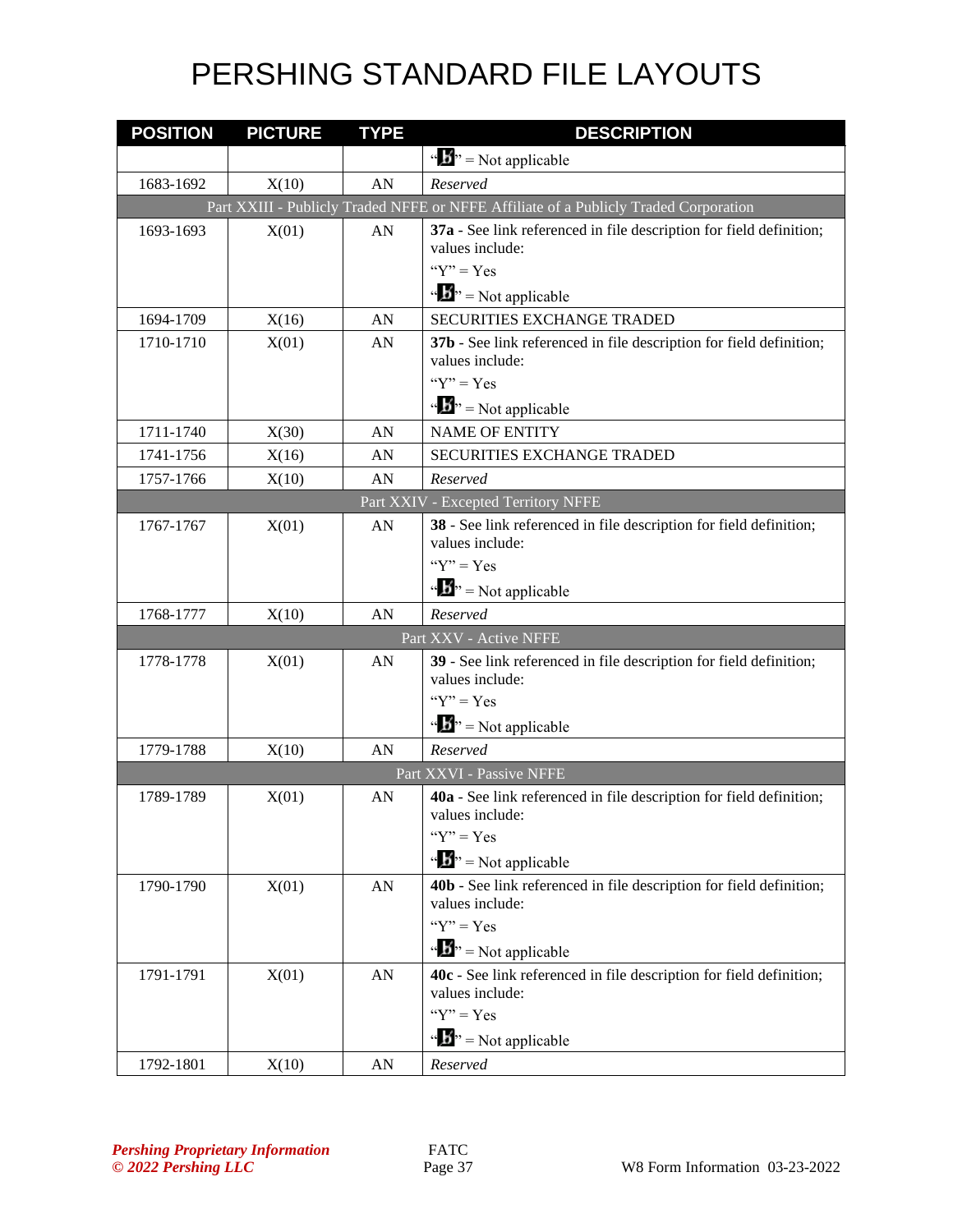# PERSHING STANDARD FILE LAYOUTS

| POSITION | PICTURE | TYPE | DESCRIPTION |
|---|---|---|---|
| | | | "b" = Not applicable |
| 1683-1692 | X(10) | AN | *Reserved* |
| Part XXIII - Publicly Traded NFFE or NFFE Affiliate of a Publicly Traded Corporation | | | |
| 1693-1693 | X(01) | AN | **37a** - See link referenced in file description for field definition; values include:<br>"Y" = Yes<br>"b" = Not applicable |
| 1694-1709 | X(16) | AN | SECURITIES EXCHANGE TRADED |
| 1710-1710 | X(01) | AN | **37b** - See link referenced in file description for field definition; values include:<br>"Y" = Yes<br>"b" = Not applicable |
| 1711-1740 | X(30) | AN | NAME OF ENTITY |
| 1741-1756 | X(16) | AN | SECURITIES EXCHANGE TRADED |
| 1757-1766 | X(10) | AN | *Reserved* |
| Part XXIV - Excepted Territory NFFE | | | |
| 1767-1767 | X(01) | AN | **38** - See link referenced in file description for field definition; values include:<br>"Y" = Yes<br>"b" = Not applicable |
| 1768-1777 | X(10) | AN | *Reserved* |
| Part XXV - Active NFFE | | | |
| 1778-1778 | X(01) | AN | **39** - See link referenced in file description for field definition; values include:<br>"Y" = Yes<br>"b" = Not applicable |
| 1779-1788 | X(10) | AN | *Reserved* |
| Part XXVI - Passive NFFE | | | |
| 1789-1789 | X(01) | AN | **40a** - See link referenced in file description for field definition; values include:<br>"Y" = Yes<br>"b" = Not applicable |
| 1790-1790 | X(01) | AN | **40b** - See link referenced in file description for field definition; values include:<br>"Y" = Yes<br>"b" = Not applicable |
| 1791-1791 | X(01) | AN | **40c** - See link referenced in file description for field definition; values include:<br>"Y" = Yes<br>"b" = Not applicable |
| 1792-1801 | X(10) | AN | *Reserved* |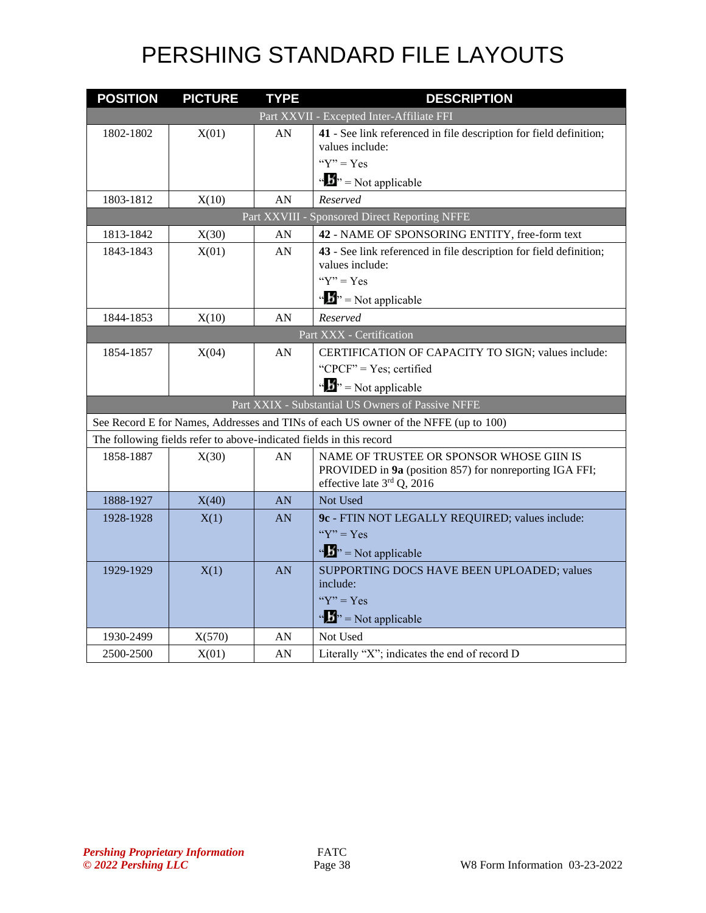# PERSHING STANDARD FILE LAYOUTS

| POSITION | PICTURE | TYPE | DESCRIPTION |
|---|---|---|---|
| Part XXVII - Excepted Inter-Affiliate FFI | | | |
| 1802-1802 | X(01) | AN | **41** - See link referenced in file description for field definition; values include:<br>“Y” = Yes<br>“b” = Not applicable |
| 1803-1812 | X(10) | AN | *Reserved* |
| Part XXVIII - Sponsored Direct Reporting NFFE | | | |
| 1813-1842 | X(30) | AN | **42** - NAME OF SPONSORING ENTITY, free-form text |
| 1843-1843 | X(01) | AN | **43** - See link referenced in file description for field definition; values include:<br>“Y” = Yes<br>“b” = Not applicable |
| 1844-1853 | X(10) | AN | *Reserved* |
| Part XXX - Certification | | | |
| 1854-1857 | X(04) | AN | CERTIFICATION OF CAPACITY TO SIGN; values include:<br>“CPCF” = Yes; certified<br>“b” = Not applicable |
| Part XXIX - Substantial US Owners of Passive NFFE | | | |
| See Record E for Names, Addresses and TINs of each US owner of the NFFE (up to 100) | | | |
| The following fields refer to above-indicated fields in this record | | | |
| 1858-1887 | X(30) | AN | NAME OF TRUSTEE OR SPONSOR WHOSE GIIN IS PROVIDED in **9a** (position 857) for nonreporting IGA FFI; effective late 3rd Q, 2016 |
| 1888-1927 | X(40) | AN | Not Used |
| 1928-1928 | X(1) | AN | **9c** - FTIN NOT LEGALLY REQUIRED; values include:<br>“Y” = Yes<br>“b” = Not applicable |
| 1929-1929 | X(1) | AN | SUPPORTING DOCS HAVE BEEN UPLOADED; values include:<br>“Y” = Yes<br>“b” = Not applicable |
| 1930-2499 | X(570) | AN | Not Used |
| 2500-2500 | X(01) | AN | Literally “X”; indicates the end of record D |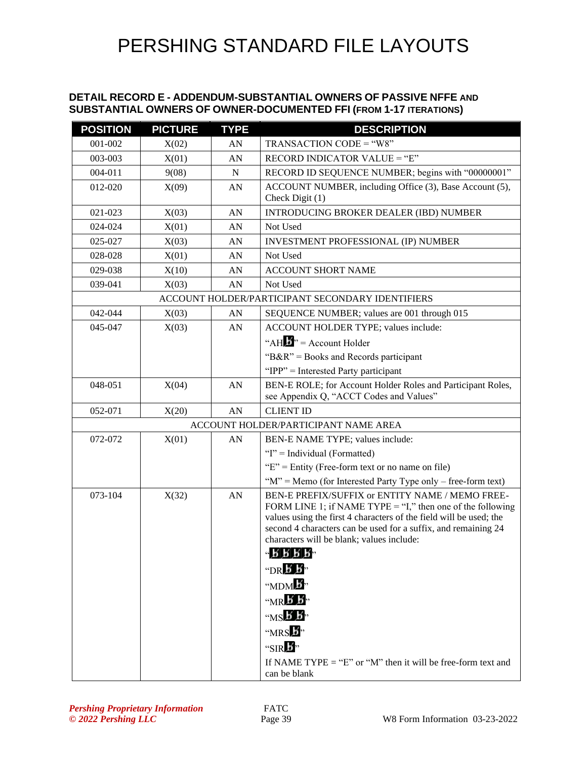# PERSHING STANDARD FILE LAYOUTS

### DETAIL RECORD E - ADDENDUM-SUBSTANTIAL OWNERS OF PASSIVE NFFE AND SUBSTANTIAL OWNERS OF OWNER-DOCUMENTED FFI (FROM 1-17 ITERATIONS)

| POSITION | PICTURE | TYPE | DESCRIPTION |
|---|---|---|---|
| 001-002 | X(02) | AN | TRANSACTION CODE = "W8" |
| 003-003 | X(01) | AN | RECORD INDICATOR VALUE = "E" |
| 004-011 | 9(08) | N | RECORD ID SEQUENCE NUMBER; begins with "00000001" |
| 012-020 | X(09) | AN | ACCOUNT NUMBER, including Office (3), Base Account (5), Check Digit (1) |
| 021-023 | X(03) | AN | INTRODUCING BROKER DEALER (IBD) NUMBER |
| 024-024 | X(01) | AN | Not Used |
| 025-027 | X(03) | AN | INVESTMENT PROFESSIONAL (IP) NUMBER |
| 028-028 | X(01) | AN | Not Used |
| 029-038 | X(10) | AN | ACCOUNT SHORT NAME |
| 039-041 | X(03) | AN | Not Used |
| ACCOUNT HOLDER/PARTICIPANT SECONDARY IDENTIFIERS | | | |
| 042-044 | X(03) | AN | SEQUENCE NUMBER; values are 001 through 015 |
| 045-047 | X(03) | AN | ACCOUNT HOLDER TYPE; values include:<br>"AHƀ" = Account Holder<br>"B&R" = Books and Records participant<br>"IPP" = Interested Party participant |
| 048-051 | X(04) | AN | BEN-E ROLE; for Account Holder Roles and Participant Roles, see Appendix Q, "ACCT Codes and Values" |
| 052-071 | X(20) | AN | CLIENT ID |
| ACCOUNT HOLDER/PARTICIPANT NAME AREA | | | |
| 072-072 | X(01) | AN | BEN-E NAME TYPE; values include:<br>"I" = Individual (Formatted)<br>"E" = Entity (Free-form text or no name on file)<br>"M" = Memo (for Interested Party Type only – free-form text) |
| 073-104 | X(32) | AN | BEN-E PREFIX/SUFFIX or ENTITY NAME / MEMO FREE-FORM LINE 1; if NAME TYPE = "I," then one of the following values using the first 4 characters of the field will be used; the second 4 characters can be used for a suffix, and remaining 24 characters will be blank; values include:<br>"ƀƀƀƀ"<br>"DRƀƀ"<br>"MDMƀ"<br>"MRƀƀ"<br>"MSƀƀ"<br>"MRSƀ"<br>"SIRƀ"<br>If NAME TYPE = "E" or "M" then it will be free-form text and can be blank |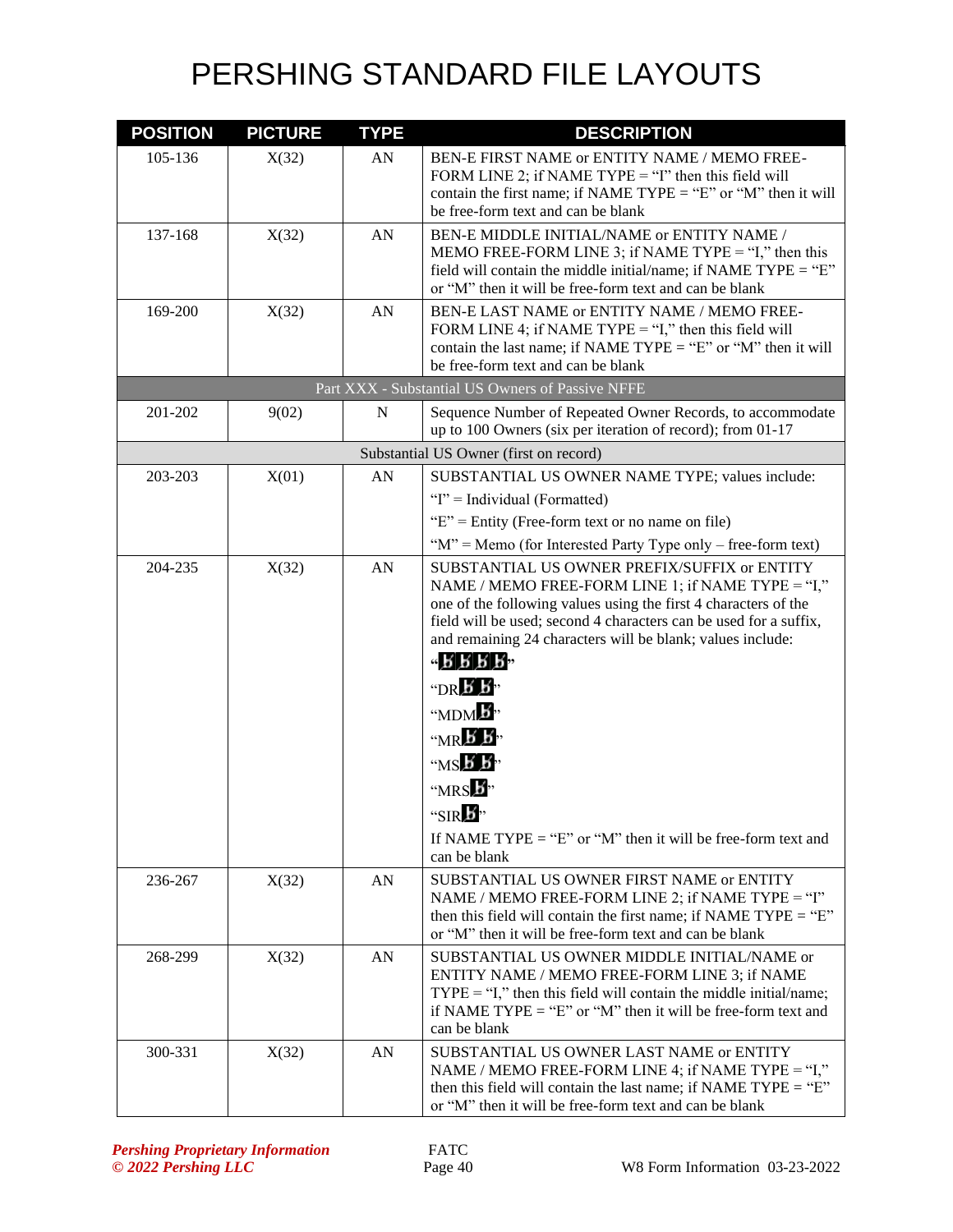# PERSHING STANDARD FILE LAYOUTS

| POSITION | PICTURE | TYPE | DESCRIPTION |
|---|---|---|---|
| 105-136 | X(32) | AN | BEN-E FIRST NAME or ENTITY NAME / MEMO FREE-FORM LINE 2; if NAME TYPE = "I" then this field will contain the first name; if NAME TYPE = "E" or "M" then it will be free-form text and can be blank |
| 137-168 | X(32) | AN | BEN-E MIDDLE INITIAL/NAME or ENTITY NAME / MEMO FREE-FORM LINE 3; if NAME TYPE = "I," then this field will contain the middle initial/name; if NAME TYPE = "E" or "M" then it will be free-form text and can be blank |
| 169-200 | X(32) | AN | BEN-E LAST NAME or ENTITY NAME / MEMO FREE-FORM LINE 4; if NAME TYPE = "I," then this field will contain the last name; if NAME TYPE = "E" or "M" then it will be free-form text and can be blank |
| Part XXX - Substantial US Owners of Passive NFFE | | | |
| 201-202 | 9(02) | N | Sequence Number of Repeated Owner Records, to accommodate up to 100 Owners (six per iteration of record); from 01-17 |
| Substantial US Owner (first on record) | | | |
| 203-203 | X(01) | AN | SUBSTANTIAL US OWNER NAME TYPE; values include:<br>"I" = Individual (Formatted)<br>"E" = Entity (Free-form text or no name on file)<br>"M" = Memo (for Interested Party Type only – free-form text) |
| 204-235 | X(32) | AN | SUBSTANTIAL US OWNER PREFIX/SUFFIX or ENTITY NAME / MEMO FREE-FORM LINE 1; if NAME TYPE = "I," one of the following values using the first 4 characters of the field will be used; second 4 characters can be used for a suffix, and remaining 24 characters will be blank; values include:<br>"ƀƀƀƀ"<br>"DRƀƀ"<br>"MDMƀ"<br>"MRƀƀ"<br>"MSƀƀ"<br>"MRSƀ"<br>"SIRƀ"<br>If NAME TYPE = "E" or "M" then it will be free-form text and can be blank |
| 236-267 | X(32) | AN | SUBSTANTIAL US OWNER FIRST NAME or ENTITY NAME / MEMO FREE-FORM LINE 2; if NAME TYPE = "I" then this field will contain the first name; if NAME TYPE = "E" or "M" then it will be free-form text and can be blank |
| 268-299 | X(32) | AN | SUBSTANTIAL US OWNER MIDDLE INITIAL/NAME or ENTITY NAME / MEMO FREE-FORM LINE 3; if NAME TYPE = "I," then this field will contain the middle initial/name; if NAME TYPE = "E" or "M" then it will be free-form text and can be blank |
| 300-331 | X(32) | AN | SUBSTANTIAL US OWNER LAST NAME or ENTITY NAME / MEMO FREE-FORM LINE 4; if NAME TYPE = "I," then this field will contain the last name; if NAME TYPE = "E" or "M" then it will be free-form text and can be blank |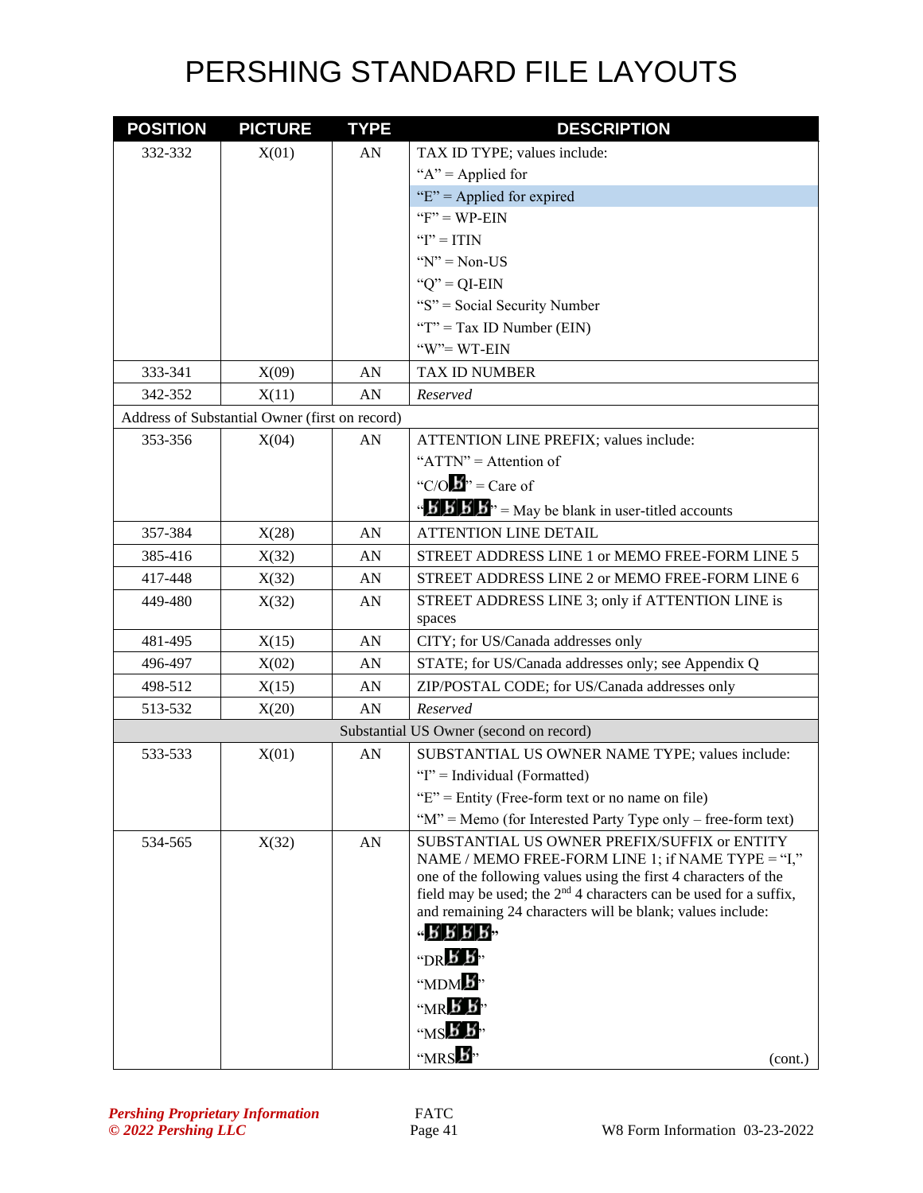# PERSHING STANDARD FILE LAYOUTS

| POSITION | PICTURE | TYPE | DESCRIPTION |
|---|---|---|---|
| 332-332 | X(01) | AN | TAX ID TYPE; values include:<br>"A" = Applied for<br>"E" = Applied for expired<br>"F" = WP-EIN<br>"I" = ITIN<br>"N" = Non-US<br>"Q" = QI-EIN<br>"S" = Social Security Number<br>"T" = Tax ID Number (EIN)<br>"W"= WT-EIN |
| 333-341 | X(09) | AN | TAX ID NUMBER |
| 342-352 | X(11) | AN | *Reserved* |
| Address of Substantial Owner (first on record) | | | |
| 353-356 | X(04) | AN | ATTENTION LINE PREFIX; values include:<br>"ATTN" = Attention of<br>"C/Oƀ" = Care of<br>"ƀƀƀƀ" = May be blank in user-titled accounts |
| 357-384 | X(28) | AN | ATTENTION LINE DETAIL |
| 385-416 | X(32) | AN | STREET ADDRESS LINE 1 or MEMO FREE-FORM LINE 5 |
| 417-448 | X(32) | AN | STREET ADDRESS LINE 2 or MEMO FREE-FORM LINE 6 |
| 449-480 | X(32) | AN | STREET ADDRESS LINE 3; only if ATTENTION LINE is spaces |
| 481-495 | X(15) | AN | CITY; for US/Canada addresses only |
| 496-497 | X(02) | AN | STATE; for US/Canada addresses only; see Appendix Q |
| 498-512 | X(15) | AN | ZIP/POSTAL CODE; for US/Canada addresses only |
| 513-532 | X(20) | AN | *Reserved* |
| Substantial US Owner (second on record) | | | |
| 533-533 | X(01) | AN | SUBSTANTIAL US OWNER NAME TYPE; values include:<br>"I" = Individual (Formatted)<br>"E" = Entity (Free-form text or no name on file)<br>"M" = Memo (for Interested Party Type only – free-form text) |
| 534-565 | X(32) | AN | SUBSTANTIAL US OWNER PREFIX/SUFFIX or ENTITY NAME / MEMO FREE-FORM LINE 1; if NAME TYPE = "I," one of the following values using the first 4 characters of the field may be used; the 2nd 4 characters can be used for a suffix, and remaining 24 characters will be blank; values include:<br>"ƀƀƀƀ"<br>"DRƀƀ"<br>"MDMƀ"<br>"MRƀƀ"<br>"MSƀƀ"<br>"MRSƀ" (cont.) |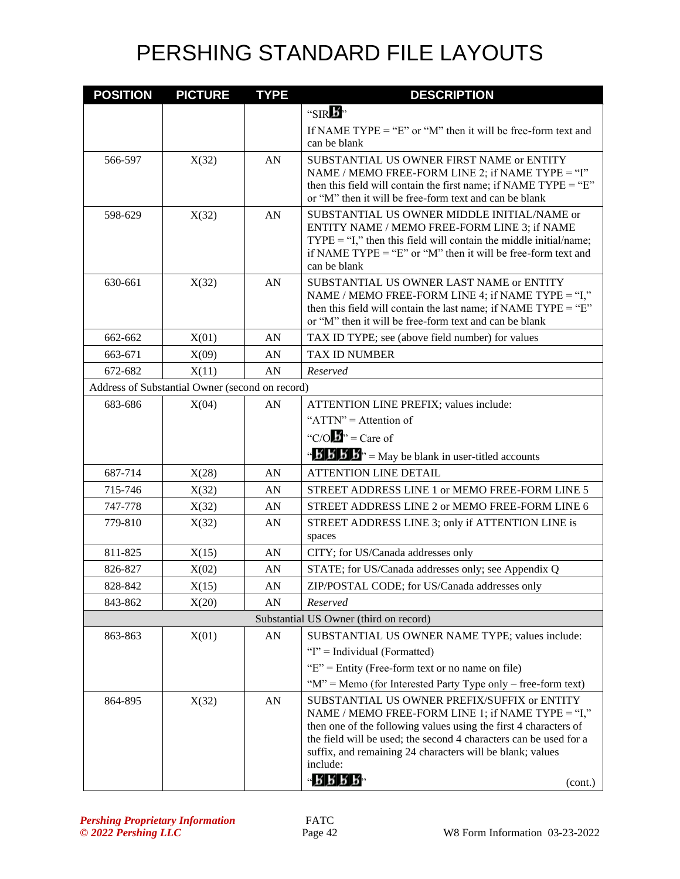# PERSHING STANDARD FILE LAYOUTS

| POSITION | PICTURE | TYPE | DESCRIPTION |
|---|---|---|---|
| | | | "SIRƀ"<br>If NAME TYPE = "E" or "M" then it will be free-form text and can be blank |
| 566-597 | X(32) | AN | SUBSTANTIAL US OWNER FIRST NAME or ENTITY NAME / MEMO FREE-FORM LINE 2; if NAME TYPE = "I" then this field will contain the first name; if NAME TYPE = "E" or "M" then it will be free-form text and can be blank |
| 598-629 | X(32) | AN | SUBSTANTIAL US OWNER MIDDLE INITIAL/NAME or ENTITY NAME / MEMO FREE-FORM LINE 3; if NAME TYPE = "I," then this field will contain the middle initial/name; if NAME TYPE = "E" or "M" then it will be free-form text and can be blank |
| 630-661 | X(32) | AN | SUBSTANTIAL US OWNER LAST NAME or ENTITY NAME / MEMO FREE-FORM LINE 4; if NAME TYPE = "I," then this field will contain the last name; if NAME TYPE = "E" or "M" then it will be free-form text and can be blank |
| 662-662 | X(01) | AN | TAX ID TYPE; see (above field number) for values |
| 663-671 | X(09) | AN | TAX ID NUMBER |
| 672-682 | X(11) | AN | *Reserved* |
| Address of Substantial Owner (second on record) | | | |
| 683-686 | X(04) | AN | ATTENTION LINE PREFIX; values include:<br>"ATTN" = Attention of<br>"C/Oƀ" = Care of<br>"ƀƀƀƀ" = May be blank in user-titled accounts |
| 687-714 | X(28) | AN | ATTENTION LINE DETAIL |
| 715-746 | X(32) | AN | STREET ADDRESS LINE 1 or MEMO FREE-FORM LINE 5 |
| 747-778 | X(32) | AN | STREET ADDRESS LINE 2 or MEMO FREE-FORM LINE 6 |
| 779-810 | X(32) | AN | STREET ADDRESS LINE 3; only if ATTENTION LINE is spaces |
| 811-825 | X(15) | AN | CITY; for US/Canada addresses only |
| 826-827 | X(02) | AN | STATE; for US/Canada addresses only; see Appendix Q |
| 828-842 | X(15) | AN | ZIP/POSTAL CODE; for US/Canada addresses only |
| 843-862 | X(20) | AN | *Reserved* |
| Substantial US Owner (third on record) | | | |
| 863-863 | X(01) | AN | SUBSTANTIAL US OWNER NAME TYPE; values include:<br>"I" = Individual (Formatted)<br>"E" = Entity (Free-form text or no name on file)<br>"M" = Memo (for Interested Party Type only – free-form text) |
| 864-895 | X(32) | AN | SUBSTANTIAL US OWNER PREFIX/SUFFIX or ENTITY NAME / MEMO FREE-FORM LINE 1; if NAME TYPE = "I," then one of the following values using the first 4 characters of the field will be used; the second 4 characters can be used for a suffix, and remaining 24 characters will be blank; values include:<br>"ƀƀƀƀ" (cont.) |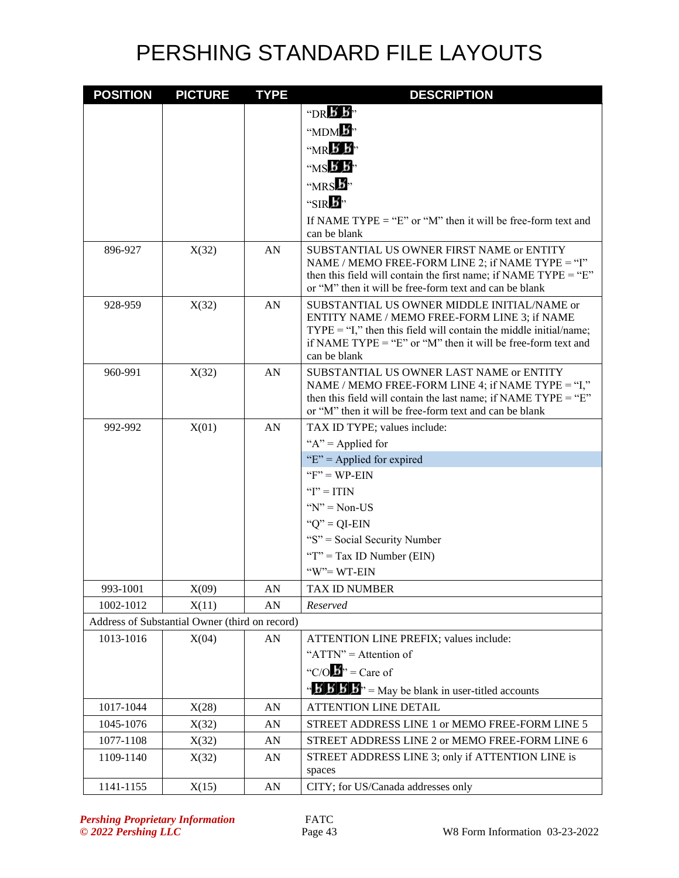# PERSHING STANDARD FILE LAYOUTS

| POSITION | PICTURE | TYPE | DESCRIPTION |
|---|---|---|---|
| | | | "DRbb"<br>"MDMb"<br>"MRbb"<br>"MSbb"<br>"MRSb"<br>"SIRb"<br>If NAME TYPE = "E" or "M" then it will be free-form text and can be blank |
| 896-927 | X(32) | AN | SUBSTANTIAL US OWNER FIRST NAME or ENTITY NAME / MEMO FREE-FORM LINE 2; if NAME TYPE = "I" then this field will contain the first name; if NAME TYPE = "E" or "M" then it will be free-form text and can be blank |
| 928-959 | X(32) | AN | SUBSTANTIAL US OWNER MIDDLE INITIAL/NAME or ENTITY NAME / MEMO FREE-FORM LINE 3; if NAME TYPE = "I," then this field will contain the middle initial/name; if NAME TYPE = "E" or "M" then it will be free-form text and can be blank |
| 960-991 | X(32) | AN | SUBSTANTIAL US OWNER LAST NAME or ENTITY NAME / MEMO FREE-FORM LINE 4; if NAME TYPE = "I," then this field will contain the last name; if NAME TYPE = "E" or "M" then it will be free-form text and can be blank |
| 992-992 | X(01) | AN | TAX ID TYPE; values include:<br>"A" = Applied for<br>"E" = Applied for expired<br>"F" = WP-EIN<br>"I" = ITIN<br>"N" = Non-US<br>"Q" = QI-EIN<br>"S" = Social Security Number<br>"T" = Tax ID Number (EIN)<br>"W"= WT-EIN |
| 993-1001 | X(09) | AN | TAX ID NUMBER |
| 1002-1012 | X(11) | AN | *Reserved* |
| Address of Substantial Owner (third on record) | | | |
| 1013-1016 | X(04) | AN | ATTENTION LINE PREFIX; values include:<br>"ATTN" = Attention of<br>"C/Ob" = Care of<br>"bbbb" = May be blank in user-titled accounts |
| 1017-1044 | X(28) | AN | ATTENTION LINE DETAIL |
| 1045-1076 | X(32) | AN | STREET ADDRESS LINE 1 or MEMO FREE-FORM LINE 5 |
| 1077-1108 | X(32) | AN | STREET ADDRESS LINE 2 or MEMO FREE-FORM LINE 6 |
| 1109-1140 | X(32) | AN | STREET ADDRESS LINE 3; only if ATTENTION LINE is spaces |
| 1141-1155 | X(15) | AN | CITY; for US/Canada addresses only |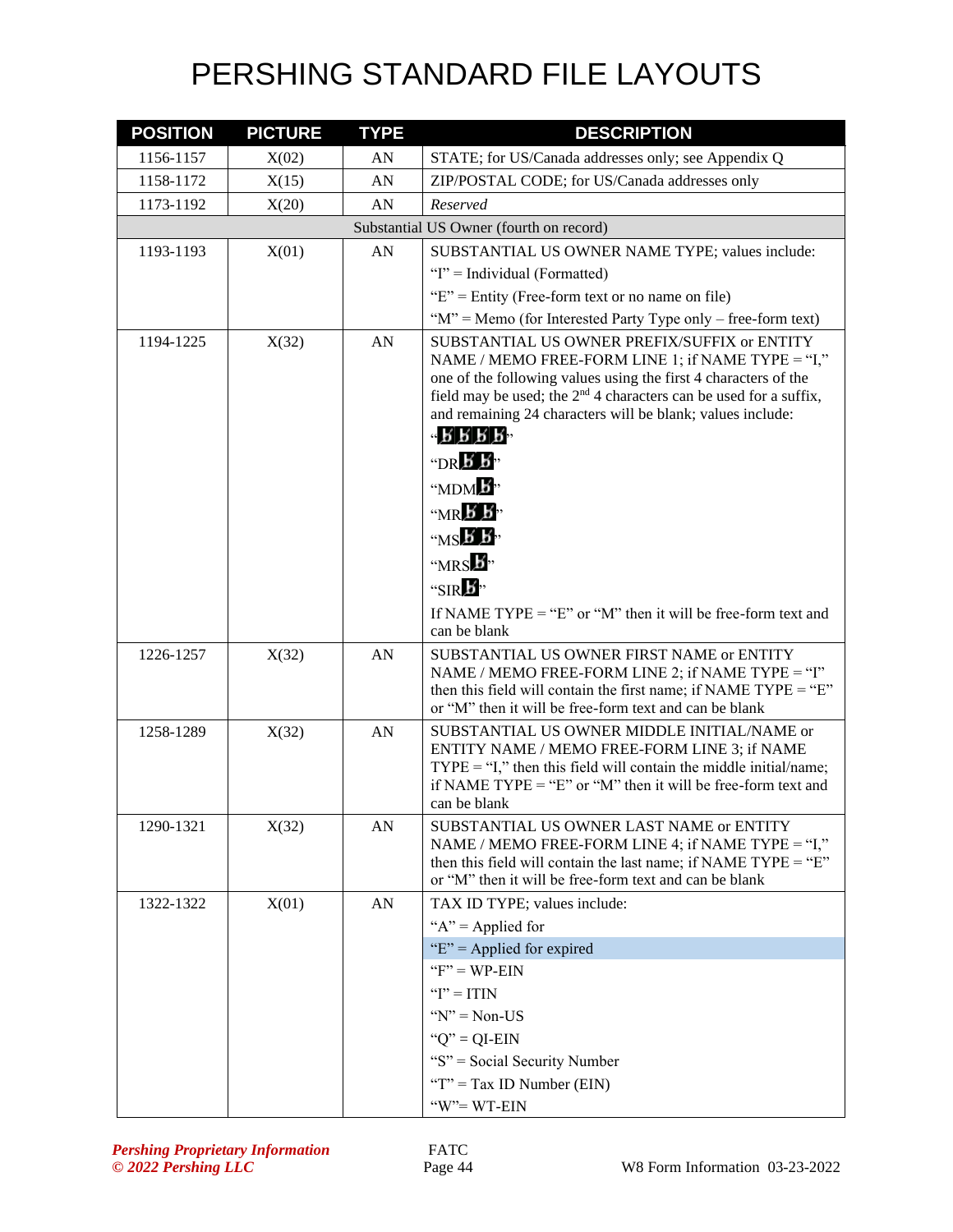# PERSHING STANDARD FILE LAYOUTS

| POSITION | PICTURE | TYPE | DESCRIPTION |
|---|---|---|---|
| 1156-1157 | X(02) | AN | STATE; for US/Canada addresses only; see Appendix Q |
| 1158-1172 | X(15) | AN | ZIP/POSTAL CODE; for US/Canada addresses only |
| 1173-1192 | X(20) | AN | *Reserved* |
| | | | Substantial US Owner (fourth on record) |
| 1193-1193 | X(01) | AN | SUBSTANTIAL US OWNER NAME TYPE; values include:<br>"I" = Individual (Formatted)<br>"E" = Entity (Free-form text or no name on file)<br>"M" = Memo (for Interested Party Type only – free-form text) |
| 1194-1225 | X(32) | AN | SUBSTANTIAL US OWNER PREFIX/SUFFIX or ENTITY NAME / MEMO FREE-FORM LINE 1; if NAME TYPE = "I," one of the following values using the first 4 characters of the field may be used; the 2nd 4 characters can be used for a suffix, and remaining 24 characters will be blank; values include:<br>"ƀƀƀƀ"<br>"DRƀƀ"<br>"MDMƀ"<br>"MRƀƀ"<br>"MSƀƀ"<br>"MRSƀ"<br>"SIRƀ"<br>If NAME TYPE = "E" or "M" then it will be free-form text and can be blank |
| 1226-1257 | X(32) | AN | SUBSTANTIAL US OWNER FIRST NAME or ENTITY NAME / MEMO FREE-FORM LINE 2; if NAME TYPE = "I" then this field will contain the first name; if NAME TYPE = "E" or "M" then it will be free-form text and can be blank |
| 1258-1289 | X(32) | AN | SUBSTANTIAL US OWNER MIDDLE INITIAL/NAME or ENTITY NAME / MEMO FREE-FORM LINE 3; if NAME TYPE = "I," then this field will contain the middle initial/name; if NAME TYPE = "E" or "M" then it will be free-form text and can be blank |
| 1290-1321 | X(32) | AN | SUBSTANTIAL US OWNER LAST NAME or ENTITY NAME / MEMO FREE-FORM LINE 4; if NAME TYPE = "I," then this field will contain the last name; if NAME TYPE = "E" or "M" then it will be free-form text and can be blank |
| 1322-1322 | X(01) | AN | TAX ID TYPE; values include:<br>"A" = Applied for<br>"E" = Applied for expired<br>"F" = WP-EIN<br>"I" = ITIN<br>"N" = Non-US<br>"Q" = QI-EIN<br>"S" = Social Security Number<br>"T" = Tax ID Number (EIN)<br>"W"= WT-EIN |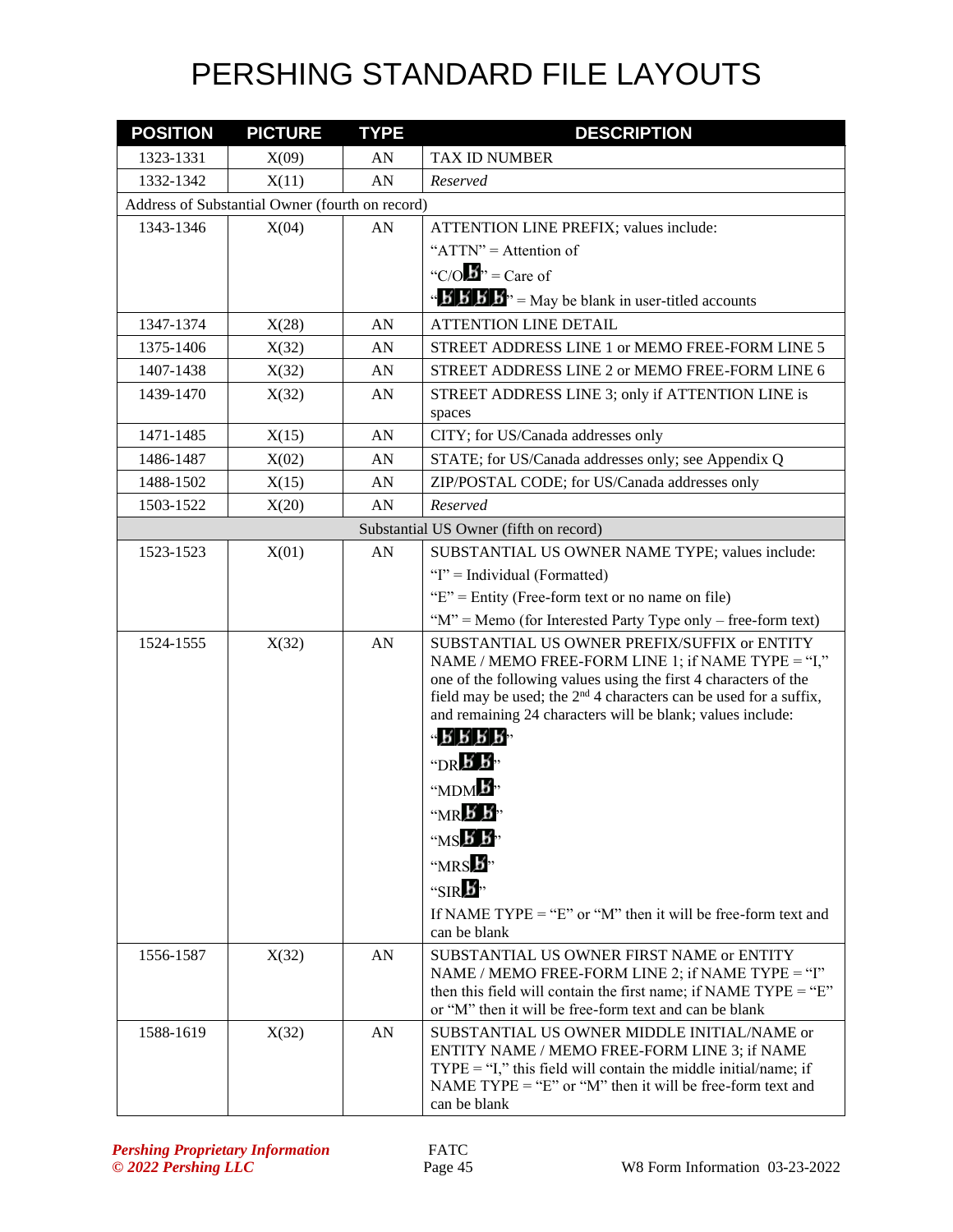# PERSHING STANDARD FILE LAYOUTS

| POSITION | PICTURE | TYPE | DESCRIPTION |
|---|---|---|---|
| 1323-1331 | X(09) | AN | TAX ID NUMBER |
| 1332-1342 | X(11) | AN | *Reserved* |
| Address of Substantial Owner (fourth on record) | | | |
| 1343-1346 | X(04) | AN | ATTENTION LINE PREFIX; values include:<br>"ATTN" = Attention of<br>"C/Oƀ" = Care of<br>"ƀƀƀƀ" = May be blank in user-titled accounts |
| 1347-1374 | X(28) | AN | ATTENTION LINE DETAIL |
| 1375-1406 | X(32) | AN | STREET ADDRESS LINE 1 or MEMO FREE-FORM LINE 5 |
| 1407-1438 | X(32) | AN | STREET ADDRESS LINE 2 or MEMO FREE-FORM LINE 6 |
| 1439-1470 | X(32) | AN | STREET ADDRESS LINE 3; only if ATTENTION LINE is spaces |
| 1471-1485 | X(15) | AN | CITY; for US/Canada addresses only |
| 1486-1487 | X(02) | AN | STATE; for US/Canada addresses only; see Appendix Q |
| 1488-1502 | X(15) | AN | ZIP/POSTAL CODE; for US/Canada addresses only |
| 1503-1522 | X(20) | AN | *Reserved* |
| Substantial US Owner (fifth on record) | | | |
| 1523-1523 | X(01) | AN | SUBSTANTIAL US OWNER NAME TYPE; values include:<br>"I" = Individual (Formatted)<br>"E" = Entity (Free-form text or no name on file)<br>"M" = Memo (for Interested Party Type only – free-form text) |
| 1524-1555 | X(32) | AN | SUBSTANTIAL US OWNER PREFIX/SUFFIX or ENTITY NAME / MEMO FREE-FORM LINE 1; if NAME TYPE = "I," one of the following values using the first 4 characters of the field may be used; the 2nd 4 characters can be used for a suffix, and remaining 24 characters will be blank; values include:<br>"ƀƀƀƀ"<br>"DRƀƀ"<br>"MDMƀ"<br>"MRƀƀ"<br>"MSƀƀ"<br>"MRSƀ"<br>"SIRƀ"<br>If NAME TYPE = "E" or "M" then it will be free-form text and can be blank |
| 1556-1587 | X(32) | AN | SUBSTANTIAL US OWNER FIRST NAME or ENTITY NAME / MEMO FREE-FORM LINE 2; if NAME TYPE = "I" then this field will contain the first name; if NAME TYPE = "E" or "M" then it will be free-form text and can be blank |
| 1588-1619 | X(32) | AN | SUBSTANTIAL US OWNER MIDDLE INITIAL/NAME or ENTITY NAME / MEMO FREE-FORM LINE 3; if NAME TYPE = "I," this field will contain the middle initial/name; if NAME TYPE = "E" or "M" then it will be free-form text and can be blank |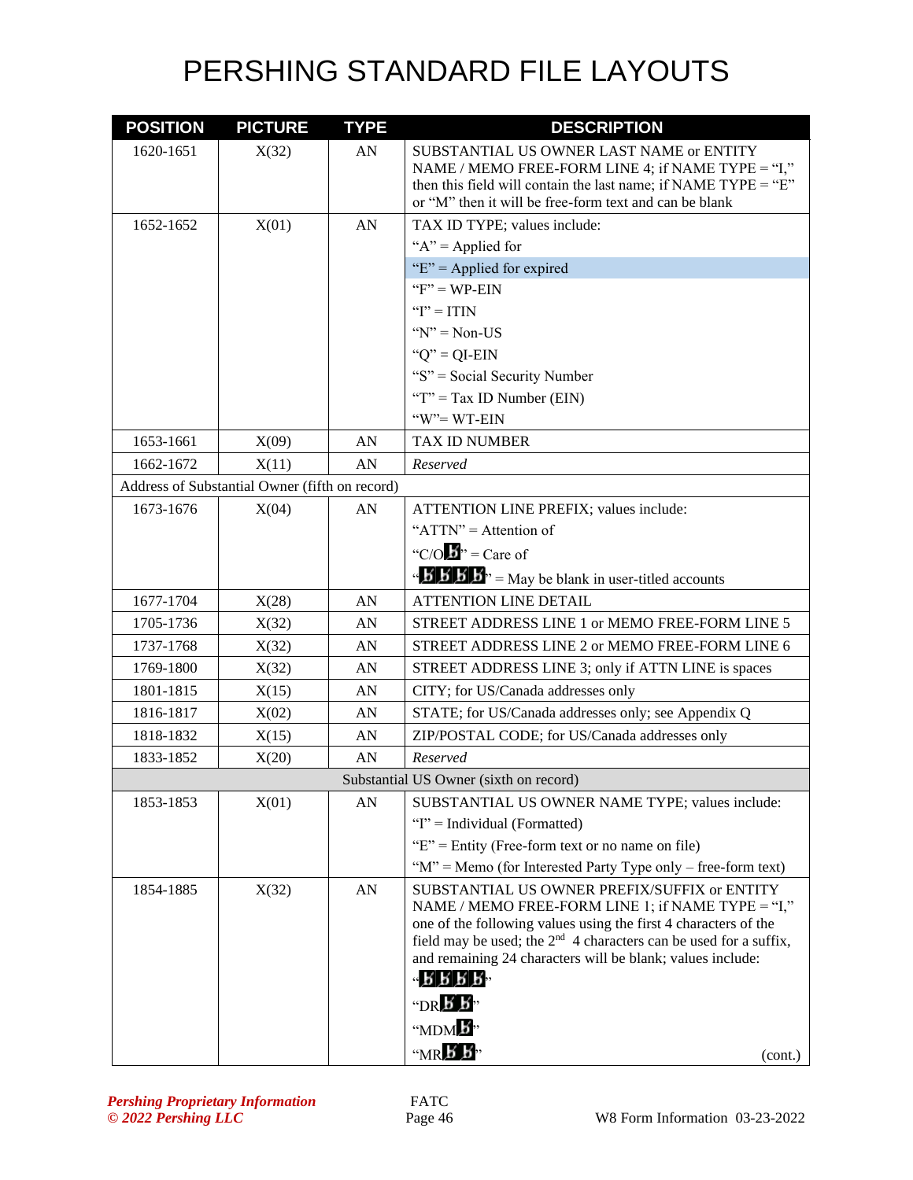# PERSHING STANDARD FILE LAYOUTS

| POSITION | PICTURE | TYPE | DESCRIPTION |
|---|---|---|---|
| 1620-1651 | X(32) | AN | SUBSTANTIAL US OWNER LAST NAME or ENTITY NAME / MEMO FREE-FORM LINE 4; if NAME TYPE = "I," then this field will contain the last name; if NAME TYPE = "E" or "M" then it will be free-form text and can be blank |
| 1652-1652 | X(01) | AN | TAX ID TYPE; values include:<br>"A" = Applied for<br>"E" = Applied for expired<br>"F" = WP-EIN<br>"I" = ITIN<br>"N" = Non-US<br>"Q" = QI-EIN<br>"S" = Social Security Number<br>"T" = Tax ID Number (EIN)<br>"W"= WT-EIN |
| 1653-1661 | X(09) | AN | TAX ID NUMBER |
| 1662-1672 | X(11) | AN | *Reserved* |
| Address of Substantial Owner (fifth on record) | | | |
| 1673-1676 | X(04) | AN | ATTENTION LINE PREFIX; values include:<br>"ATTN" = Attention of<br>"C/Oƀ" = Care of<br>"ƀƀƀƀ" = May be blank in user-titled accounts |
| 1677-1704 | X(28) | AN | ATTENTION LINE DETAIL |
| 1705-1736 | X(32) | AN | STREET ADDRESS LINE 1 or MEMO FREE-FORM LINE 5 |
| 1737-1768 | X(32) | AN | STREET ADDRESS LINE 2 or MEMO FREE-FORM LINE 6 |
| 1769-1800 | X(32) | AN | STREET ADDRESS LINE 3; only if ATTN LINE is spaces |
| 1801-1815 | X(15) | AN | CITY; for US/Canada addresses only |
| 1816-1817 | X(02) | AN | STATE; for US/Canada addresses only; see Appendix Q |
| 1818-1832 | X(15) | AN | ZIP/POSTAL CODE; for US/Canada addresses only |
| 1833-1852 | X(20) | AN | *Reserved* |
| Substantial US Owner (sixth on record) | | | |
| 1853-1853 | X(01) | AN | SUBSTANTIAL US OWNER NAME TYPE; values include:<br>"I" = Individual (Formatted)<br>"E" = Entity (Free-form text or no name on file)<br>"M" = Memo (for Interested Party Type only – free-form text) |
| 1854-1885 | X(32) | AN | SUBSTANTIAL US OWNER PREFIX/SUFFIX or ENTITY NAME / MEMO FREE-FORM LINE 1; if NAME TYPE = "I," one of the following values using the first 4 characters of the field may be used; the 2nd 4 characters can be used for a suffix, and remaining 24 characters will be blank; values include:<br>"ƀƀƀƀ"<br>"DRƀƀ"<br>"MDMƀ"<br>"MRƀƀ" (cont.) |

*Pershing Proprietary Information*
*© 2022 Pershing LLC*

FATC

W8 Form Information 03-23-2022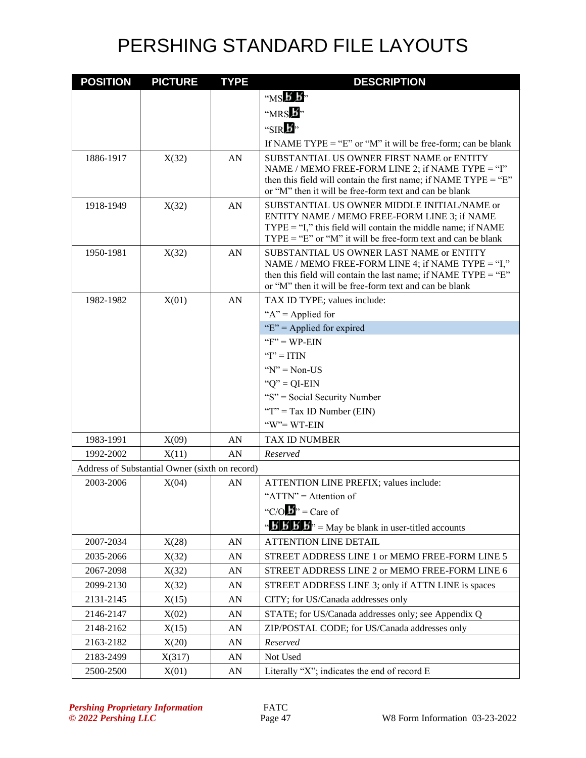# PERSHING STANDARD FILE LAYOUTS

| POSITION | PICTURE | TYPE | DESCRIPTION |
|---|---|---|---|
| | | | "MSƀƀ"<br>"MRSƀ"<br>"SIRƀ"<br>If NAME TYPE = "E" or "M" it will be free-form; can be blank |
| 1886-1917 | X(32) | AN | SUBSTANTIAL US OWNER FIRST NAME or ENTITY NAME / MEMO FREE-FORM LINE 2; if NAME TYPE = "I" then this field will contain the first name; if NAME TYPE = "E" or "M" then it will be free-form text and can be blank |
| 1918-1949 | X(32) | AN | SUBSTANTIAL US OWNER MIDDLE INITIAL/NAME or ENTITY NAME / MEMO FREE-FORM LINE 3; if NAME TYPE = "I," this field will contain the middle name; if NAME TYPE = "E" or "M" it will be free-form text and can be blank |
| 1950-1981 | X(32) | AN | SUBSTANTIAL US OWNER LAST NAME or ENTITY NAME / MEMO FREE-FORM LINE 4; if NAME TYPE = "I," then this field will contain the last name; if NAME TYPE = "E" or "M" then it will be free-form text and can be blank |
| 1982-1982 | X(01) | AN | TAX ID TYPE; values include:<br>"A" = Applied for<br>"E" = Applied for expired<br>"F" = WP-EIN<br>"I" = ITIN<br>"N" = Non-US<br>"Q" = QI-EIN<br>"S" = Social Security Number<br>"T" = Tax ID Number (EIN)<br>"W"= WT-EIN |
| 1983-1991 | X(09) | AN | TAX ID NUMBER |
| 1992-2002 | X(11) | AN | *Reserved* |
| Address of Substantial Owner (sixth on record) | | | |
| 2003-2006 | X(04) | AN | ATTENTION LINE PREFIX; values include:<br>"ATTN" = Attention of<br>"C/Oƀ" = Care of<br>"ƀƀƀƀ" = May be blank in user-titled accounts |
| 2007-2034 | X(28) | AN | ATTENTION LINE DETAIL |
| 2035-2066 | X(32) | AN | STREET ADDRESS LINE 1 or MEMO FREE-FORM LINE 5 |
| 2067-2098 | X(32) | AN | STREET ADDRESS LINE 2 or MEMO FREE-FORM LINE 6 |
| 2099-2130 | X(32) | AN | STREET ADDRESS LINE 3; only if ATTN LINE is spaces |
| 2131-2145 | X(15) | AN | CITY; for US/Canada addresses only |
| 2146-2147 | X(02) | AN | STATE; for US/Canada addresses only; see Appendix Q |
| 2148-2162 | X(15) | AN | ZIP/POSTAL CODE; for US/Canada addresses only |
| 2163-2182 | X(20) | AN | *Reserved* |
| 2183-2499 | X(317) | AN | Not Used |
| 2500-2500 | X(01) | AN | Literally "X"; indicates the end of record E |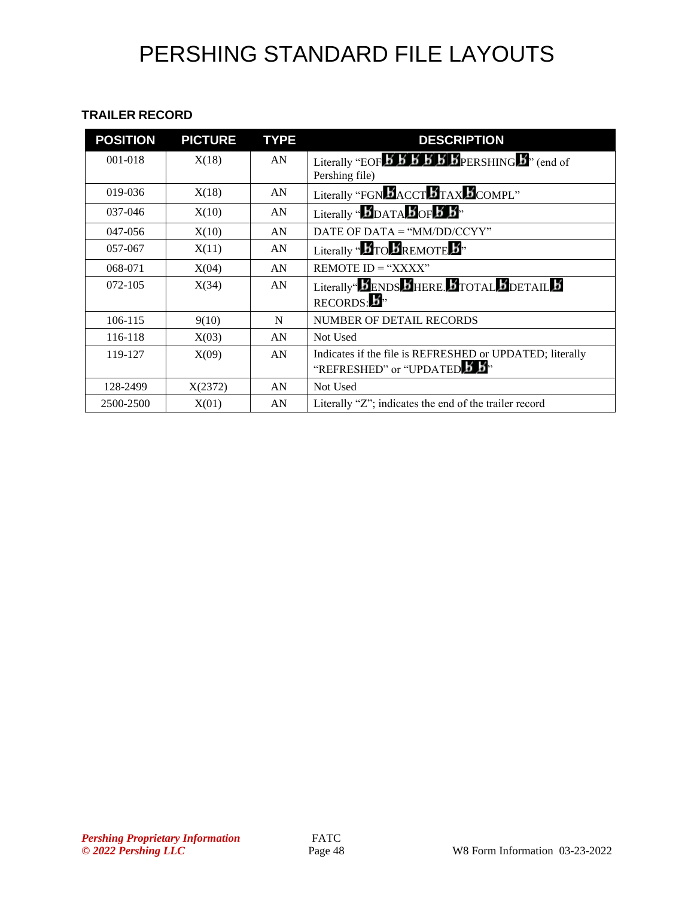### TRAILER RECORD

| POSITION | PICTURE | TYPE | DESCRIPTION |
|---|---|---|---|
| 001-018 | X(18) | AN | Literally “EOFƀƀƀƀƀƀPERSHINGƀ” (end of Pershing file) |
| 019-036 | X(18) | AN | Literally “FGNƀACCTƀTAXƀCOMPL” |
| 037-046 | X(10) | AN | Literally “ƀDATAƀOFƀƀ” |
| 047-056 | X(10) | AN | DATE OF DATA = “MM/DD/CCYY” |
| 057-067 | X(11) | AN | Literally “ƀTOƀREMOTEƀ” |
| 068-071 | X(04) | AN | REMOTE ID = “XXXX” |
| 072-105 | X(34) | AN | Literally“ƀENDSƀHERE.ƀTOTALƀDETAILƀRECORDS:ƀ” |
| 106-115 | 9(10) | N | NUMBER OF DETAIL RECORDS |
| 116-118 | X(03) | AN | Not Used |
| 119-127 | X(09) | AN | Indicates if the file is REFRESHED or UPDATED; literally “REFRESHED” or “UPDATEDƀƀ” |
| 128-2499 | X(2372) | AN | Not Used |
| 2500-2500 | X(01) | AN | Literally “Z”; indicates the end of the trailer record |